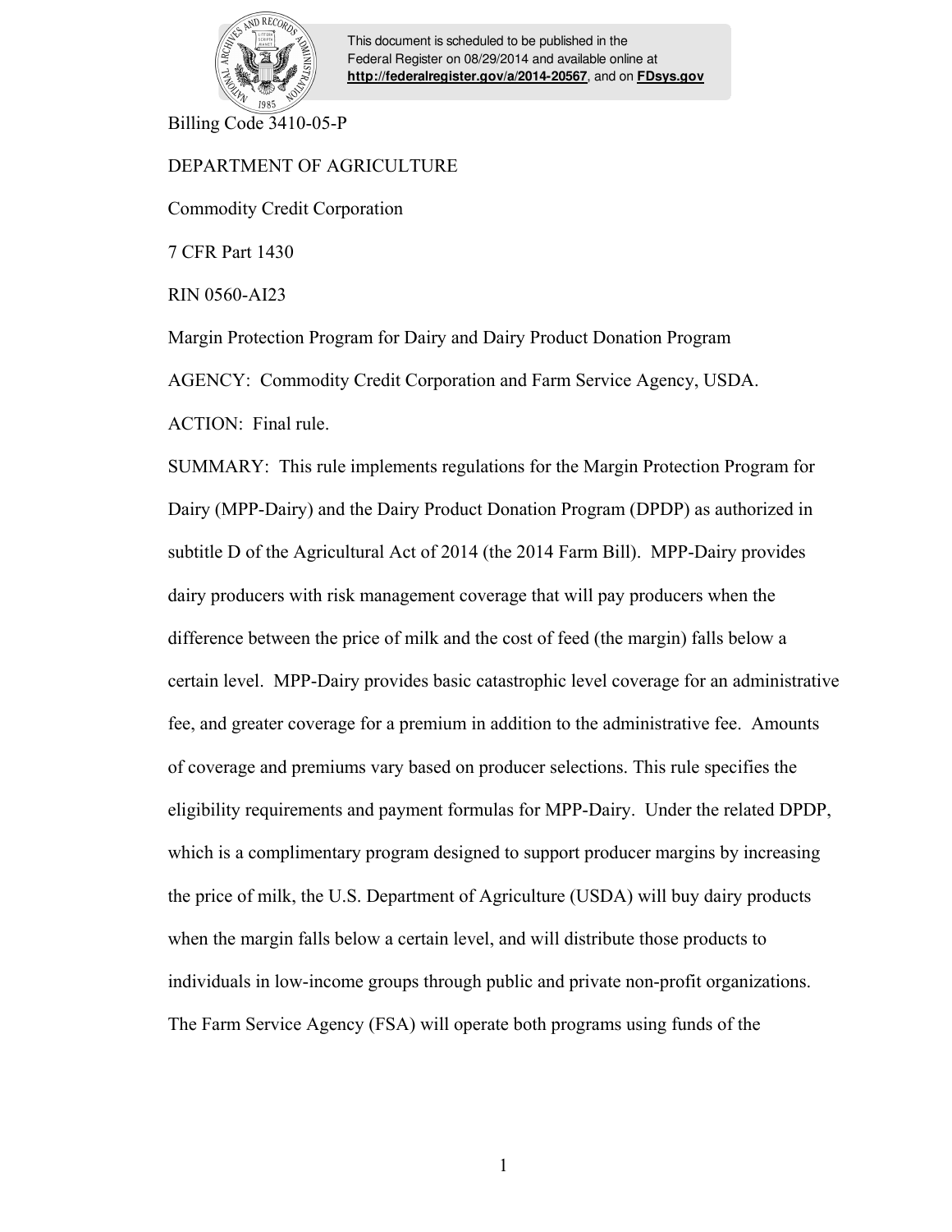This document is scheduled to be published in the Federal Register on 08/29/2014 and available online at **http://federalregister.gov/a/2014-20567**, and on **FDsys.gov**

Billing Code 3410-05-P

DEPARTMENT OF AGRICULTURE

Commodity Credit Corporation

7 CFR Part 1430

RIN 0560-AI23

Margin Protection Program for Dairy and Dairy Product Donation Program

AGENCY: Commodity Credit Corporation and Farm Service Agency, USDA.

ACTION: Final rule.

SUMMARY: This rule implements regulations for the Margin Protection Program for Dairy (MPP-Dairy) and the Dairy Product Donation Program (DPDP) as authorized in subtitle D of the Agricultural Act of 2014 (the 2014 Farm Bill). MPP-Dairy provides dairy producers with risk management coverage that will pay producers when the difference between the price of milk and the cost of feed (the margin) falls below a certain level. MPP-Dairy provides basic catastrophic level coverage for an administrative fee, and greater coverage for a premium in addition to the administrative fee. Amounts of coverage and premiums vary based on producer selections. This rule specifies the eligibility requirements and payment formulas for MPP-Dairy. Under the related DPDP, which is a complimentary program designed to support producer margins by increasing the price of milk, the U.S. Department of Agriculture (USDA) will buy dairy products when the margin falls below a certain level, and will distribute those products to individuals in low-income groups through public and private non-profit organizations. The Farm Service Agency (FSA) will operate both programs using funds of the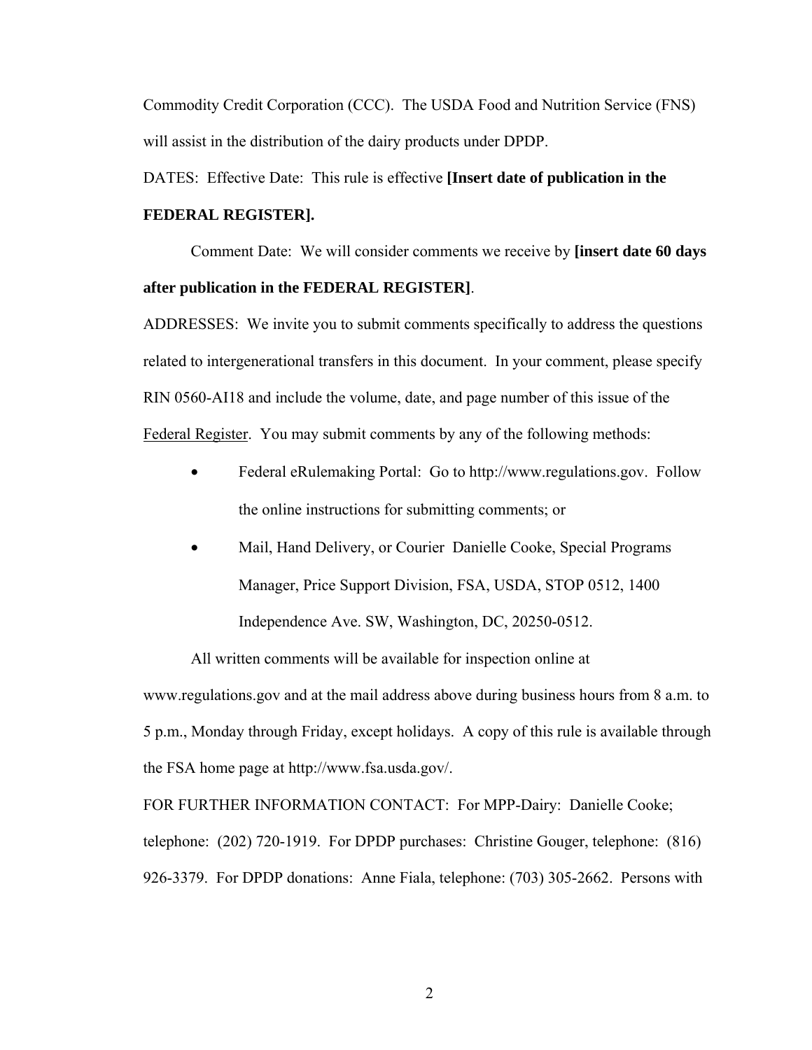Commodity Credit Corporation (CCC). The USDA Food and Nutrition Service (FNS) will assist in the distribution of the dairy products under DPDP.

DATES: Effective Date: This rule is effective **[Insert date of publication in the FEDERAL REGISTER].**

Comment Date: We will consider comments we receive by **[insert date 60 days after publication in the FEDERAL REGISTER]**.

ADDRESSES: We invite you to submit comments specifically to address the questions related to intergenerational transfers in this document. In your comment, please specify RIN 0560-AI18 and include the volume, date, and page number of this issue of the Federal Register. You may submit comments by any of the following methods:

- Federal eRulemaking Portal: Go to http://www.regulations.gov. Follow the online instructions for submitting comments; or
- Mail, Hand Delivery, or Courier Danielle Cooke, Special Programs Manager, Price Support Division, FSA, USDA, STOP 0512, 1400 Independence Ave. SW, Washington, DC, 20250-0512.

All written comments will be available for inspection online at www.regulations.gov and at the mail address above during business hours from 8 a.m. to 5 p.m., Monday through Friday, except holidays. A copy of this rule is available through the FSA home page at http://www.fsa.usda.gov/.

FOR FURTHER INFORMATION CONTACT: For MPP-Dairy: Danielle Cooke; telephone: (202) 720-1919. For DPDP purchases: Christine Gouger, telephone: (816) 926-3379. For DPDP donations: Anne Fiala, telephone: (703) 305-2662. Persons with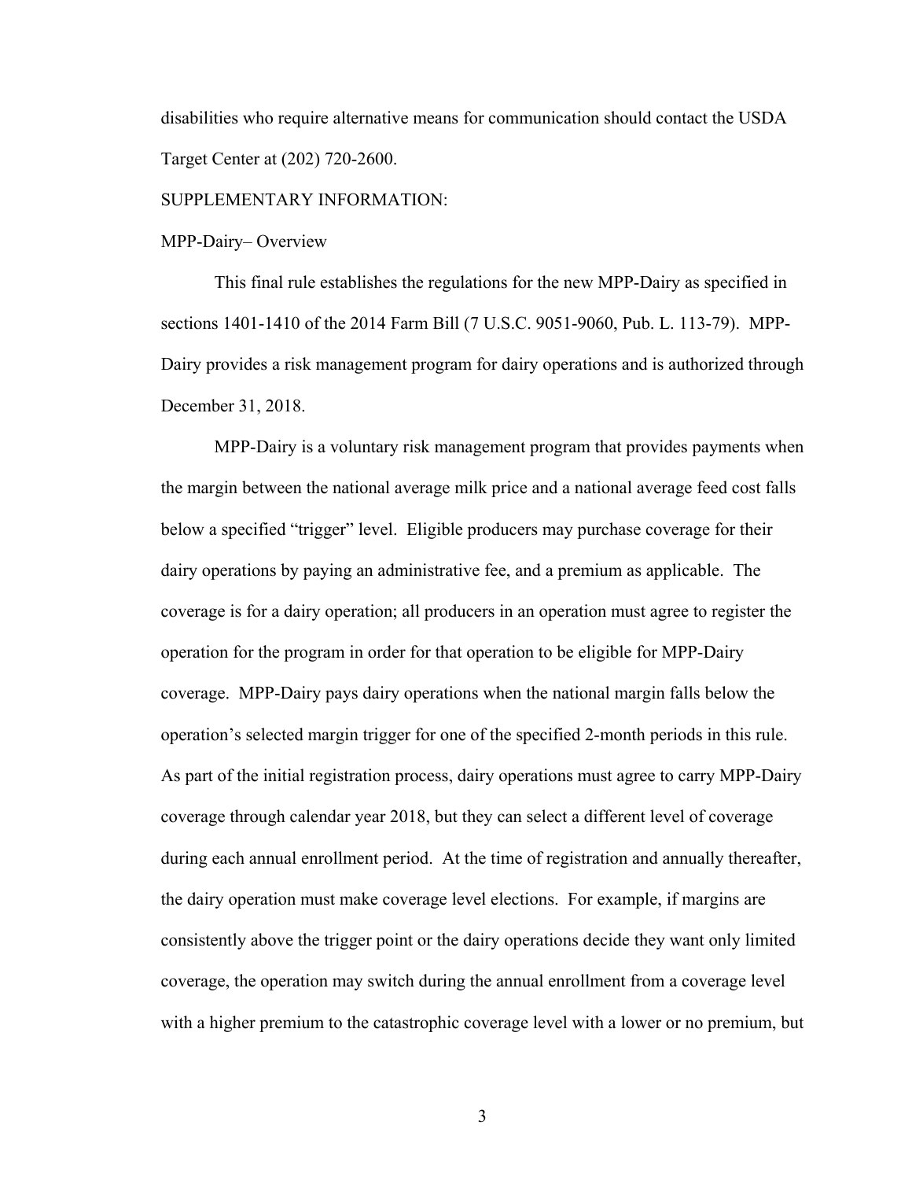disabilities who require alternative means for communication should contact the USDA Target Center at (202) 720-2600.

SUPPLEMENTARY INFORMATION:

MPP-Dairy– Overview

This final rule establishes the regulations for the new MPP-Dairy as specified in sections 1401-1410 of the 2014 Farm Bill (7 U.S.C. 9051-9060, Pub. L. 113-79). MPP-Dairy provides a risk management program for dairy operations and is authorized through December 31, 2018.

MPP-Dairy is a voluntary risk management program that provides payments when the margin between the national average milk price and a national average feed cost falls below a specified "trigger" level. Eligible producers may purchase coverage for their dairy operations by paying an administrative fee, and a premium as applicable. The coverage is for a dairy operation; all producers in an operation must agree to register the operation for the program in order for that operation to be eligible for MPP-Dairy coverage. MPP-Dairy pays dairy operations when the national margin falls below the operation's selected margin trigger for one of the specified 2-month periods in this rule. As part of the initial registration process, dairy operations must agree to carry MPP-Dairy coverage through calendar year 2018, but they can select a different level of coverage during each annual enrollment period. At the time of registration and annually thereafter, the dairy operation must make coverage level elections. For example, if margins are consistently above the trigger point or the dairy operations decide they want only limited coverage, the operation may switch during the annual enrollment from a coverage level with a higher premium to the catastrophic coverage level with a lower or no premium, but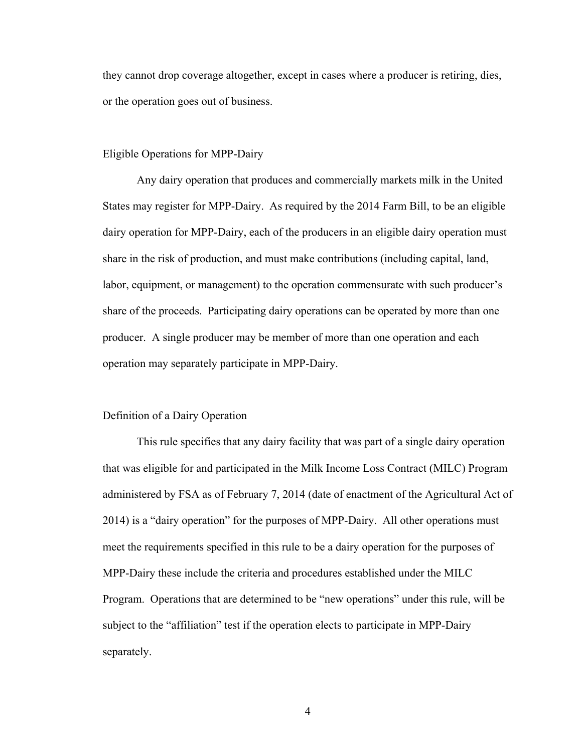they cannot drop coverage altogether, except in cases where a producer is retiring, dies, or the operation goes out of business.

## Eligible Operations for MPP-Dairy

Any dairy operation that produces and commercially markets milk in the United States may register for MPP-Dairy. As required by the 2014 Farm Bill, to be an eligible dairy operation for MPP-Dairy, each of the producers in an eligible dairy operation must share in the risk of production, and must make contributions (including capital, land, labor, equipment, or management) to the operation commensurate with such producer's share of the proceeds. Participating dairy operations can be operated by more than one producer. A single producer may be member of more than one operation and each operation may separately participate in MPP-Dairy.

## Definition of a Dairy Operation

This rule specifies that any dairy facility that was part of a single dairy operation that was eligible for and participated in the Milk Income Loss Contract (MILC) Program administered by FSA as of February 7, 2014 (date of enactment of the Agricultural Act of 2014) is a "dairy operation" for the purposes of MPP-Dairy. All other operations must meet the requirements specified in this rule to be a dairy operation for the purposes of MPP-Dairy these include the criteria and procedures established under the MILC Program. Operations that are determined to be "new operations" under this rule, will be subject to the "affiliation" test if the operation elects to participate in MPP-Dairy separately.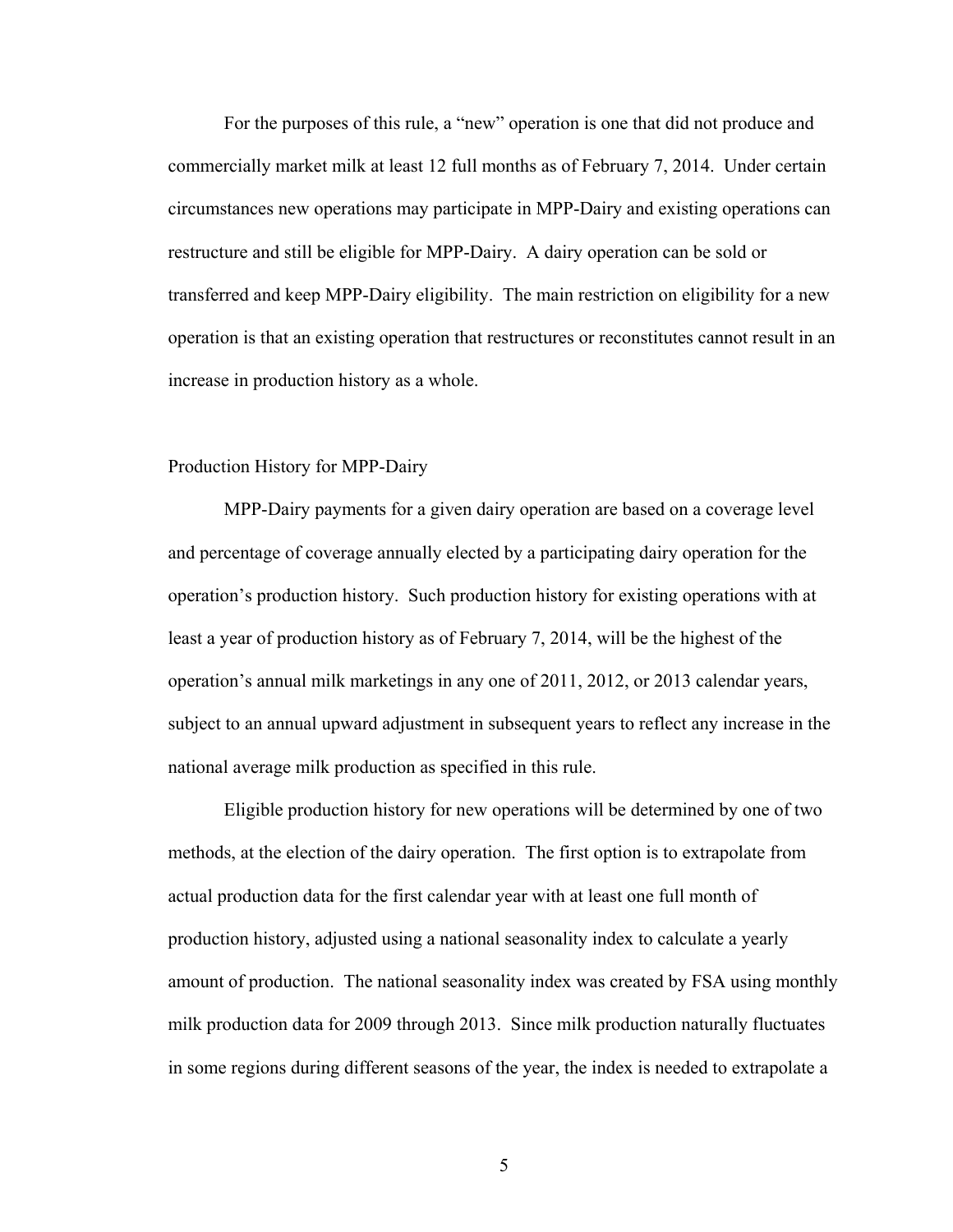For the purposes of this rule, a "new" operation is one that did not produce and commercially market milk at least 12 full months as of February 7, 2014. Under certain circumstances new operations may participate in MPP-Dairy and existing operations can restructure and still be eligible for MPP-Dairy. A dairy operation can be sold or transferred and keep MPP-Dairy eligibility. The main restriction on eligibility for a new operation is that an existing operation that restructures or reconstitutes cannot result in an increase in production history as a whole.

## Production History for MPP-Dairy

MPP-Dairy payments for a given dairy operation are based on a coverage level and percentage of coverage annually elected by a participating dairy operation for the operation's production history. Such production history for existing operations with at least a year of production history as of February 7, 2014, will be the highest of the operation's annual milk marketings in any one of 2011, 2012, or 2013 calendar years, subject to an annual upward adjustment in subsequent years to reflect any increase in the national average milk production as specified in this rule.

Eligible production history for new operations will be determined by one of two methods, at the election of the dairy operation. The first option is to extrapolate from actual production data for the first calendar year with at least one full month of production history, adjusted using a national seasonality index to calculate a yearly amount of production. The national seasonality index was created by FSA using monthly milk production data for 2009 through 2013. Since milk production naturally fluctuates in some regions during different seasons of the year, the index is needed to extrapolate a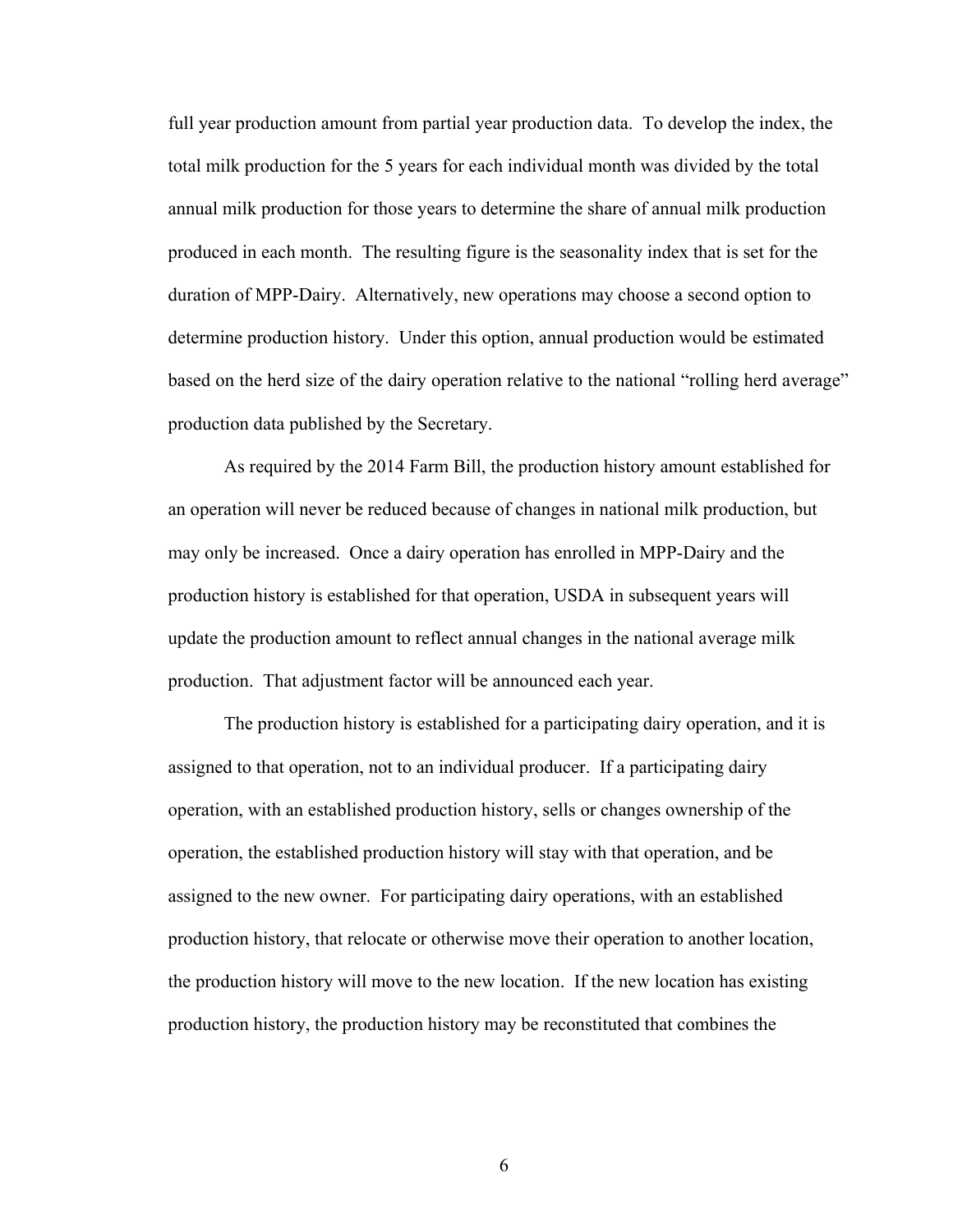full year production amount from partial year production data. To develop the index, the total milk production for the 5 years for each individual month was divided by the total annual milk production for those years to determine the share of annual milk production produced in each month. The resulting figure is the seasonality index that is set for the duration of MPP-Dairy. Alternatively, new operations may choose a second option to determine production history. Under this option, annual production would be estimated based on the herd size of the dairy operation relative to the national "rolling herd average" production data published by the Secretary.

As required by the 2014 Farm Bill, the production history amount established for an operation will never be reduced because of changes in national milk production, but may only be increased. Once a dairy operation has enrolled in MPP-Dairy and the production history is established for that operation, USDA in subsequent years will update the production amount to reflect annual changes in the national average milk production. That adjustment factor will be announced each year.

The production history is established for a participating dairy operation, and it is assigned to that operation, not to an individual producer. If a participating dairy operation, with an established production history, sells or changes ownership of the operation, the established production history will stay with that operation, and be assigned to the new owner. For participating dairy operations, with an established production history, that relocate or otherwise move their operation to another location, the production history will move to the new location. If the new location has existing production history, the production history may be reconstituted that combines the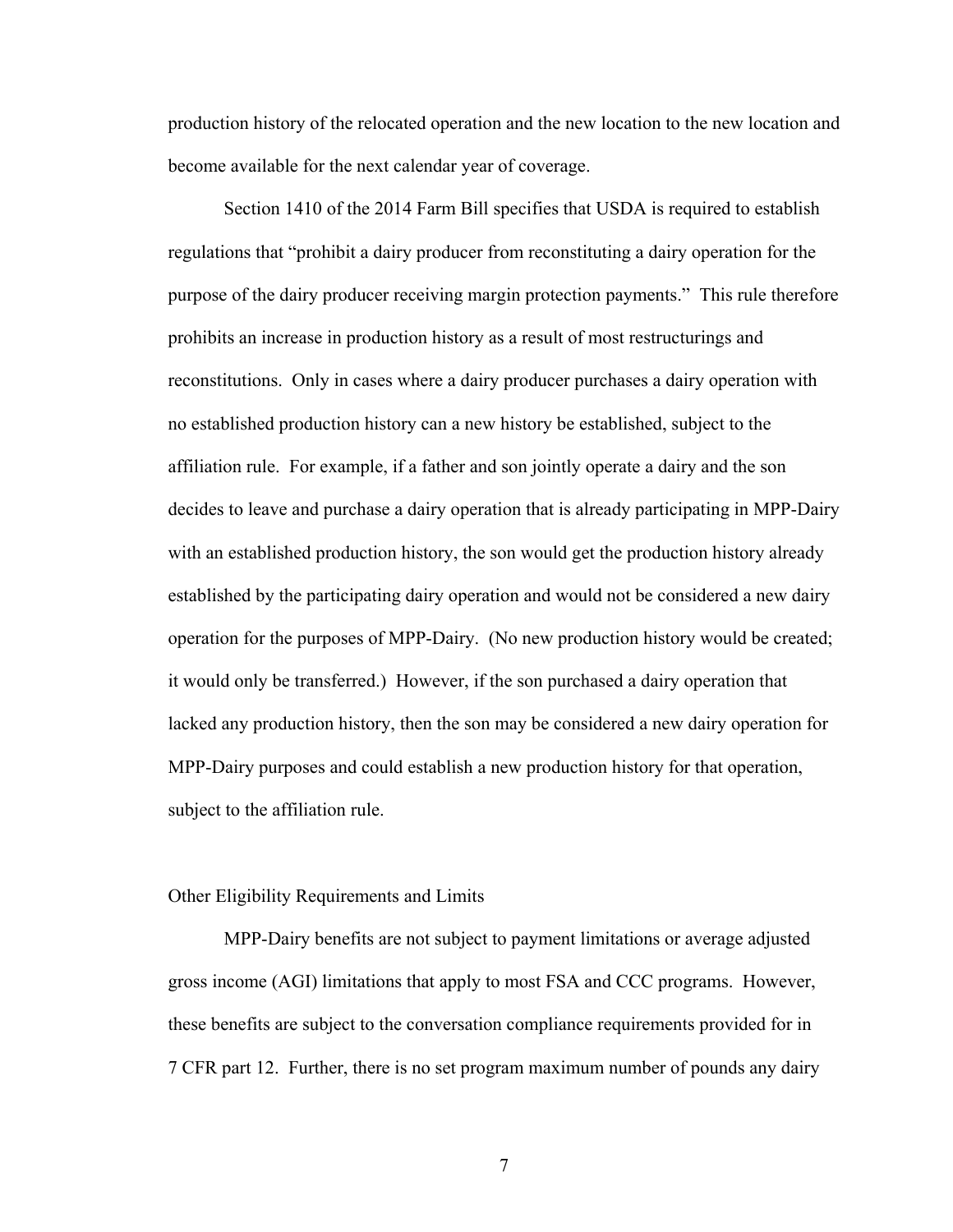production history of the relocated operation and the new location to the new location and become available for the next calendar year of coverage.

Section 1410 of the 2014 Farm Bill specifies that USDA is required to establish regulations that "prohibit a dairy producer from reconstituting a dairy operation for the purpose of the dairy producer receiving margin protection payments." This rule therefore prohibits an increase in production history as a result of most restructurings and reconstitutions. Only in cases where a dairy producer purchases a dairy operation with no established production history can a new history be established, subject to the affiliation rule. For example, if a father and son jointly operate a dairy and the son decides to leave and purchase a dairy operation that is already participating in MPP-Dairy with an established production history, the son would get the production history already established by the participating dairy operation and would not be considered a new dairy operation for the purposes of MPP-Dairy. (No new production history would be created; it would only be transferred.) However, if the son purchased a dairy operation that lacked any production history, then the son may be considered a new dairy operation for MPP-Dairy purposes and could establish a new production history for that operation, subject to the affiliation rule.

## Other Eligibility Requirements and Limits

MPP-Dairy benefits are not subject to payment limitations or average adjusted gross income (AGI) limitations that apply to most FSA and CCC programs. However, these benefits are subject to the conversation compliance requirements provided for in 7 CFR part 12. Further, there is no set program maximum number of pounds any dairy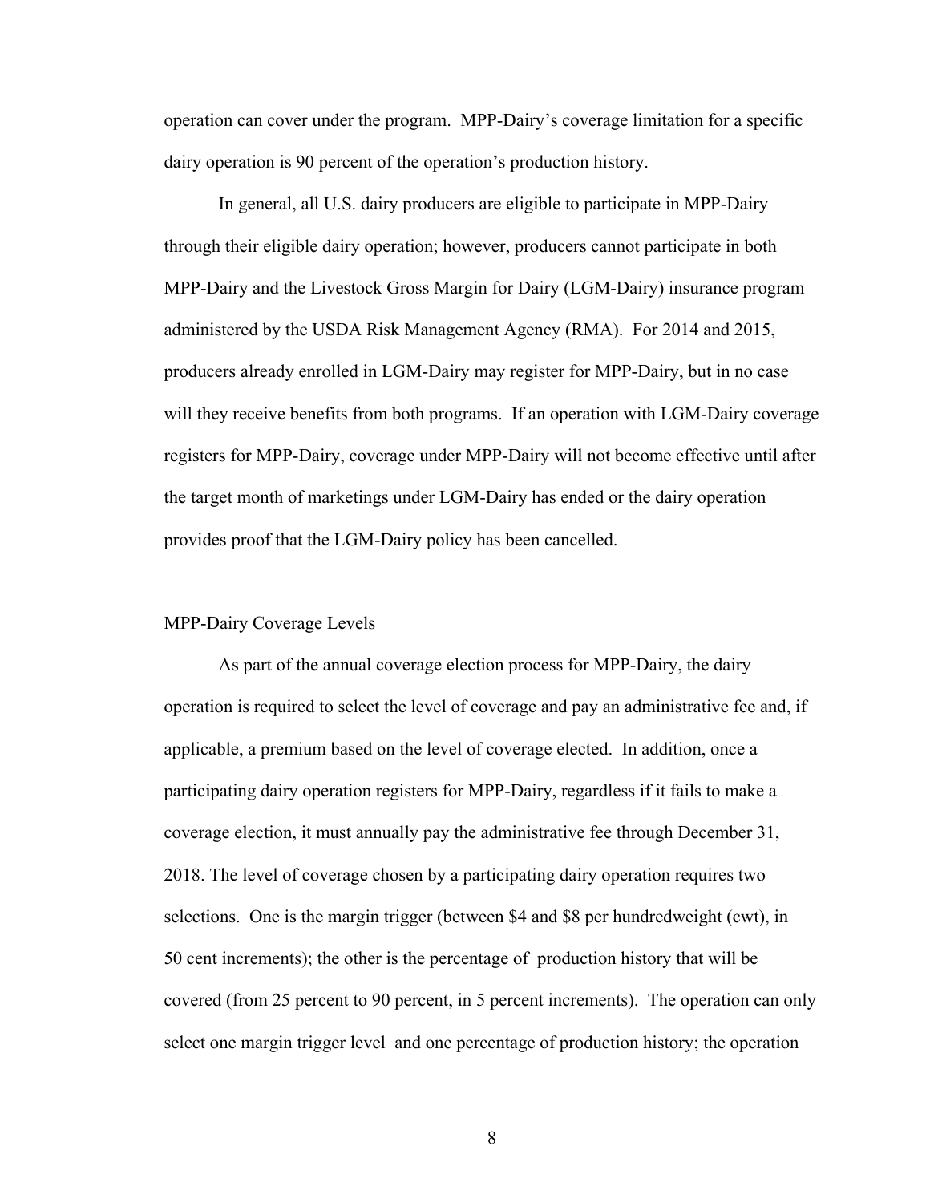operation can cover under the program. MPP-Dairy's coverage limitation for a specific dairy operation is 90 percent of the operation's production history.

In general, all U.S. dairy producers are eligible to participate in MPP-Dairy through their eligible dairy operation; however, producers cannot participate in both MPP-Dairy and the Livestock Gross Margin for Dairy (LGM-Dairy) insurance program administered by the USDA Risk Management Agency (RMA). For 2014 and 2015, producers already enrolled in LGM-Dairy may register for MPP-Dairy, but in no case will they receive benefits from both programs. If an operation with LGM-Dairy coverage registers for MPP-Dairy, coverage under MPP-Dairy will not become effective until after the target month of marketings under LGM-Dairy has ended or the dairy operation provides proof that the LGM-Dairy policy has been cancelled.

## MPP-Dairy Coverage Levels

As part of the annual coverage election process for MPP-Dairy, the dairy operation is required to select the level of coverage and pay an administrative fee and, if applicable, a premium based on the level of coverage elected. In addition, once a participating dairy operation registers for MPP-Dairy, regardless if it fails to make a coverage election, it must annually pay the administrative fee through December 31, 2018. The level of coverage chosen by a participating dairy operation requires two selections. One is the margin trigger (between $4 and $8 per hundredweight (cwt), in 50 cent increments); the other is the percentage of production history that will be covered (from 25 percent to 90 percent, in 5 percent increments). The operation can only select one margin trigger level and one percentage of production history; the operation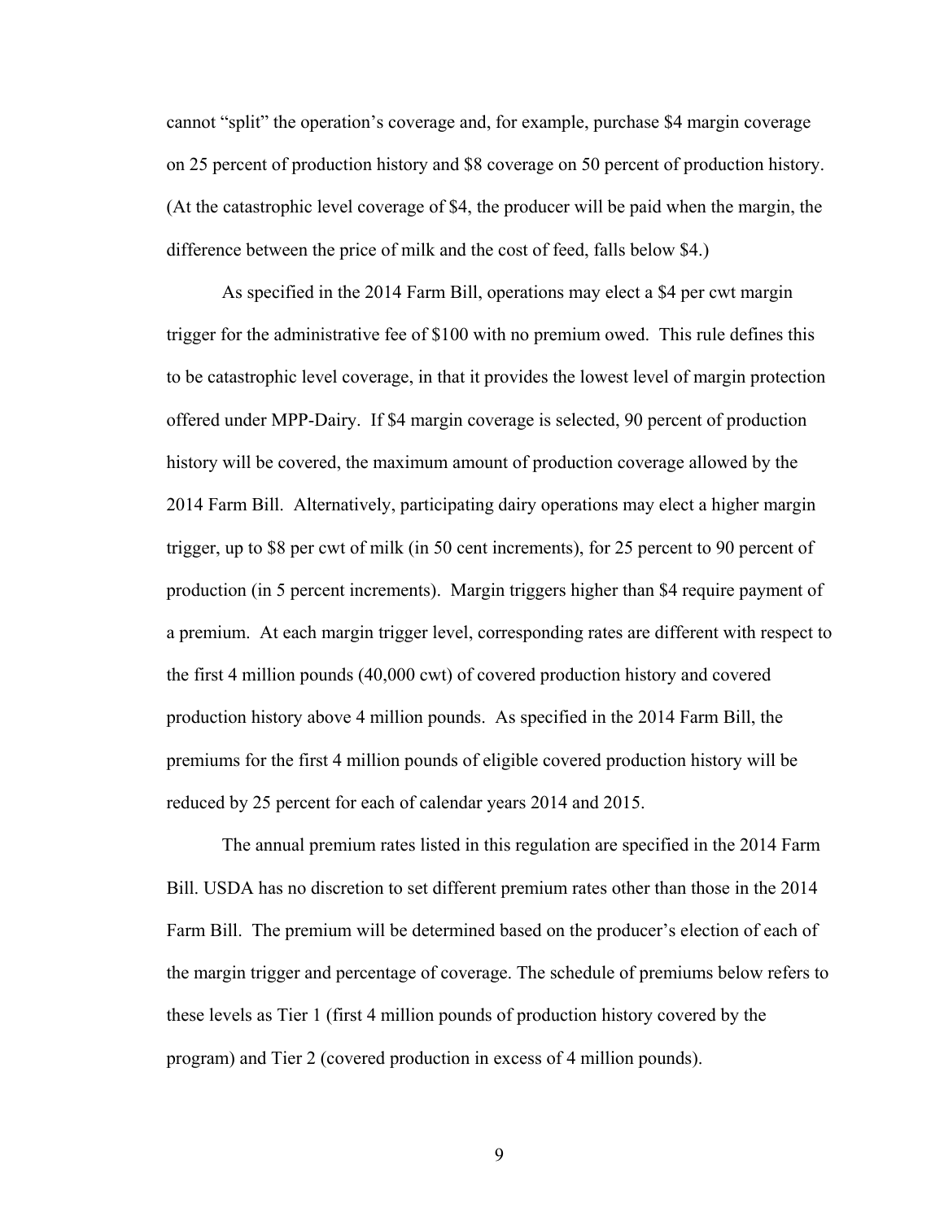cannot “split” the operation’s coverage and, for example, purchase $4 margin coverage on 25 percent of production history and $8 coverage on 50 percent of production history. (At the catastrophic level coverage of $4, the producer will be paid when the margin, the difference between the price of milk and the cost of feed, falls below $4.)

As specified in the 2014 Farm Bill, operations may elect a $4 per cwt margin trigger for the administrative fee of $100 with no premium owed. This rule defines this to be catastrophic level coverage, in that it provides the lowest level of margin protection offered under MPP-Dairy. If $4 margin coverage is selected, 90 percent of production history will be covered, the maximum amount of production coverage allowed by the 2014 Farm Bill. Alternatively, participating dairy operations may elect a higher margin trigger, up to $8 per cwt of milk (in 50 cent increments), for 25 percent to 90 percent of production (in 5 percent increments). Margin triggers higher than $4 require payment of a premium. At each margin trigger level, corresponding rates are different with respect to the first 4 million pounds (40,000 cwt) of covered production history and covered production history above 4 million pounds. As specified in the 2014 Farm Bill, the premiums for the first 4 million pounds of eligible covered production history will be reduced by 25 percent for each of calendar years 2014 and 2015.

The annual premium rates listed in this regulation are specified in the 2014 Farm Bill. USDA has no discretion to set different premium rates other than those in the 2014 Farm Bill. The premium will be determined based on the producer’s election of each of the margin trigger and percentage of coverage. The schedule of premiums below refers to these levels as Tier 1 (first 4 million pounds of production history covered by the program) and Tier 2 (covered production in excess of 4 million pounds).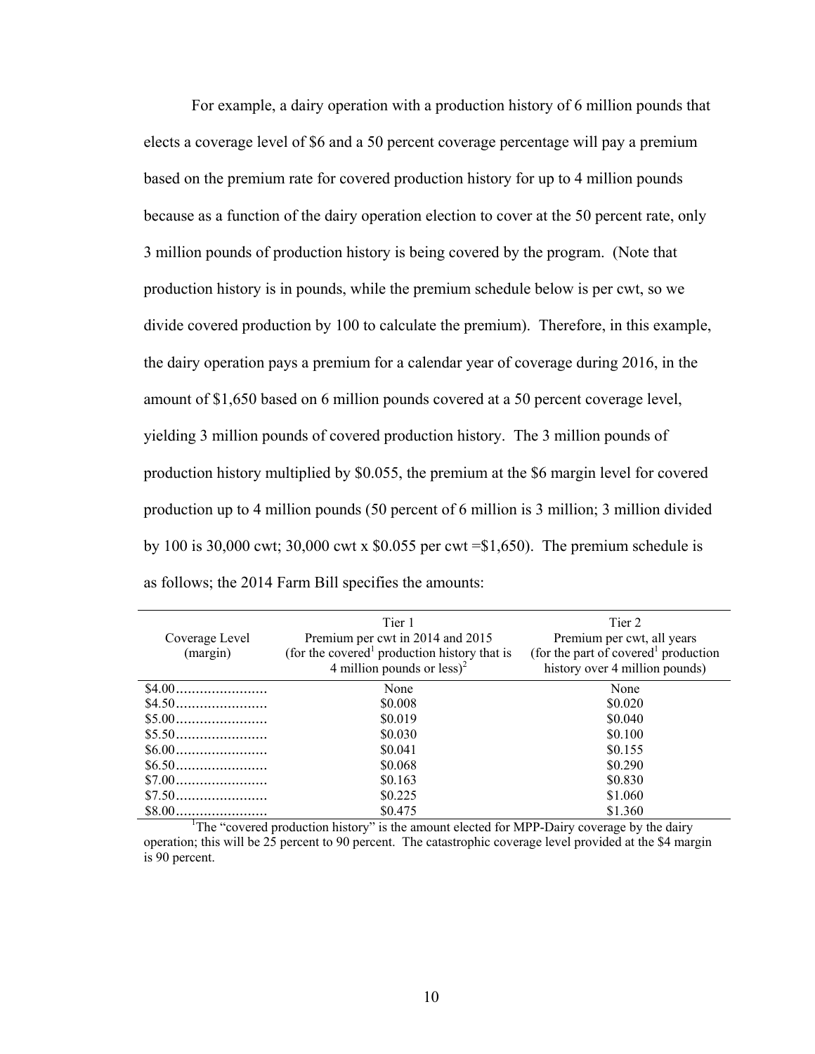For example, a dairy operation with a production history of 6 million pounds that elects a coverage level of $6 and a 50 percent coverage percentage will pay a premium based on the premium rate for covered production history for up to 4 million pounds because as a function of the dairy operation election to cover at the 50 percent rate, only 3 million pounds of production history is being covered by the program. (Note that production history is in pounds, while the premium schedule below is per cwt, so we divide covered production by 100 to calculate the premium). Therefore, in this example, the dairy operation pays a premium for a calendar year of coverage during 2016, in the amount of $1,650 based on 6 million pounds covered at a 50 percent coverage level, yielding 3 million pounds of covered production history. The 3 million pounds of production history multiplied by $0.055, the premium at the $6 margin level for covered production up to 4 million pounds (50 percent of 6 million is 3 million; 3 million divided by 100 is 30,000 cwt; 30,000 cwt x $0.055 per cwt =$1,650). The premium schedule is as follows; the 2014 Farm Bill specifies the amounts:

| Coverage Level (margin) | Tier 1 Premium per cwt in 2014 and 2015 (for the covered[1] production history that is 4 million pounds or less)[2] | Tier 2 Premium per cwt, all years (for the part of covered[1] production history over 4 million pounds) |
|---|---|---|
| $4.00....................... | None | None |
| $4.50....................... | $0.008 | $0.020 |
| $5.00....................... | $0.019 | $0.040 |
| $5.50....................... | $0.030 | $0.100 |
| $6.00....................... | $0.041 | $0.155 |
| $6.50....................... | $0.068 | $0.290 |
| $7.00....................... | $0.163 | $0.830 |
| $7.50....................... | $0.225 | $1.060 |
| $8.00....................... | $0.475 | $1.360 |

[1]The "covered production history" is the amount elected for MPP-Dairy coverage by the dairy operation; this will be 25 percent to 90 percent. The catastrophic coverage level provided at the $4 margin is 90 percent.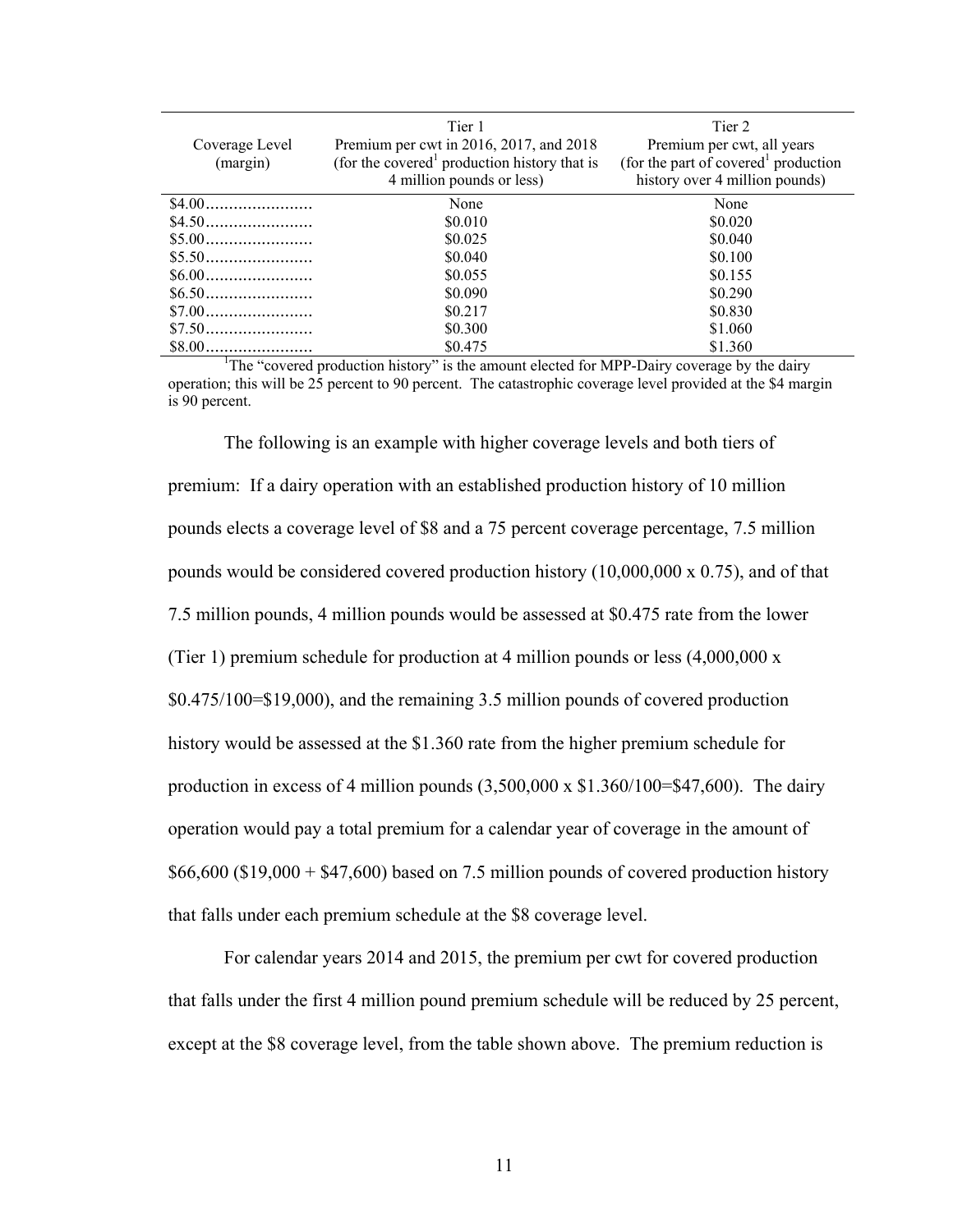| Coverage Level (margin) | Tier 1 Premium per cwt in 2016, 2017, and 2018 (for the covered[1] production history that is 4 million pounds or less) | Tier 2 Premium per cwt, all years (for the part of covered[1] production history over 4 million pounds) |
|---|---|---|
| $4.00 | None | None |
| $4.50 | $0.010 | $0.020 |
| $5.00 | $0.025 | $0.040 |
| $5.50 | $0.040 | $0.100 |
| $6.00 | $0.055 | $0.155 |
| $6.50 | $0.090 | $0.290 |
| $7.00 | $0.217 | $0.830 |
| $7.50 | $0.300 | $1.060 |
| $8.00 | $0.475 | $1.360 |

[1]The "covered production history" is the amount elected for MPP-Dairy coverage by the dairy operation; this will be 25 percent to 90 percent. The catastrophic coverage level provided at the $4 margin is 90 percent.

The following is an example with higher coverage levels and both tiers of premium: If a dairy operation with an established production history of 10 million pounds elects a coverage level of $8 and a 75 percent coverage percentage, 7.5 million pounds would be considered covered production history (10,000,000 x 0.75), and of that 7.5 million pounds, 4 million pounds would be assessed at $0.475 rate from the lower (Tier 1) premium schedule for production at 4 million pounds or less (4,000,000 x $0.475/100=$19,000), and the remaining 3.5 million pounds of covered production history would be assessed at the $1.360 rate from the higher premium schedule for production in excess of 4 million pounds (3,500,000 x $1.360/100=$47,600). The dairy operation would pay a total premium for a calendar year of coverage in the amount of $66,600 ($19,000 + $47,600) based on 7.5 million pounds of covered production history that falls under each premium schedule at the $8 coverage level.

For calendar years 2014 and 2015, the premium per cwt for covered production that falls under the first 4 million pound premium schedule will be reduced by 25 percent, except at the $8 coverage level, from the table shown above. The premium reduction is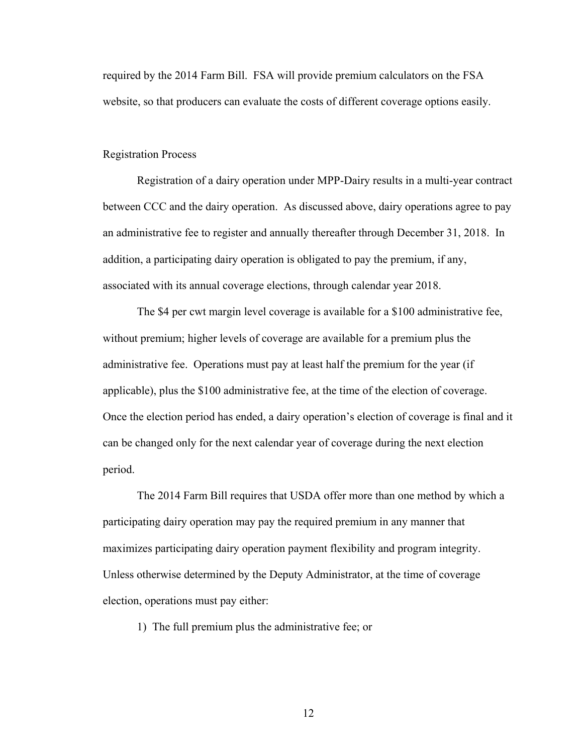required by the 2014 Farm Bill. FSA will provide premium calculators on the FSA website, so that producers can evaluate the costs of different coverage options easily.

Registration Process

Registration of a dairy operation under MPP-Dairy results in a multi-year contract between CCC and the dairy operation. As discussed above, dairy operations agree to pay an administrative fee to register and annually thereafter through December 31, 2018. In addition, a participating dairy operation is obligated to pay the premium, if any, associated with its annual coverage elections, through calendar year 2018.

The $4 per cwt margin level coverage is available for a $100 administrative fee, without premium; higher levels of coverage are available for a premium plus the administrative fee. Operations must pay at least half the premium for the year (if applicable), plus the $100 administrative fee, at the time of the election of coverage. Once the election period has ended, a dairy operation's election of coverage is final and it can be changed only for the next calendar year of coverage during the next election period.

The 2014 Farm Bill requires that USDA offer more than one method by which a participating dairy operation may pay the required premium in any manner that maximizes participating dairy operation payment flexibility and program integrity. Unless otherwise determined by the Deputy Administrator, at the time of coverage election, operations must pay either:

1) The full premium plus the administrative fee; or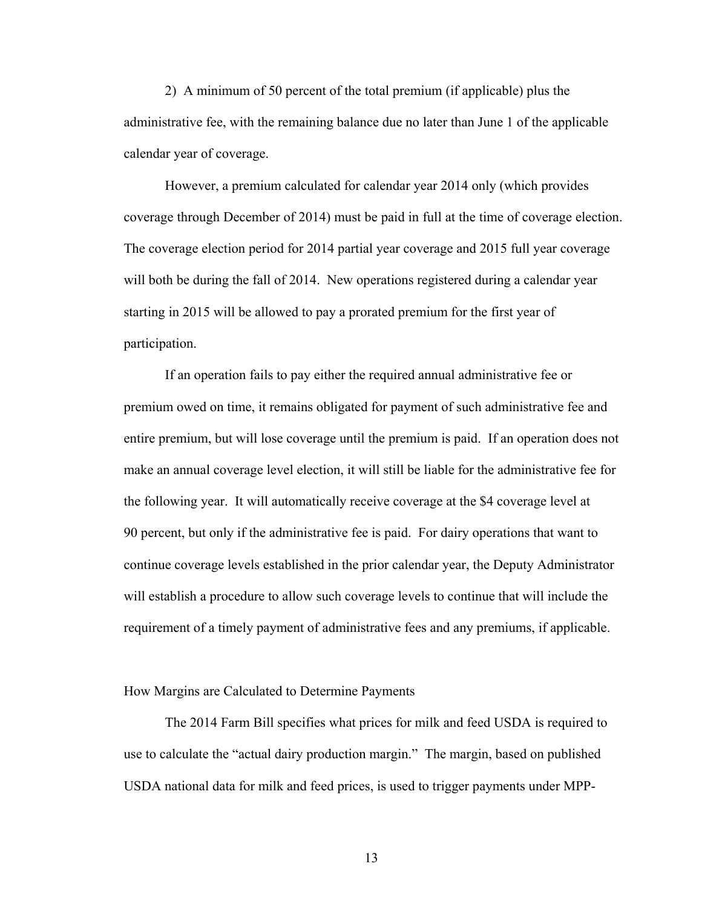2) A minimum of 50 percent of the total premium (if applicable) plus the administrative fee, with the remaining balance due no later than June 1 of the applicable calendar year of coverage.

However, a premium calculated for calendar year 2014 only (which provides coverage through December of 2014) must be paid in full at the time of coverage election. The coverage election period for 2014 partial year coverage and 2015 full year coverage will both be during the fall of 2014. New operations registered during a calendar year starting in 2015 will be allowed to pay a prorated premium for the first year of participation.

If an operation fails to pay either the required annual administrative fee or premium owed on time, it remains obligated for payment of such administrative fee and entire premium, but will lose coverage until the premium is paid. If an operation does not make an annual coverage level election, it will still be liable for the administrative fee for the following year. It will automatically receive coverage at the $4 coverage level at 90 percent, but only if the administrative fee is paid. For dairy operations that want to continue coverage levels established in the prior calendar year, the Deputy Administrator will establish a procedure to allow such coverage levels to continue that will include the requirement of a timely payment of administrative fees and any premiums, if applicable.

## How Margins are Calculated to Determine Payments

The 2014 Farm Bill specifies what prices for milk and feed USDA is required to use to calculate the "actual dairy production margin." The margin, based on published USDA national data for milk and feed prices, is used to trigger payments under MPP-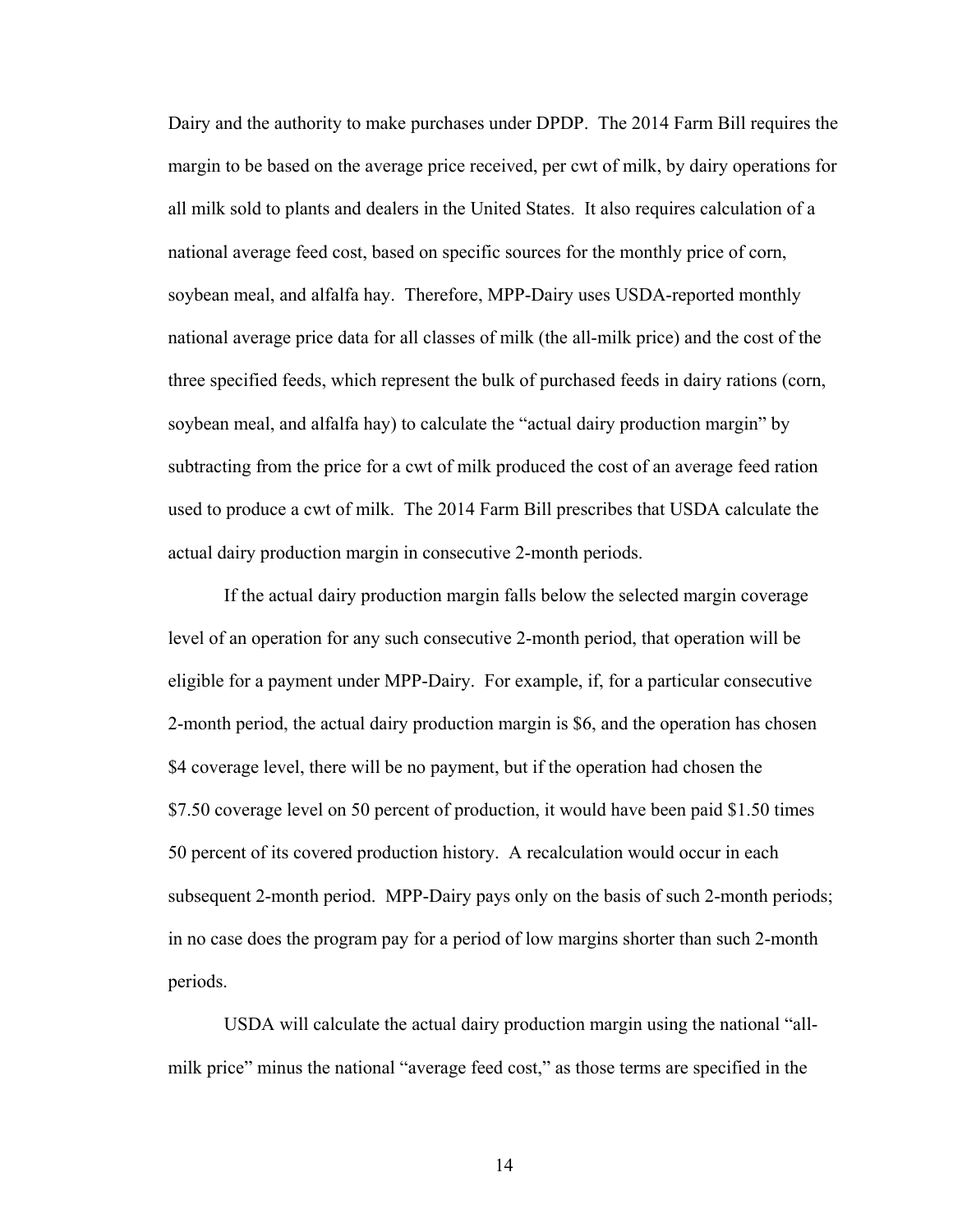Dairy and the authority to make purchases under DPDP. The 2014 Farm Bill requires the margin to be based on the average price received, per cwt of milk, by dairy operations for all milk sold to plants and dealers in the United States. It also requires calculation of a national average feed cost, based on specific sources for the monthly price of corn, soybean meal, and alfalfa hay. Therefore, MPP-Dairy uses USDA-reported monthly national average price data for all classes of milk (the all-milk price) and the cost of the three specified feeds, which represent the bulk of purchased feeds in dairy rations (corn, soybean meal, and alfalfa hay) to calculate the "actual dairy production margin" by subtracting from the price for a cwt of milk produced the cost of an average feed ration used to produce a cwt of milk. The 2014 Farm Bill prescribes that USDA calculate the actual dairy production margin in consecutive 2-month periods.

If the actual dairy production margin falls below the selected margin coverage level of an operation for any such consecutive 2-month period, that operation will be eligible for a payment under MPP-Dairy. For example, if, for a particular consecutive 2-month period, the actual dairy production margin is $6, and the operation has chosen $4 coverage level, there will be no payment, but if the operation had chosen the $7.50 coverage level on 50 percent of production, it would have been paid $1.50 times 50 percent of its covered production history. A recalculation would occur in each subsequent 2-month period. MPP-Dairy pays only on the basis of such 2-month periods; in no case does the program pay for a period of low margins shorter than such 2-month periods.

USDA will calculate the actual dairy production margin using the national "all-milk price" minus the national "average feed cost," as those terms are specified in the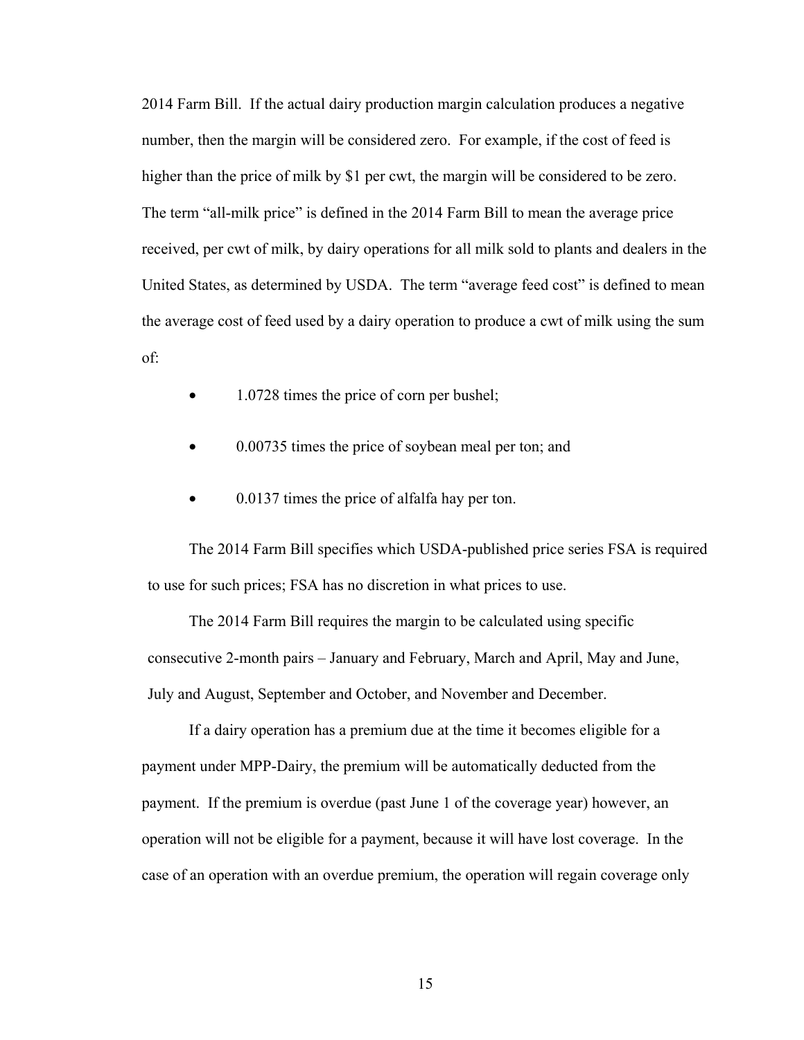2014 Farm Bill. If the actual dairy production margin calculation produces a negative number, then the margin will be considered zero. For example, if the cost of feed is higher than the price of milk by $1 per cwt, the margin will be considered to be zero. The term "all-milk price" is defined in the 2014 Farm Bill to mean the average price received, per cwt of milk, by dairy operations for all milk sold to plants and dealers in the United States, as determined by USDA. The term "average feed cost" is defined to mean the average cost of feed used by a dairy operation to produce a cwt of milk using the sum of:

- 1.0728 times the price of corn per bushel;
- 0.00735 times the price of soybean meal per ton; and
- 0.0137 times the price of alfalfa hay per ton.

The 2014 Farm Bill specifies which USDA-published price series FSA is required to use for such prices; FSA has no discretion in what prices to use.

The 2014 Farm Bill requires the margin to be calculated using specific consecutive 2-month pairs – January and February, March and April, May and June, July and August, September and October, and November and December.

If a dairy operation has a premium due at the time it becomes eligible for a payment under MPP-Dairy, the premium will be automatically deducted from the payment. If the premium is overdue (past June 1 of the coverage year) however, an operation will not be eligible for a payment, because it will have lost coverage. In the case of an operation with an overdue premium, the operation will regain coverage only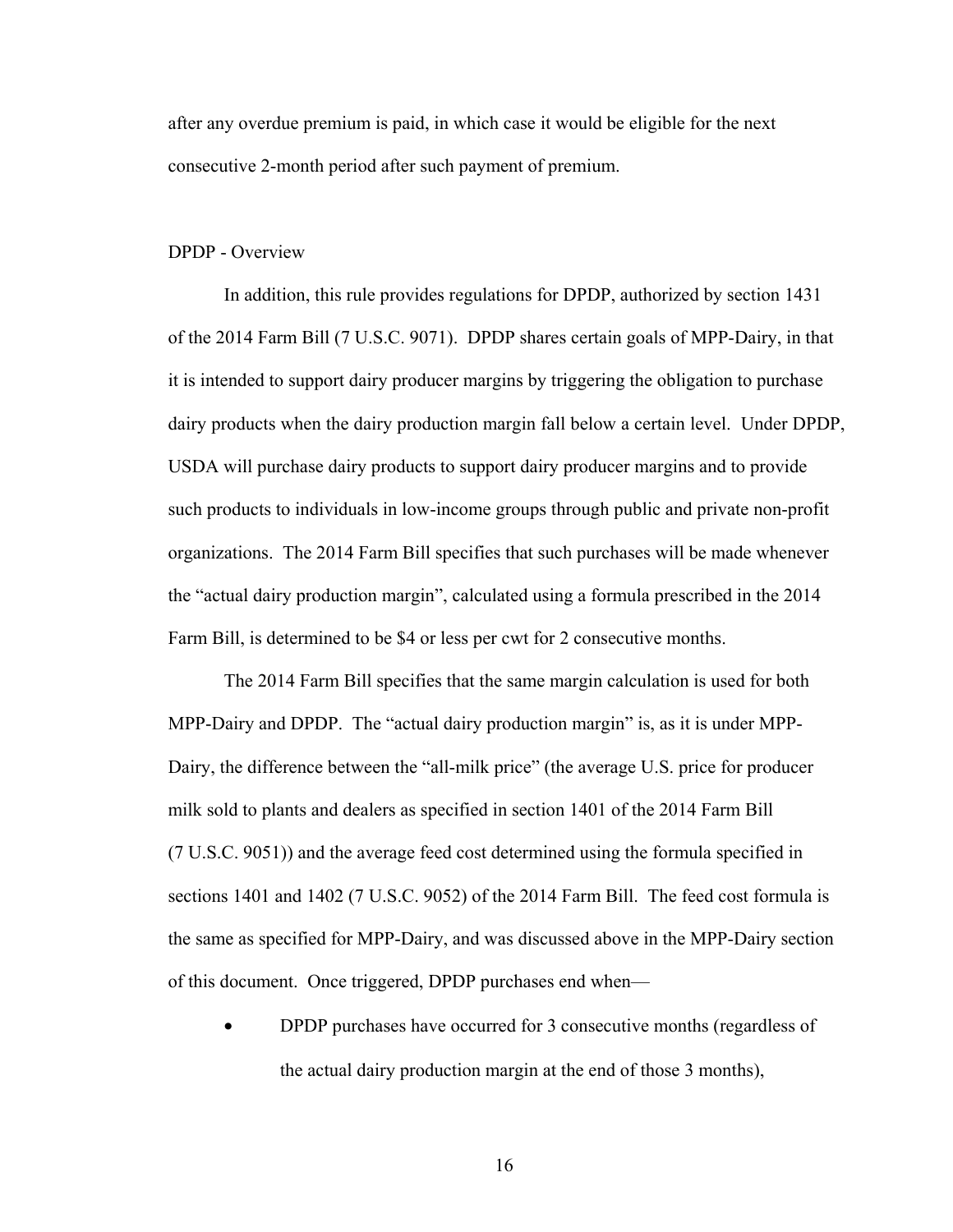after any overdue premium is paid, in which case it would be eligible for the next consecutive 2-month period after such payment of premium.

DPDP - Overview

In addition, this rule provides regulations for DPDP, authorized by section 1431 of the 2014 Farm Bill (7 U.S.C. 9071). DPDP shares certain goals of MPP-Dairy, in that it is intended to support dairy producer margins by triggering the obligation to purchase dairy products when the dairy production margin fall below a certain level. Under DPDP, USDA will purchase dairy products to support dairy producer margins and to provide such products to individuals in low-income groups through public and private non-profit organizations. The 2014 Farm Bill specifies that such purchases will be made whenever the "actual dairy production margin", calculated using a formula prescribed in the 2014 Farm Bill, is determined to be $4 or less per cwt for 2 consecutive months.

The 2014 Farm Bill specifies that the same margin calculation is used for both MPP-Dairy and DPDP. The "actual dairy production margin" is, as it is under MPP-Dairy, the difference between the "all-milk price" (the average U.S. price for producer milk sold to plants and dealers as specified in section 1401 of the 2014 Farm Bill (7 U.S.C. 9051)) and the average feed cost determined using the formula specified in sections 1401 and 1402 (7 U.S.C. 9052) of the 2014 Farm Bill. The feed cost formula is the same as specified for MPP-Dairy, and was discussed above in the MPP-Dairy section of this document. Once triggered, DPDP purchases end when—

- DPDP purchases have occurred for 3 consecutive months (regardless of the actual dairy production margin at the end of those 3 months),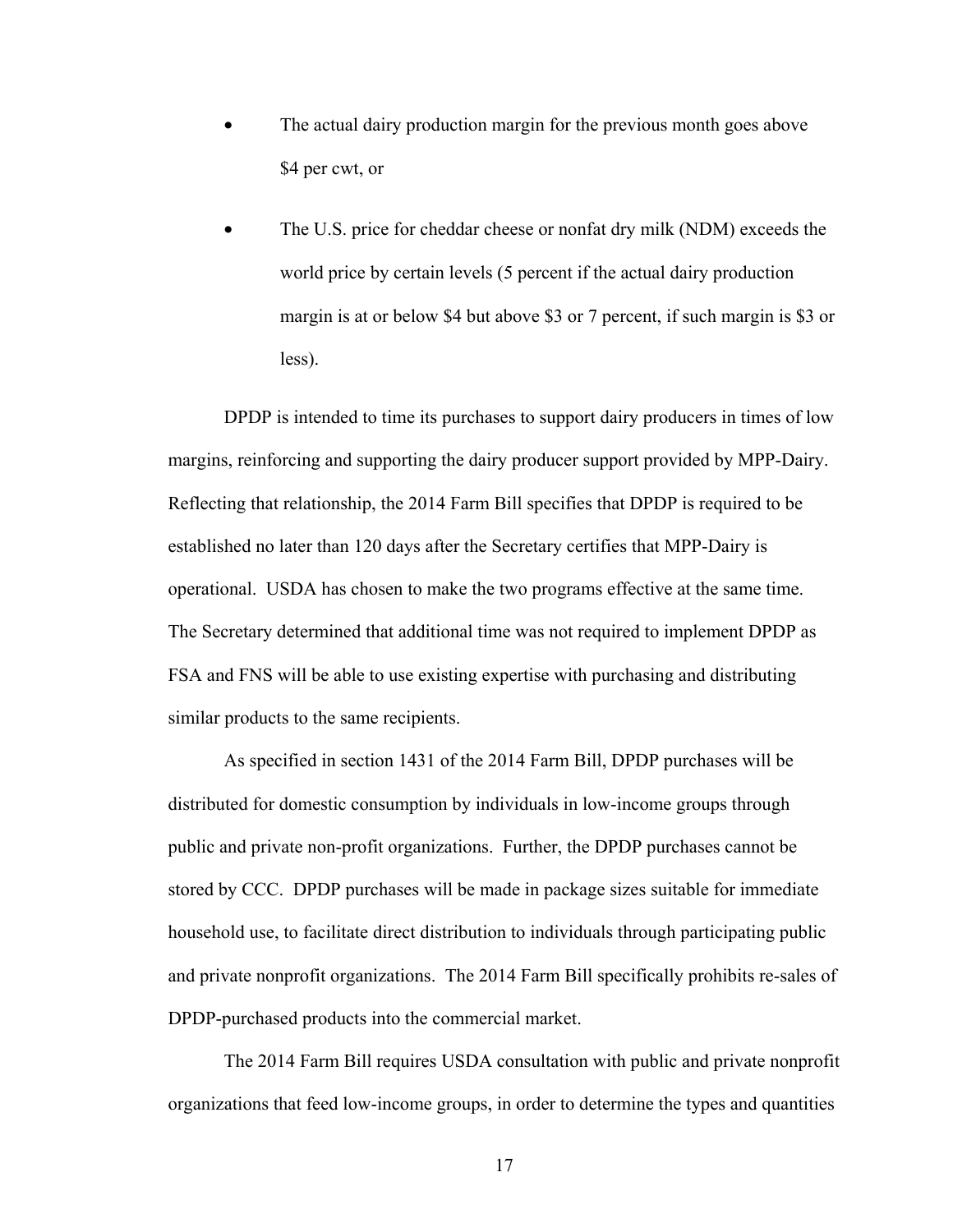- The actual dairy production margin for the previous month goes above $4 per cwt, or
- The U.S. price for cheddar cheese or nonfat dry milk (NDM) exceeds the world price by certain levels (5 percent if the actual dairy production margin is at or below $4 but above $3 or 7 percent, if such margin is $3 or less).

DPDP is intended to time its purchases to support dairy producers in times of low margins, reinforcing and supporting the dairy producer support provided by MPP-Dairy. Reflecting that relationship, the 2014 Farm Bill specifies that DPDP is required to be established no later than 120 days after the Secretary certifies that MPP-Dairy is operational. USDA has chosen to make the two programs effective at the same time. The Secretary determined that additional time was not required to implement DPDP as FSA and FNS will be able to use existing expertise with purchasing and distributing similar products to the same recipients.

As specified in section 1431 of the 2014 Farm Bill, DPDP purchases will be distributed for domestic consumption by individuals in low-income groups through public and private non-profit organizations. Further, the DPDP purchases cannot be stored by CCC. DPDP purchases will be made in package sizes suitable for immediate household use, to facilitate direct distribution to individuals through participating public and private nonprofit organizations. The 2014 Farm Bill specifically prohibits re-sales of DPDP-purchased products into the commercial market.

The 2014 Farm Bill requires USDA consultation with public and private nonprofit organizations that feed low-income groups, in order to determine the types and quantities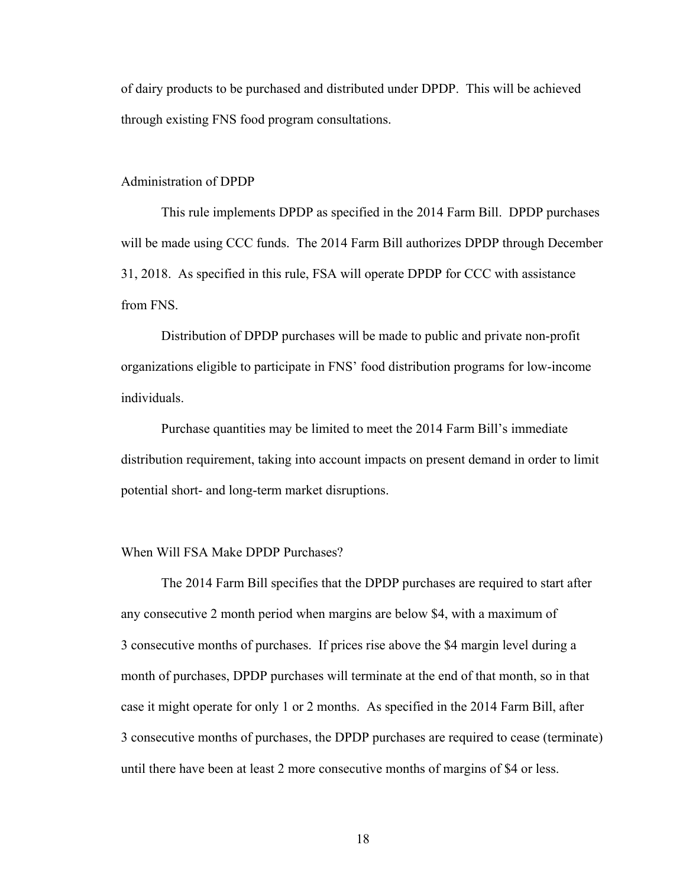of dairy products to be purchased and distributed under DPDP. This will be achieved through existing FNS food program consultations.

## Administration of DPDP

This rule implements DPDP as specified in the 2014 Farm Bill. DPDP purchases will be made using CCC funds. The 2014 Farm Bill authorizes DPDP through December 31, 2018. As specified in this rule, FSA will operate DPDP for CCC with assistance from FNS.

Distribution of DPDP purchases will be made to public and private non-profit organizations eligible to participate in FNS' food distribution programs for low-income individuals.

Purchase quantities may be limited to meet the 2014 Farm Bill's immediate distribution requirement, taking into account impacts on present demand in order to limit potential short- and long-term market disruptions.

## When Will FSA Make DPDP Purchases?

The 2014 Farm Bill specifies that the DPDP purchases are required to start after any consecutive 2 month period when margins are below $4, with a maximum of 3 consecutive months of purchases. If prices rise above the $4 margin level during a month of purchases, DPDP purchases will terminate at the end of that month, so in that case it might operate for only 1 or 2 months. As specified in the 2014 Farm Bill, after 3 consecutive months of purchases, the DPDP purchases are required to cease (terminate) until there have been at least 2 more consecutive months of margins of $4 or less.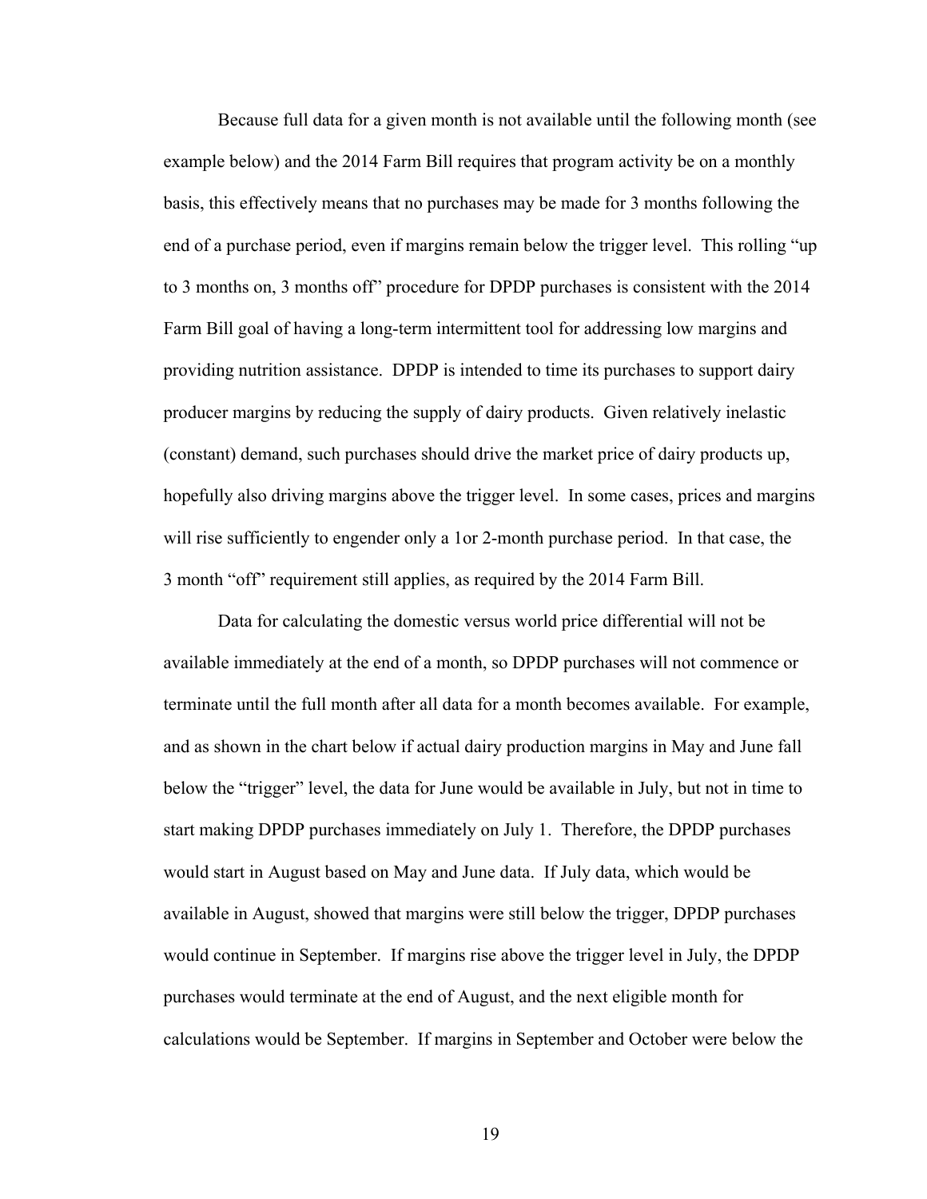Because full data for a given month is not available until the following month (see example below) and the 2014 Farm Bill requires that program activity be on a monthly basis, this effectively means that no purchases may be made for 3 months following the end of a purchase period, even if margins remain below the trigger level. This rolling "up to 3 months on, 3 months off" procedure for DPDP purchases is consistent with the 2014 Farm Bill goal of having a long-term intermittent tool for addressing low margins and providing nutrition assistance. DPDP is intended to time its purchases to support dairy producer margins by reducing the supply of dairy products. Given relatively inelastic (constant) demand, such purchases should drive the market price of dairy products up, hopefully also driving margins above the trigger level. In some cases, prices and margins will rise sufficiently to engender only a 1or 2-month purchase period. In that case, the 3 month "off" requirement still applies, as required by the 2014 Farm Bill.

Data for calculating the domestic versus world price differential will not be available immediately at the end of a month, so DPDP purchases will not commence or terminate until the full month after all data for a month becomes available. For example, and as shown in the chart below if actual dairy production margins in May and June fall below the "trigger" level, the data for June would be available in July, but not in time to start making DPDP purchases immediately on July 1. Therefore, the DPDP purchases would start in August based on May and June data. If July data, which would be available in August, showed that margins were still below the trigger, DPDP purchases would continue in September. If margins rise above the trigger level in July, the DPDP purchases would terminate at the end of August, and the next eligible month for calculations would be September. If margins in September and October were below the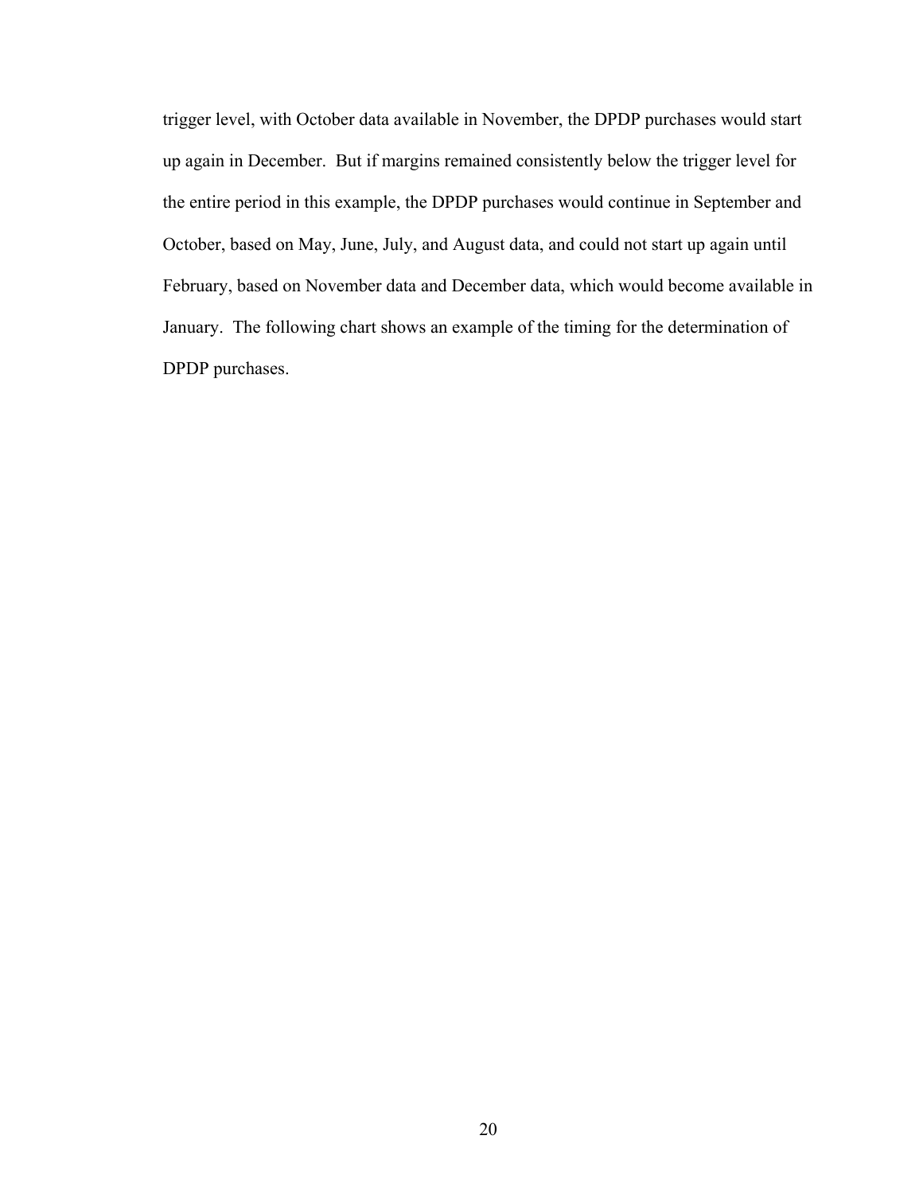trigger level, with October data available in November, the DPDP purchases would start up again in December. But if margins remained consistently below the trigger level for the entire period in this example, the DPDP purchases would continue in September and October, based on May, June, July, and August data, and could not start up again until February, based on November data and December data, which would become available in January. The following chart shows an example of the timing for the determination of DPDP purchases.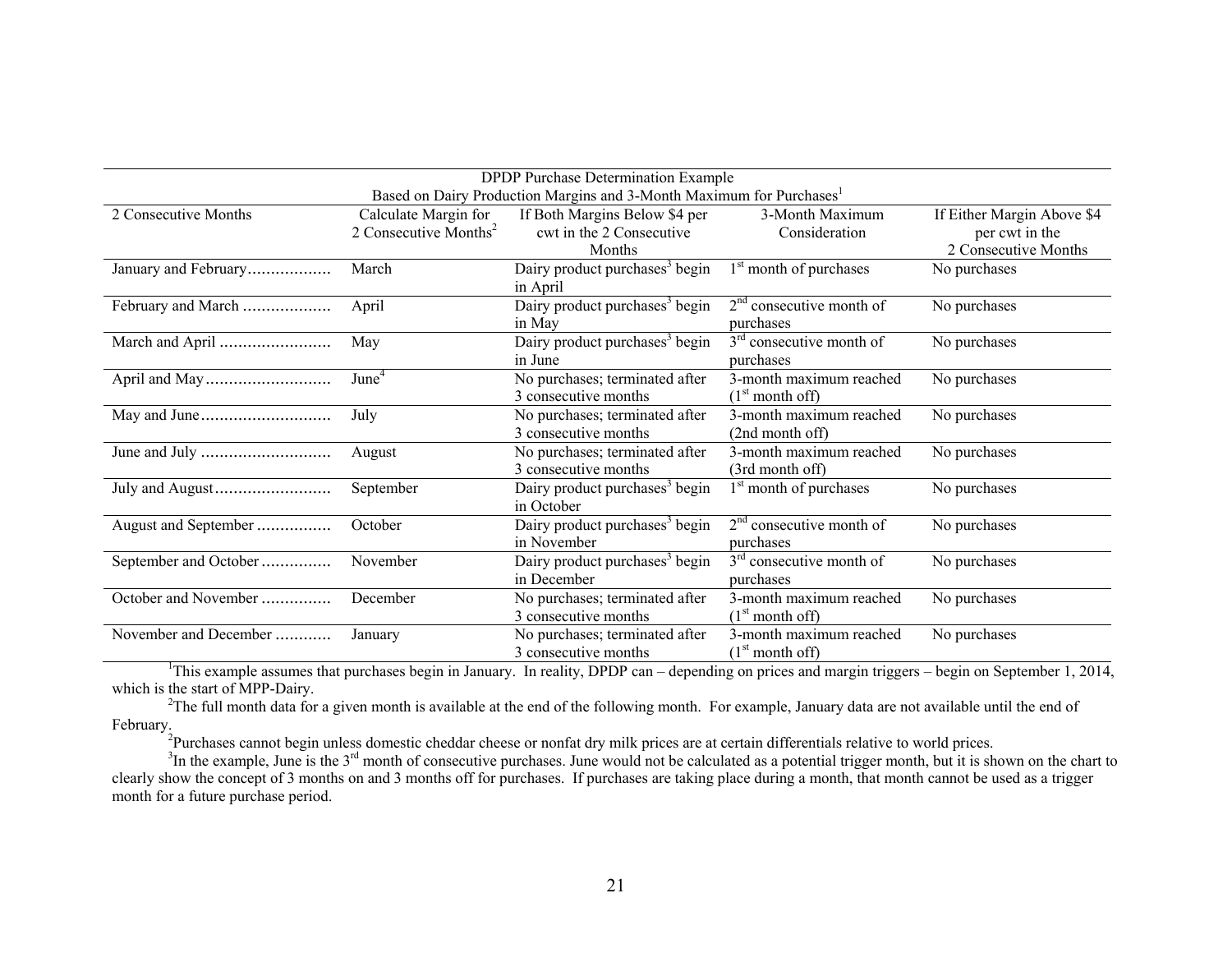DPDP Purchase Determination Example
Based on Dairy Production Margins and 3-Month Maximum for Purchases[1]

| 2 Consecutive Months | Calculate Margin for 2 Consecutive Months[2] | If Both Margins Below $4 per cwt in the 2 Consecutive Months | 3-Month Maximum Consideration | If Either Margin Above $4 per cwt in the 2 Consecutive Months |
|---|---|---|---|---|
| January and February……………… | March | Dairy product purchases[3] begin in April | 1st month of purchases | No purchases |
| February and March ……………… | April | Dairy product purchases[3] begin in May | 2nd consecutive month of purchases | No purchases |
| March and April …………………… | May | Dairy product purchases[3] begin in June | 3rd consecutive month of purchases | No purchases |
| April and May……………………… | June[4] | No purchases; terminated after 3 consecutive months | 3-month maximum reached (1st month off) | No purchases |
| May and June……………………… | July | No purchases; terminated after 3 consecutive months | 3-month maximum reached (2nd month off) | No purchases |
| June and July ……………………… | August | No purchases; terminated after 3 consecutive months | 3-month maximum reached (3rd month off) | No purchases |
| July and August…………………… | September | Dairy product purchases[3] begin in October | 1st month of purchases | No purchases |
| August and September …………… | October | Dairy product purchases[3] begin in November | 2nd consecutive month of purchases | No purchases |
| September and October …………… | November | Dairy product purchases[3] begin in December | 3rd consecutive month of purchases | No purchases |
| October and November …………… | December | No purchases; terminated after 3 consecutive months | 3-month maximum reached (1st month off) | No purchases |
| November and December ………… | January | No purchases; terminated after 3 consecutive months | 3-month maximum reached (1st month off) | No purchases |

[1]This example assumes that purchases begin in January. In reality, DPDP can – depending on prices and margin triggers – begin on September 1, 2014, which is the start of MPP-Dairy.

[2]The full month data for a given month is available at the end of the following month. For example, January data are not available until the end of February.

[2]Purchases cannot begin unless domestic cheddar cheese or nonfat dry milk prices are at certain differentials relative to world prices.

[3]In the example, June is the 3rd month of consecutive purchases. June would not be calculated as a potential trigger month, but it is shown on the chart to clearly show the concept of 3 months on and 3 months off for purchases. If purchases are taking place during a month, that month cannot be used as a trigger month for a future purchase period.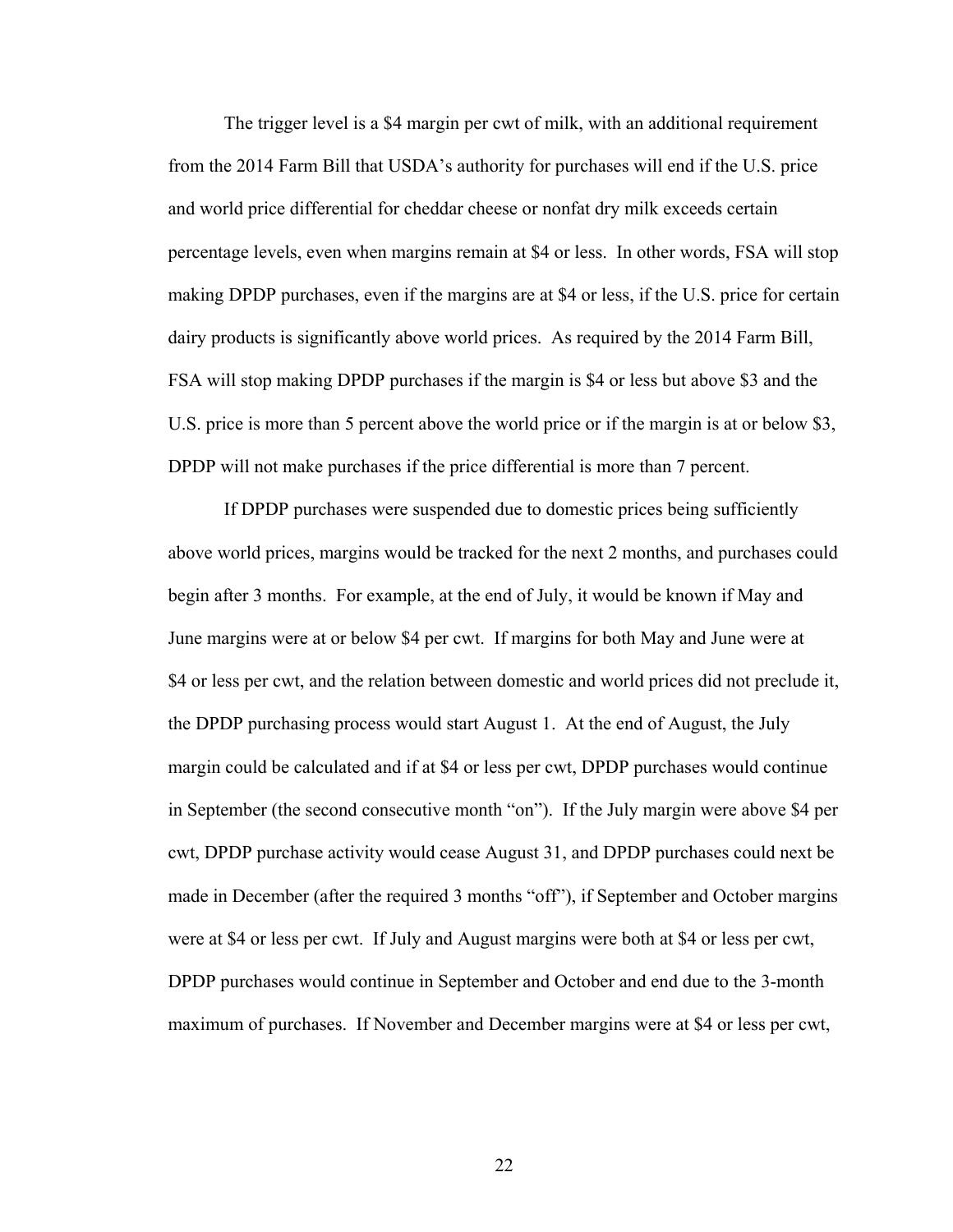The trigger level is a $4 margin per cwt of milk, with an additional requirement from the 2014 Farm Bill that USDA's authority for purchases will end if the U.S. price and world price differential for cheddar cheese or nonfat dry milk exceeds certain percentage levels, even when margins remain at $4 or less. In other words, FSA will stop making DPDP purchases, even if the margins are at $4 or less, if the U.S. price for certain dairy products is significantly above world prices. As required by the 2014 Farm Bill, FSA will stop making DPDP purchases if the margin is $4 or less but above $3 and the U.S. price is more than 5 percent above the world price or if the margin is at or below $3, DPDP will not make purchases if the price differential is more than 7 percent.

If DPDP purchases were suspended due to domestic prices being sufficiently above world prices, margins would be tracked for the next 2 months, and purchases could begin after 3 months. For example, at the end of July, it would be known if May and June margins were at or below $4 per cwt. If margins for both May and June were at $4 or less per cwt, and the relation between domestic and world prices did not preclude it, the DPDP purchasing process would start August 1. At the end of August, the July margin could be calculated and if at $4 or less per cwt, DPDP purchases would continue in September (the second consecutive month "on"). If the July margin were above $4 per cwt, DPDP purchase activity would cease August 31, and DPDP purchases could next be made in December (after the required 3 months "off"), if September and October margins were at $4 or less per cwt. If July and August margins were both at $4 or less per cwt, DPDP purchases would continue in September and October and end due to the 3-month maximum of purchases. If November and December margins were at $4 or less per cwt,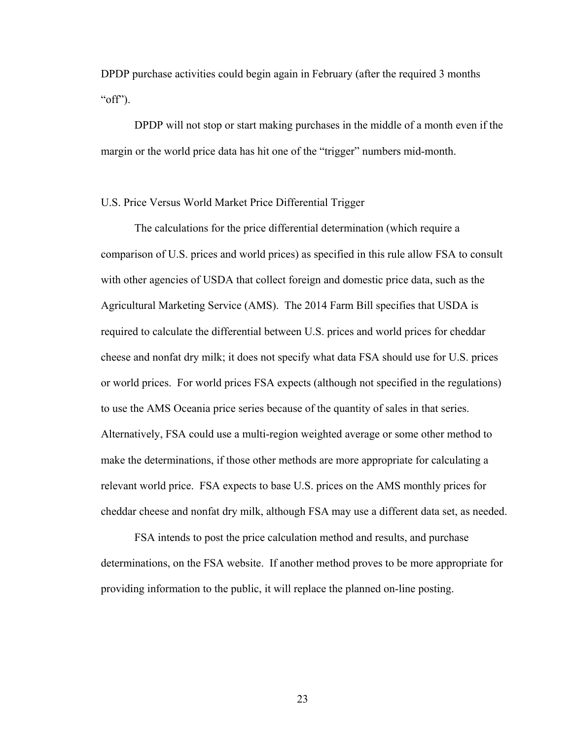DPDP purchase activities could begin again in February (after the required 3 months "off").

DPDP will not stop or start making purchases in the middle of a month even if the margin or the world price data has hit one of the "trigger" numbers mid-month.

U.S. Price Versus World Market Price Differential Trigger

The calculations for the price differential determination (which require a comparison of U.S. prices and world prices) as specified in this rule allow FSA to consult with other agencies of USDA that collect foreign and domestic price data, such as the Agricultural Marketing Service (AMS). The 2014 Farm Bill specifies that USDA is required to calculate the differential between U.S. prices and world prices for cheddar cheese and nonfat dry milk; it does not specify what data FSA should use for U.S. prices or world prices. For world prices FSA expects (although not specified in the regulations) to use the AMS Oceania price series because of the quantity of sales in that series. Alternatively, FSA could use a multi-region weighted average or some other method to make the determinations, if those other methods are more appropriate for calculating a relevant world price. FSA expects to base U.S. prices on the AMS monthly prices for cheddar cheese and nonfat dry milk, although FSA may use a different data set, as needed.

FSA intends to post the price calculation method and results, and purchase determinations, on the FSA website. If another method proves to be more appropriate for providing information to the public, it will replace the planned on-line posting.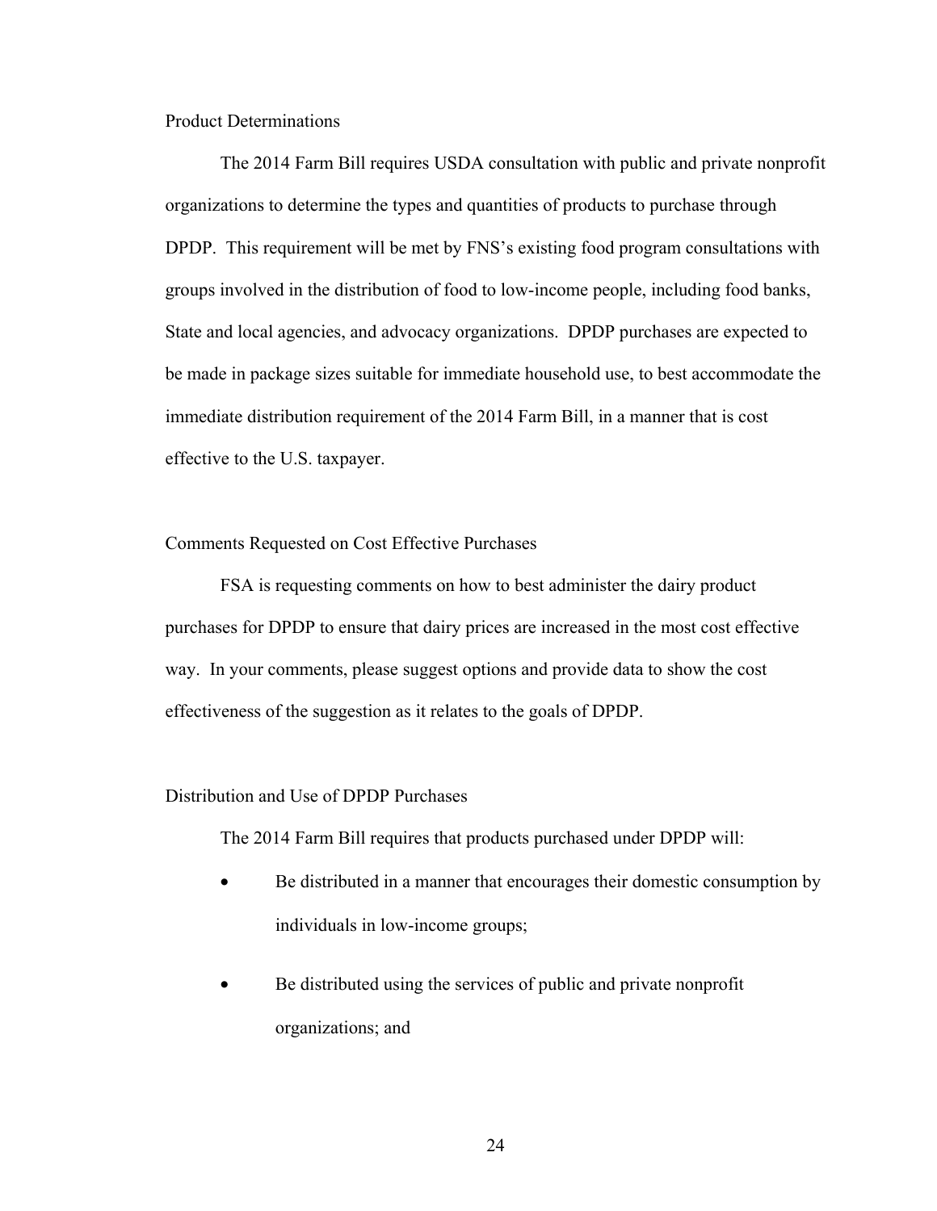## Product Determinations

The 2014 Farm Bill requires USDA consultation with public and private nonprofit organizations to determine the types and quantities of products to purchase through DPDP. This requirement will be met by FNS's existing food program consultations with groups involved in the distribution of food to low-income people, including food banks, State and local agencies, and advocacy organizations. DPDP purchases are expected to be made in package sizes suitable for immediate household use, to best accommodate the immediate distribution requirement of the 2014 Farm Bill, in a manner that is cost effective to the U.S. taxpayer.

## Comments Requested on Cost Effective Purchases

FSA is requesting comments on how to best administer the dairy product purchases for DPDP to ensure that dairy prices are increased in the most cost effective way. In your comments, please suggest options and provide data to show the cost effectiveness of the suggestion as it relates to the goals of DPDP.

## Distribution and Use of DPDP Purchases

The 2014 Farm Bill requires that products purchased under DPDP will:

- Be distributed in a manner that encourages their domestic consumption by individuals in low-income groups;
- Be distributed using the services of public and private nonprofit organizations; and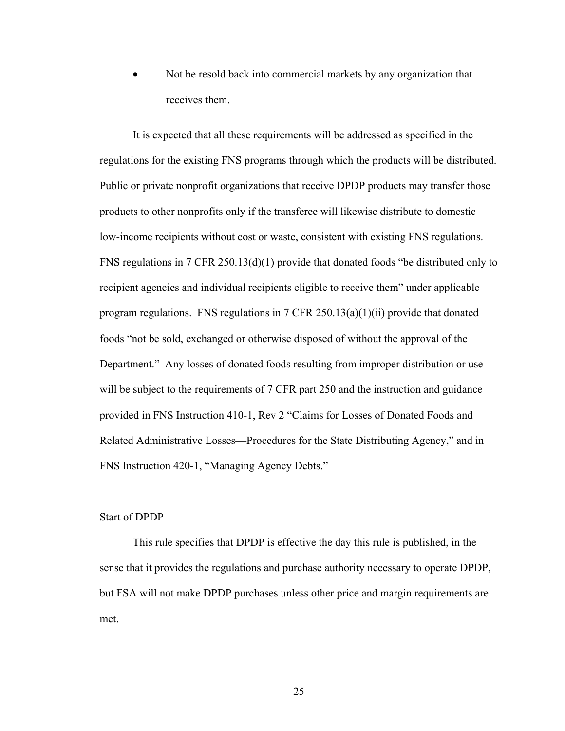- Not be resold back into commercial markets by any organization that receives them.

It is expected that all these requirements will be addressed as specified in the regulations for the existing FNS programs through which the products will be distributed. Public or private nonprofit organizations that receive DPDP products may transfer those products to other nonprofits only if the transferee will likewise distribute to domestic low-income recipients without cost or waste, consistent with existing FNS regulations. FNS regulations in 7 CFR 250.13(d)(1) provide that donated foods "be distributed only to recipient agencies and individual recipients eligible to receive them" under applicable program regulations. FNS regulations in 7 CFR 250.13(a)(1)(ii) provide that donated foods "not be sold, exchanged or otherwise disposed of without the approval of the Department." Any losses of donated foods resulting from improper distribution or use will be subject to the requirements of 7 CFR part 250 and the instruction and guidance provided in FNS Instruction 410-1, Rev 2 "Claims for Losses of Donated Foods and Related Administrative Losses—Procedures for the State Distributing Agency," and in FNS Instruction 420-1, "Managing Agency Debts."

Start of DPDP

This rule specifies that DPDP is effective the day this rule is published, in the sense that it provides the regulations and purchase authority necessary to operate DPDP, but FSA will not make DPDP purchases unless other price and margin requirements are met.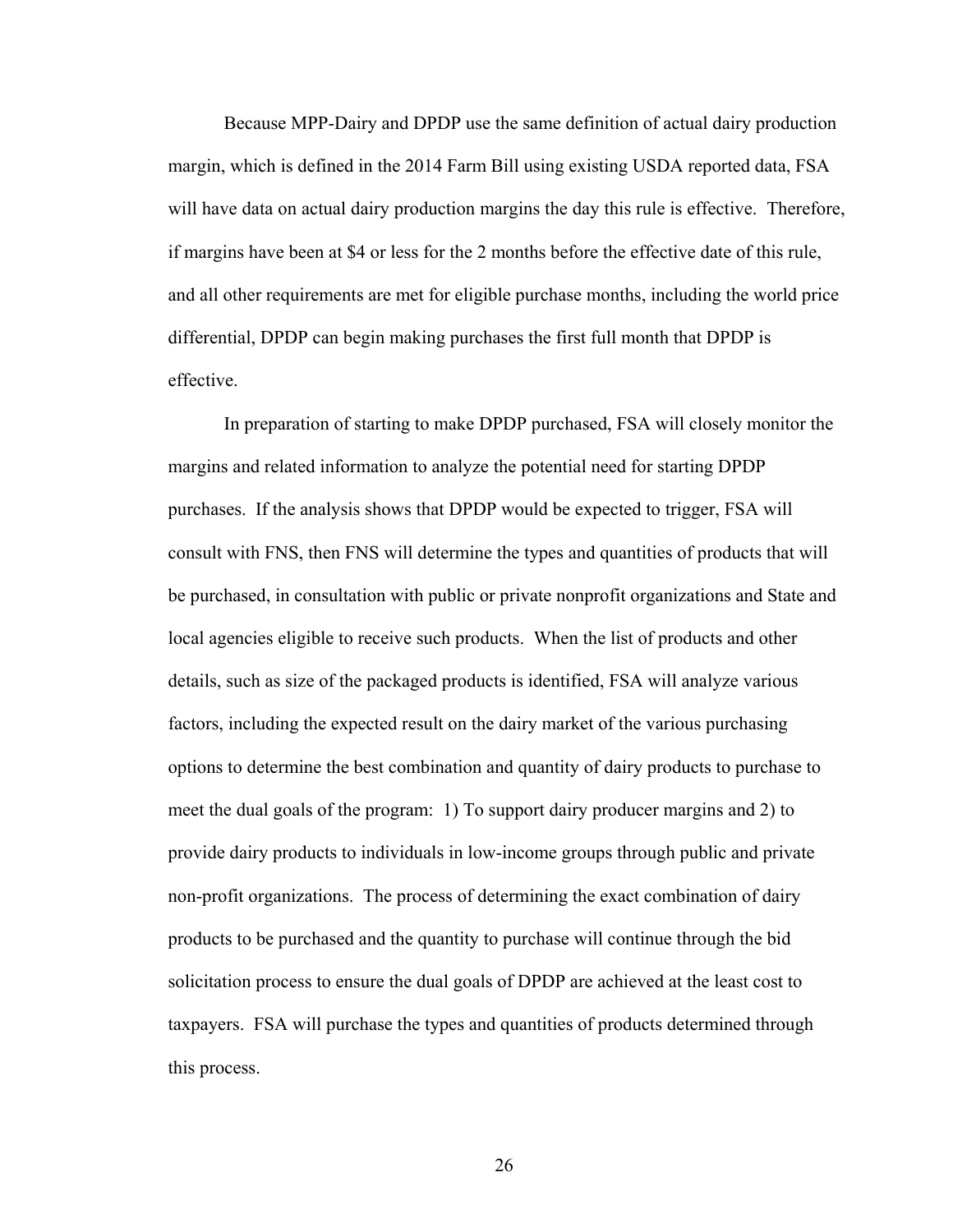Because MPP-Dairy and DPDP use the same definition of actual dairy production margin, which is defined in the 2014 Farm Bill using existing USDA reported data, FSA will have data on actual dairy production margins the day this rule is effective. Therefore, if margins have been at $4 or less for the 2 months before the effective date of this rule, and all other requirements are met for eligible purchase months, including the world price differential, DPDP can begin making purchases the first full month that DPDP is effective.

In preparation of starting to make DPDP purchased, FSA will closely monitor the margins and related information to analyze the potential need for starting DPDP purchases. If the analysis shows that DPDP would be expected to trigger, FSA will consult with FNS, then FNS will determine the types and quantities of products that will be purchased, in consultation with public or private nonprofit organizations and State and local agencies eligible to receive such products. When the list of products and other details, such as size of the packaged products is identified, FSA will analyze various factors, including the expected result on the dairy market of the various purchasing options to determine the best combination and quantity of dairy products to purchase to meet the dual goals of the program: 1) To support dairy producer margins and 2) to provide dairy products to individuals in low-income groups through public and private non-profit organizations. The process of determining the exact combination of dairy products to be purchased and the quantity to purchase will continue through the bid solicitation process to ensure the dual goals of DPDP are achieved at the least cost to taxpayers. FSA will purchase the types and quantities of products determined through this process.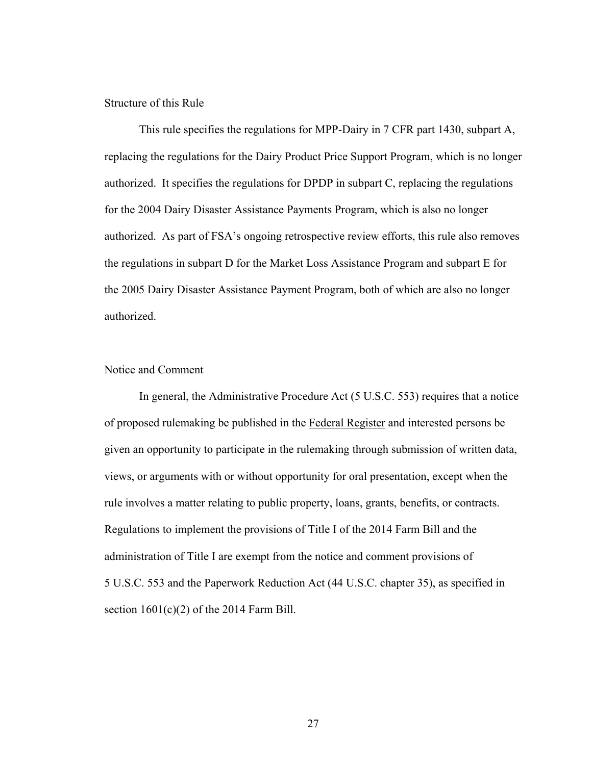## Structure of this Rule

This rule specifies the regulations for MPP-Dairy in 7 CFR part 1430, subpart A, replacing the regulations for the Dairy Product Price Support Program, which is no longer authorized. It specifies the regulations for DPDP in subpart C, replacing the regulations for the 2004 Dairy Disaster Assistance Payments Program, which is also no longer authorized. As part of FSA's ongoing retrospective review efforts, this rule also removes the regulations in subpart D for the Market Loss Assistance Program and subpart E for the 2005 Dairy Disaster Assistance Payment Program, both of which are also no longer authorized.

## Notice and Comment

In general, the Administrative Procedure Act (5 U.S.C. 553) requires that a notice of proposed rulemaking be published in the Federal Register and interested persons be given an opportunity to participate in the rulemaking through submission of written data, views, or arguments with or without opportunity for oral presentation, except when the rule involves a matter relating to public property, loans, grants, benefits, or contracts. Regulations to implement the provisions of Title I of the 2014 Farm Bill and the administration of Title I are exempt from the notice and comment provisions of 5 U.S.C. 553 and the Paperwork Reduction Act (44 U.S.C. chapter 35), as specified in section 1601(c)(2) of the 2014 Farm Bill.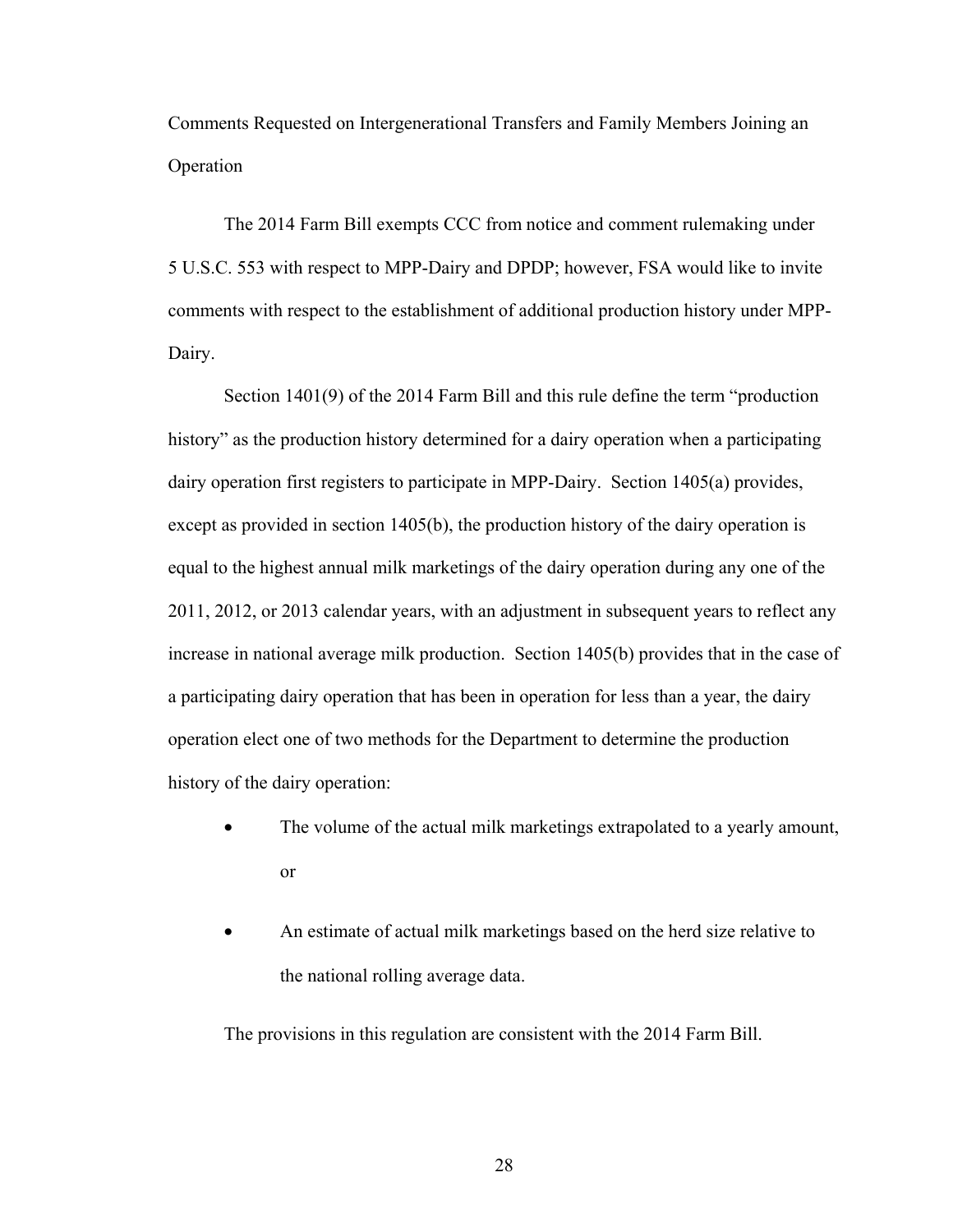Comments Requested on Intergenerational Transfers and Family Members Joining an Operation

The 2014 Farm Bill exempts CCC from notice and comment rulemaking under 5 U.S.C. 553 with respect to MPP-Dairy and DPDP; however, FSA would like to invite comments with respect to the establishment of additional production history under MPP-Dairy.

Section 1401(9) of the 2014 Farm Bill and this rule define the term "production history" as the production history determined for a dairy operation when a participating dairy operation first registers to participate in MPP-Dairy. Section 1405(a) provides, except as provided in section 1405(b), the production history of the dairy operation is equal to the highest annual milk marketings of the dairy operation during any one of the 2011, 2012, or 2013 calendar years, with an adjustment in subsequent years to reflect any increase in national average milk production. Section 1405(b) provides that in the case of a participating dairy operation that has been in operation for less than a year, the dairy operation elect one of two methods for the Department to determine the production history of the dairy operation:

- The volume of the actual milk marketings extrapolated to a yearly amount, or
- An estimate of actual milk marketings based on the herd size relative to the national rolling average data.

The provisions in this regulation are consistent with the 2014 Farm Bill.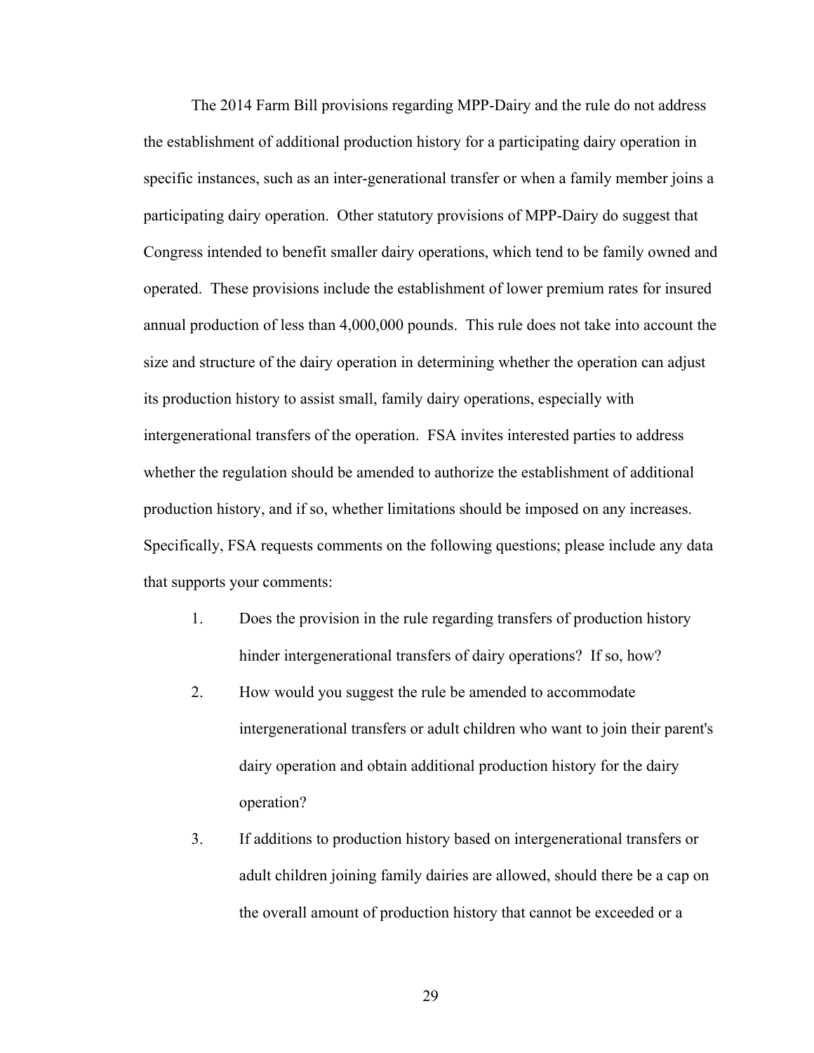The 2014 Farm Bill provisions regarding MPP-Dairy and the rule do not address the establishment of additional production history for a participating dairy operation in specific instances, such as an inter-generational transfer or when a family member joins a participating dairy operation. Other statutory provisions of MPP-Dairy do suggest that Congress intended to benefit smaller dairy operations, which tend to be family owned and operated. These provisions include the establishment of lower premium rates for insured annual production of less than 4,000,000 pounds. This rule does not take into account the size and structure of the dairy operation in determining whether the operation can adjust its production history to assist small, family dairy operations, especially with intergenerational transfers of the operation. FSA invites interested parties to address whether the regulation should be amended to authorize the establishment of additional production history, and if so, whether limitations should be imposed on any increases. Specifically, FSA requests comments on the following questions; please include any data that supports your comments:

1. Does the provision in the rule regarding transfers of production history hinder intergenerational transfers of dairy operations? If so, how?
2. How would you suggest the rule be amended to accommodate intergenerational transfers or adult children who want to join their parent's dairy operation and obtain additional production history for the dairy operation?
3. If additions to production history based on intergenerational transfers or adult children joining family dairies are allowed, should there be a cap on the overall amount of production history that cannot be exceeded or a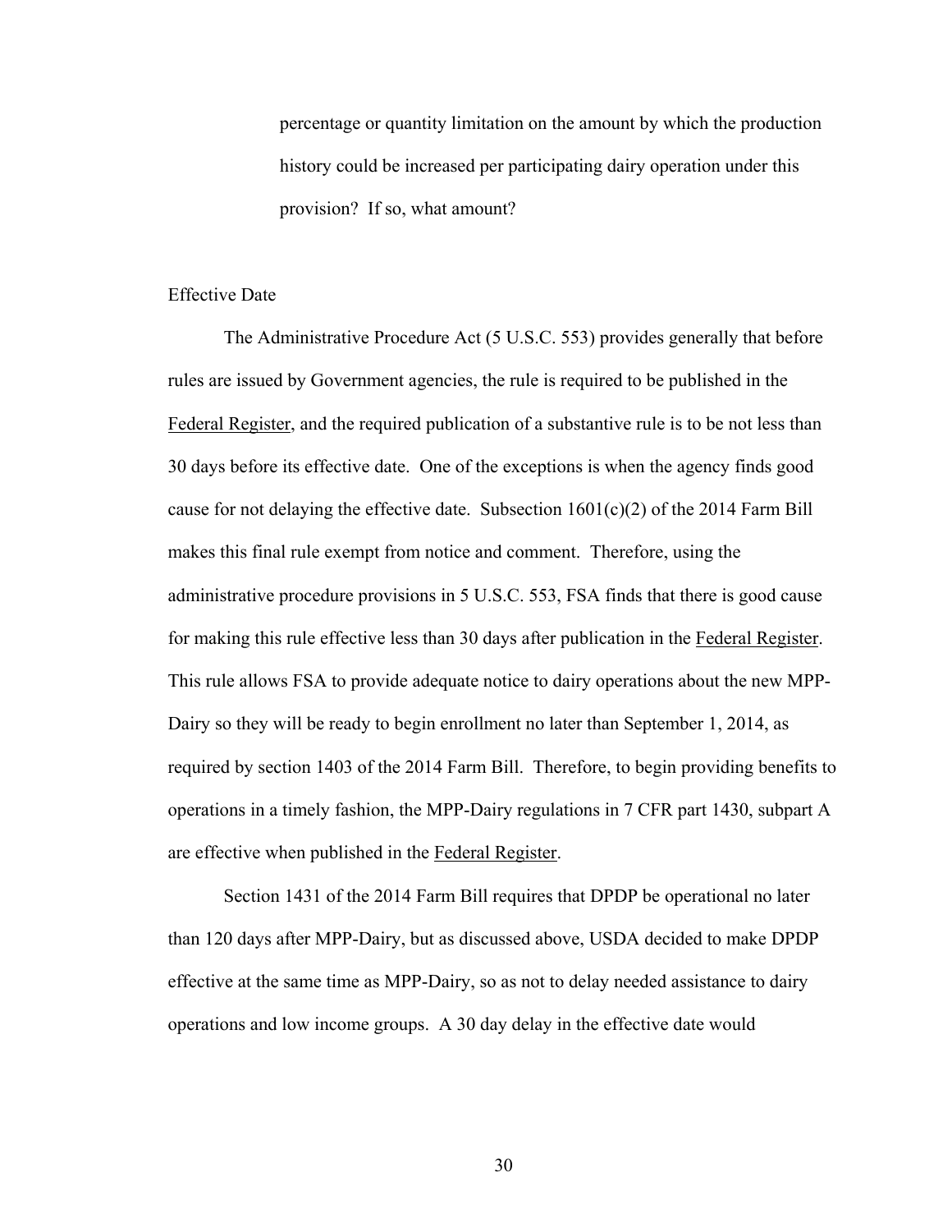percentage or quantity limitation on the amount by which the production history could be increased per participating dairy operation under this provision? If so, what amount?

Effective Date

The Administrative Procedure Act (5 U.S.C. 553) provides generally that before rules are issued by Government agencies, the rule is required to be published in the Federal Register, and the required publication of a substantive rule is to be not less than 30 days before its effective date. One of the exceptions is when the agency finds good cause for not delaying the effective date. Subsection 1601(c)(2) of the 2014 Farm Bill makes this final rule exempt from notice and comment. Therefore, using the administrative procedure provisions in 5 U.S.C. 553, FSA finds that there is good cause for making this rule effective less than 30 days after publication in the Federal Register. This rule allows FSA to provide adequate notice to dairy operations about the new MPP-Dairy so they will be ready to begin enrollment no later than September 1, 2014, as required by section 1403 of the 2014 Farm Bill. Therefore, to begin providing benefits to operations in a timely fashion, the MPP-Dairy regulations in 7 CFR part 1430, subpart A are effective when published in the Federal Register.

Section 1431 of the 2014 Farm Bill requires that DPDP be operational no later than 120 days after MPP-Dairy, but as discussed above, USDA decided to make DPDP effective at the same time as MPP-Dairy, so as not to delay needed assistance to dairy operations and low income groups. A 30 day delay in the effective date would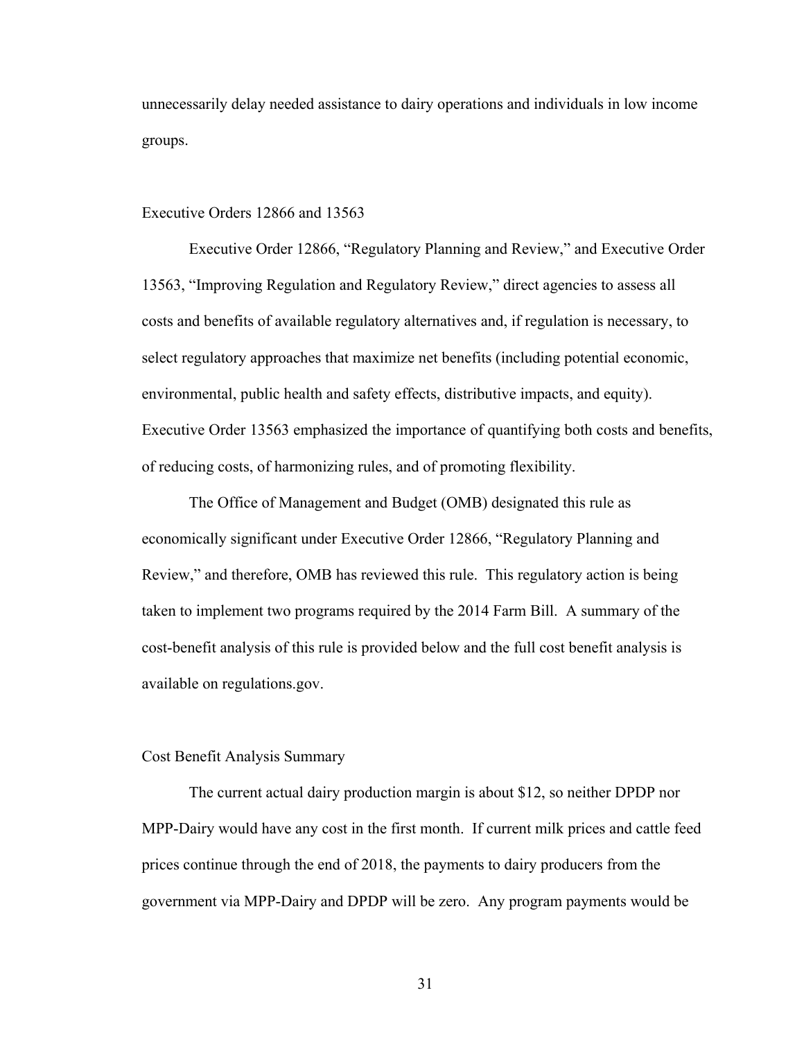unnecessarily delay needed assistance to dairy operations and individuals in low income groups.

## Executive Orders 12866 and 13563

Executive Order 12866, "Regulatory Planning and Review," and Executive Order 13563, "Improving Regulation and Regulatory Review," direct agencies to assess all costs and benefits of available regulatory alternatives and, if regulation is necessary, to select regulatory approaches that maximize net benefits (including potential economic, environmental, public health and safety effects, distributive impacts, and equity). Executive Order 13563 emphasized the importance of quantifying both costs and benefits, of reducing costs, of harmonizing rules, and of promoting flexibility.

The Office of Management and Budget (OMB) designated this rule as economically significant under Executive Order 12866, "Regulatory Planning and Review," and therefore, OMB has reviewed this rule. This regulatory action is being taken to implement two programs required by the 2014 Farm Bill. A summary of the cost-benefit analysis of this rule is provided below and the full cost benefit analysis is available on regulations.gov.

## Cost Benefit Analysis Summary

The current actual dairy production margin is about $12, so neither DPDP nor MPP-Dairy would have any cost in the first month. If current milk prices and cattle feed prices continue through the end of 2018, the payments to dairy producers from the government via MPP-Dairy and DPDP will be zero. Any program payments would be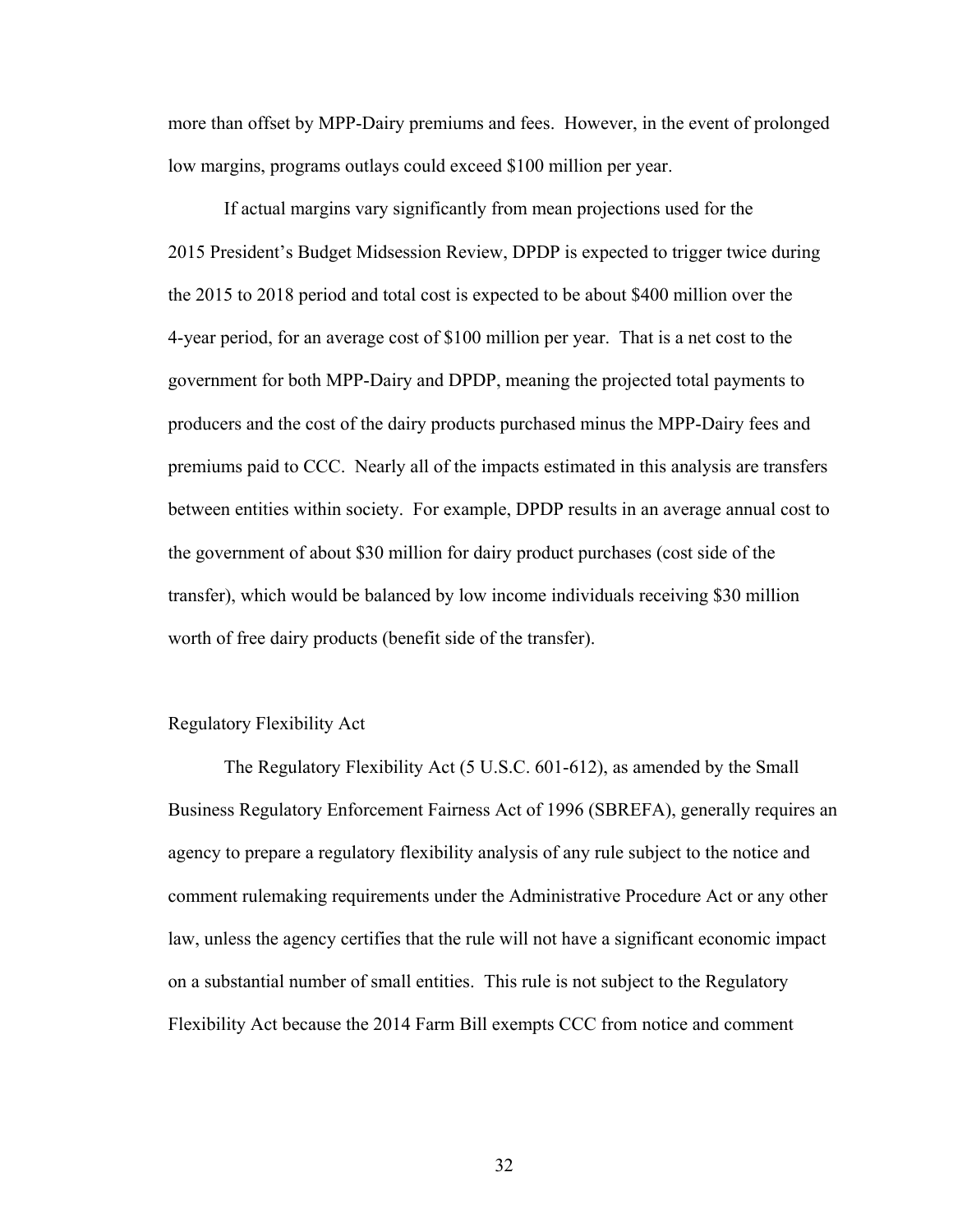more than offset by MPP-Dairy premiums and fees. However, in the event of prolonged low margins, programs outlays could exceed $100 million per year.

If actual margins vary significantly from mean projections used for the 2015 President's Budget Midsession Review, DPDP is expected to trigger twice during the 2015 to 2018 period and total cost is expected to be about $400 million over the 4-year period, for an average cost of $100 million per year. That is a net cost to the government for both MPP-Dairy and DPDP, meaning the projected total payments to producers and the cost of the dairy products purchased minus the MPP-Dairy fees and premiums paid to CCC. Nearly all of the impacts estimated in this analysis are transfers between entities within society. For example, DPDP results in an average annual cost to the government of about $30 million for dairy product purchases (cost side of the transfer), which would be balanced by low income individuals receiving $30 million worth of free dairy products (benefit side of the transfer).

## Regulatory Flexibility Act

The Regulatory Flexibility Act (5 U.S.C. 601-612), as amended by the Small Business Regulatory Enforcement Fairness Act of 1996 (SBREFA), generally requires an agency to prepare a regulatory flexibility analysis of any rule subject to the notice and comment rulemaking requirements under the Administrative Procedure Act or any other law, unless the agency certifies that the rule will not have a significant economic impact on a substantial number of small entities. This rule is not subject to the Regulatory Flexibility Act because the 2014 Farm Bill exempts CCC from notice and comment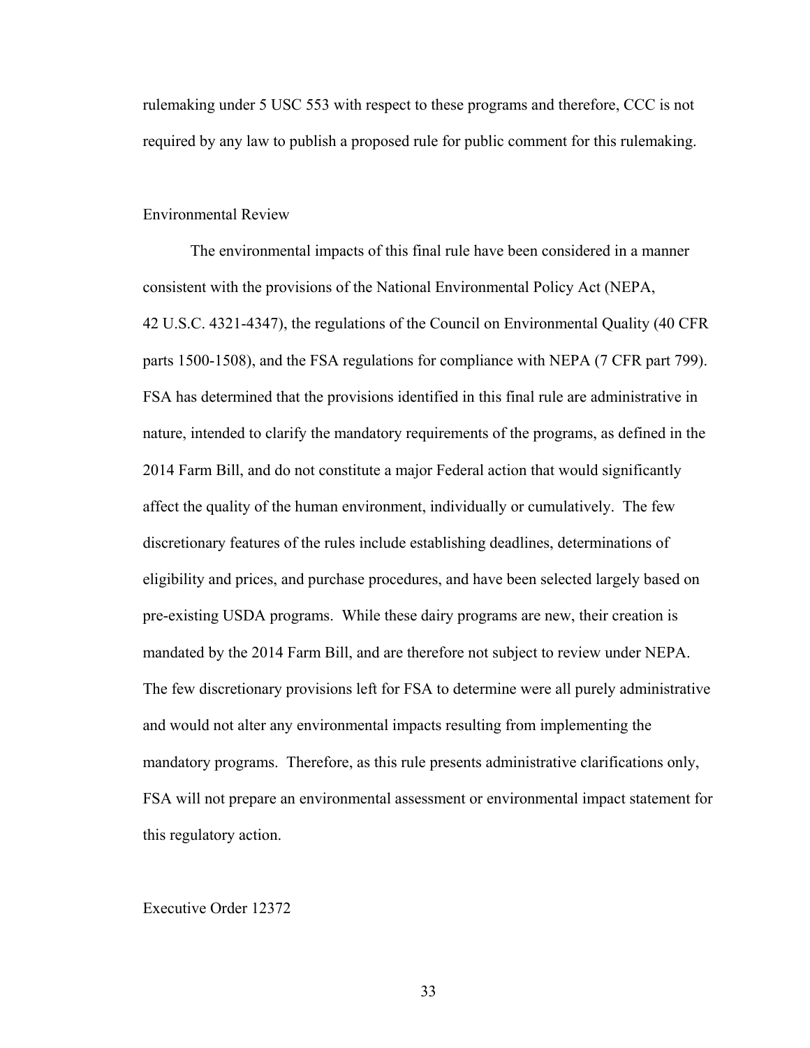rulemaking under 5 USC 553 with respect to these programs and therefore, CCC is not required by any law to publish a proposed rule for public comment for this rulemaking.

## Environmental Review

The environmental impacts of this final rule have been considered in a manner consistent with the provisions of the National Environmental Policy Act (NEPA, 42 U.S.C. 4321-4347), the regulations of the Council on Environmental Quality (40 CFR parts 1500-1508), and the FSA regulations for compliance with NEPA (7 CFR part 799). FSA has determined that the provisions identified in this final rule are administrative in nature, intended to clarify the mandatory requirements of the programs, as defined in the 2014 Farm Bill, and do not constitute a major Federal action that would significantly affect the quality of the human environment, individually or cumulatively. The few discretionary features of the rules include establishing deadlines, determinations of eligibility and prices, and purchase procedures, and have been selected largely based on pre-existing USDA programs. While these dairy programs are new, their creation is mandated by the 2014 Farm Bill, and are therefore not subject to review under NEPA. The few discretionary provisions left for FSA to determine were all purely administrative and would not alter any environmental impacts resulting from implementing the mandatory programs. Therefore, as this rule presents administrative clarifications only, FSA will not prepare an environmental assessment or environmental impact statement for this regulatory action.

## Executive Order 12372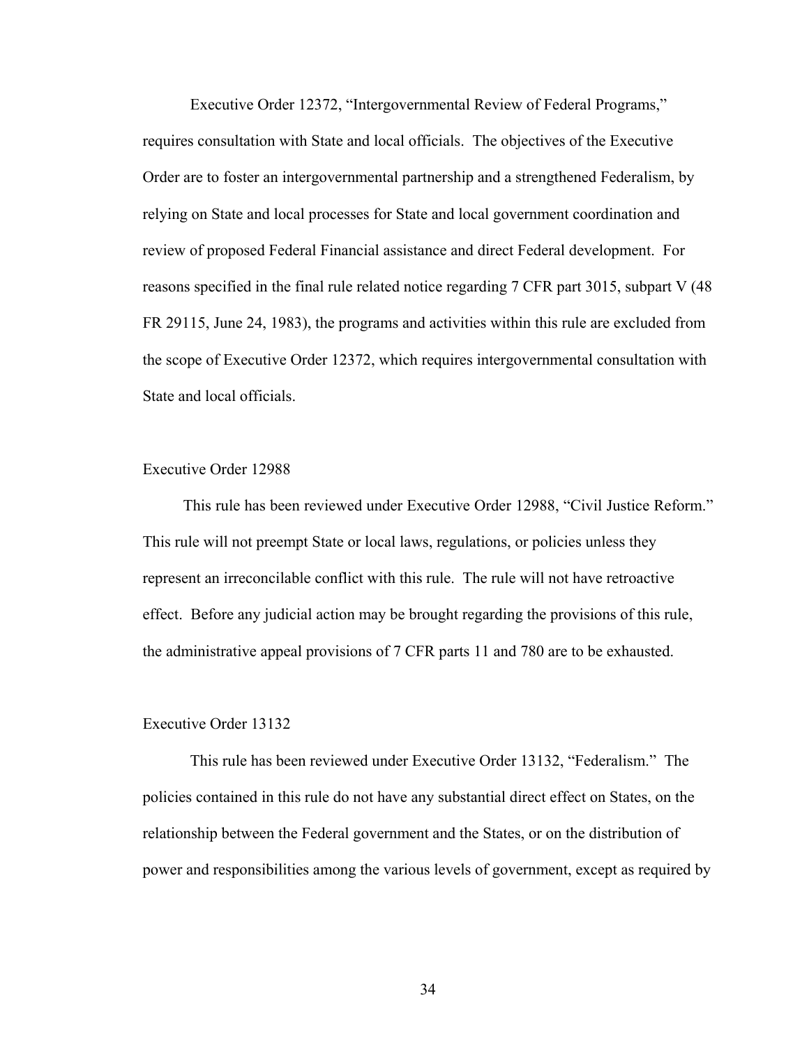Executive Order 12372, "Intergovernmental Review of Federal Programs," requires consultation with State and local officials. The objectives of the Executive Order are to foster an intergovernmental partnership and a strengthened Federalism, by relying on State and local processes for State and local government coordination and review of proposed Federal Financial assistance and direct Federal development. For reasons specified in the final rule related notice regarding 7 CFR part 3015, subpart V (48 FR 29115, June 24, 1983), the programs and activities within this rule are excluded from the scope of Executive Order 12372, which requires intergovernmental consultation with State and local officials.

## Executive Order 12988

This rule has been reviewed under Executive Order 12988, "Civil Justice Reform." This rule will not preempt State or local laws, regulations, or policies unless they represent an irreconcilable conflict with this rule. The rule will not have retroactive effect. Before any judicial action may be brought regarding the provisions of this rule, the administrative appeal provisions of 7 CFR parts 11 and 780 are to be exhausted.

## Executive Order 13132

This rule has been reviewed under Executive Order 13132, "Federalism." The policies contained in this rule do not have any substantial direct effect on States, on the relationship between the Federal government and the States, or on the distribution of power and responsibilities among the various levels of government, except as required by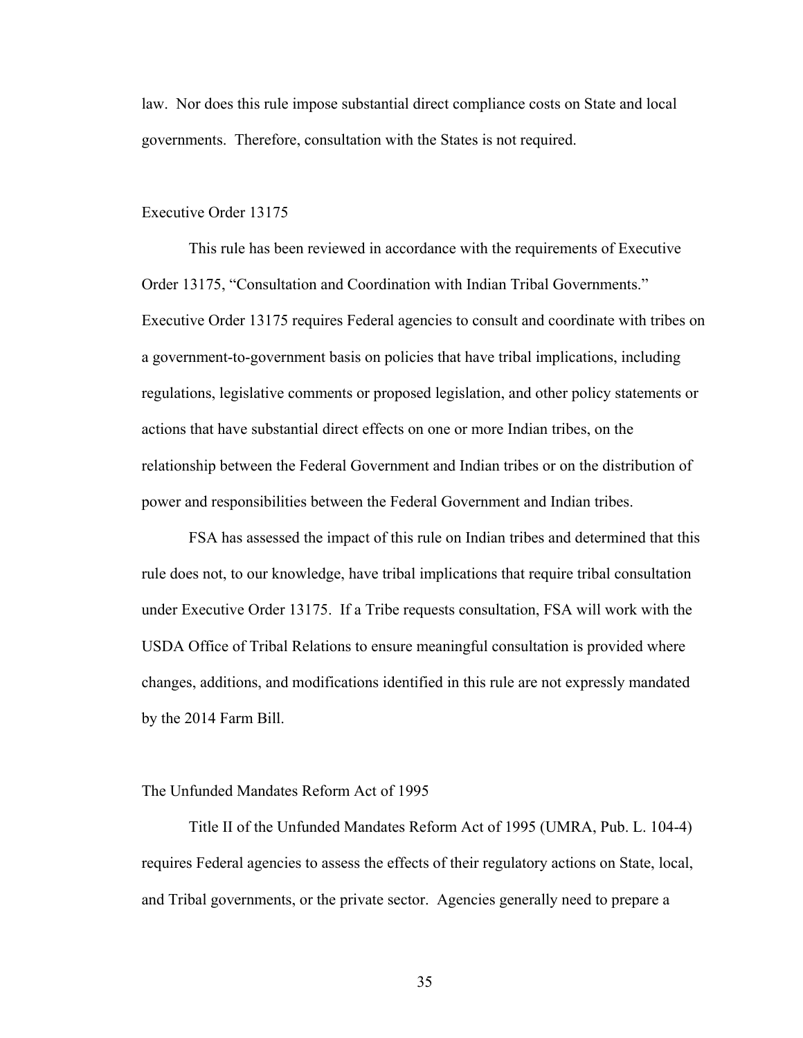law. Nor does this rule impose substantial direct compliance costs on State and local governments. Therefore, consultation with the States is not required.

### Executive Order 13175

This rule has been reviewed in accordance with the requirements of Executive Order 13175, "Consultation and Coordination with Indian Tribal Governments." Executive Order 13175 requires Federal agencies to consult and coordinate with tribes on a government-to-government basis on policies that have tribal implications, including regulations, legislative comments or proposed legislation, and other policy statements or actions that have substantial direct effects on one or more Indian tribes, on the relationship between the Federal Government and Indian tribes or on the distribution of power and responsibilities between the Federal Government and Indian tribes.

FSA has assessed the impact of this rule on Indian tribes and determined that this rule does not, to our knowledge, have tribal implications that require tribal consultation under Executive Order 13175. If a Tribe requests consultation, FSA will work with the USDA Office of Tribal Relations to ensure meaningful consultation is provided where changes, additions, and modifications identified in this rule are not expressly mandated by the 2014 Farm Bill.

### The Unfunded Mandates Reform Act of 1995

Title II of the Unfunded Mandates Reform Act of 1995 (UMRA, Pub. L. 104-4) requires Federal agencies to assess the effects of their regulatory actions on State, local, and Tribal governments, or the private sector. Agencies generally need to prepare a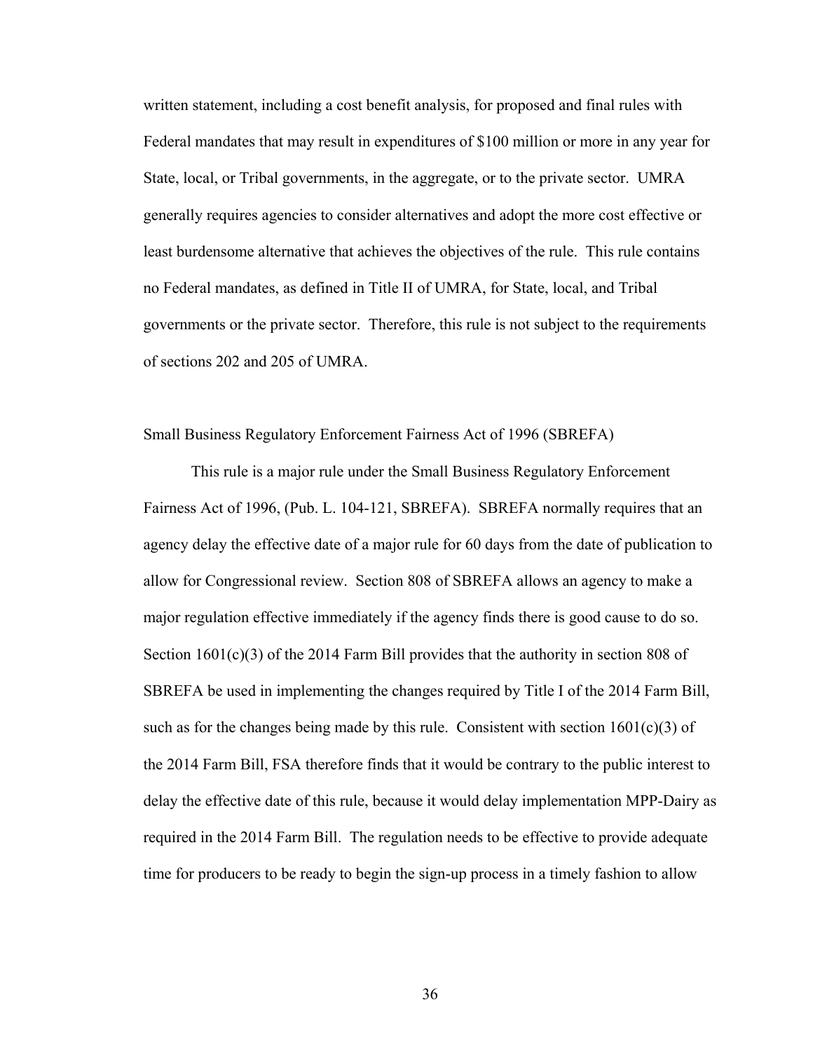written statement, including a cost benefit analysis, for proposed and final rules with Federal mandates that may result in expenditures of $100 million or more in any year for State, local, or Tribal governments, in the aggregate, or to the private sector. UMRA generally requires agencies to consider alternatives and adopt the more cost effective or least burdensome alternative that achieves the objectives of the rule. This rule contains no Federal mandates, as defined in Title II of UMRA, for State, local, and Tribal governments or the private sector. Therefore, this rule is not subject to the requirements of sections 202 and 205 of UMRA.

Small Business Regulatory Enforcement Fairness Act of 1996 (SBREFA)

This rule is a major rule under the Small Business Regulatory Enforcement Fairness Act of 1996, (Pub. L. 104-121, SBREFA). SBREFA normally requires that an agency delay the effective date of a major rule for 60 days from the date of publication to allow for Congressional review. Section 808 of SBREFA allows an agency to make a major regulation effective immediately if the agency finds there is good cause to do so. Section 1601(c)(3) of the 2014 Farm Bill provides that the authority in section 808 of SBREFA be used in implementing the changes required by Title I of the 2014 Farm Bill, such as for the changes being made by this rule. Consistent with section 1601(c)(3) of the 2014 Farm Bill, FSA therefore finds that it would be contrary to the public interest to delay the effective date of this rule, because it would delay implementation MPP-Dairy as required in the 2014 Farm Bill. The regulation needs to be effective to provide adequate time for producers to be ready to begin the sign-up process in a timely fashion to allow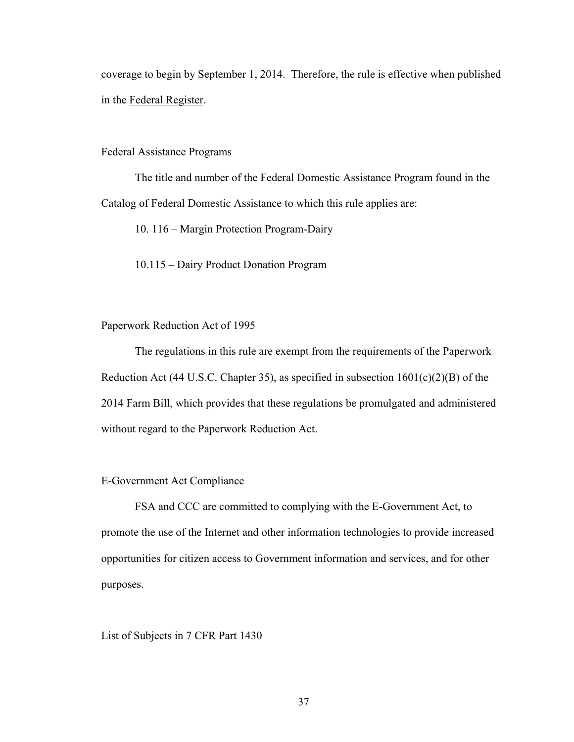coverage to begin by September 1, 2014. Therefore, the rule is effective when published in the Federal Register.

## Federal Assistance Programs

The title and number of the Federal Domestic Assistance Program found in the Catalog of Federal Domestic Assistance to which this rule applies are:

10. 116 – Margin Protection Program-Dairy

10.115 – Dairy Product Donation Program

## Paperwork Reduction Act of 1995

The regulations in this rule are exempt from the requirements of the Paperwork Reduction Act (44 U.S.C. Chapter 35), as specified in subsection 1601(c)(2)(B) of the 2014 Farm Bill, which provides that these regulations be promulgated and administered without regard to the Paperwork Reduction Act.

## E-Government Act Compliance

FSA and CCC are committed to complying with the E-Government Act, to promote the use of the Internet and other information technologies to provide increased opportunities for citizen access to Government information and services, and for other purposes.

## List of Subjects in 7 CFR Part 1430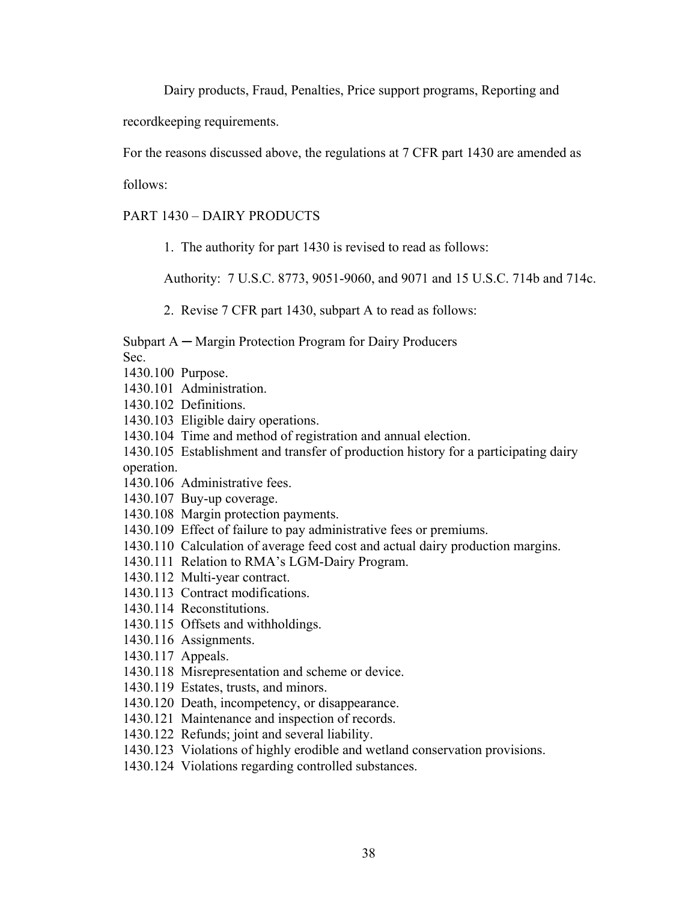Dairy products, Fraud, Penalties, Price support programs, Reporting and recordkeeping requirements.

For the reasons discussed above, the regulations at 7 CFR part 1430 are amended as follows:

PART 1430 – DAIRY PRODUCTS

1. The authority for part 1430 is revised to read as follows:

Authority: 7 U.S.C. 8773, 9051-9060, and 9071 and 15 U.S.C. 714b and 714c.

2. Revise 7 CFR part 1430, subpart A to read as follows:

Subpart A ─ Margin Protection Program for Dairy Producers

Sec.

1430.100 Purpose.
1430.101 Administration.
1430.102 Definitions.
1430.103 Eligible dairy operations.
1430.104 Time and method of registration and annual election.
1430.105 Establishment and transfer of production history for a participating dairy operation.
1430.106 Administrative fees.
1430.107 Buy-up coverage.
1430.108 Margin protection payments.
1430.109 Effect of failure to pay administrative fees or premiums.
1430.110 Calculation of average feed cost and actual dairy production margins.
1430.111 Relation to RMA's LGM-Dairy Program.
1430.112 Multi-year contract.
1430.113 Contract modifications.
1430.114 Reconstitutions.
1430.115 Offsets and withholdings.
1430.116 Assignments.
1430.117 Appeals.
1430.118 Misrepresentation and scheme or device.
1430.119 Estates, trusts, and minors.
1430.120 Death, incompetency, or disappearance.
1430.121 Maintenance and inspection of records.
1430.122 Refunds; joint and several liability.
1430.123 Violations of highly erodible and wetland conservation provisions.
1430.124 Violations regarding controlled substances.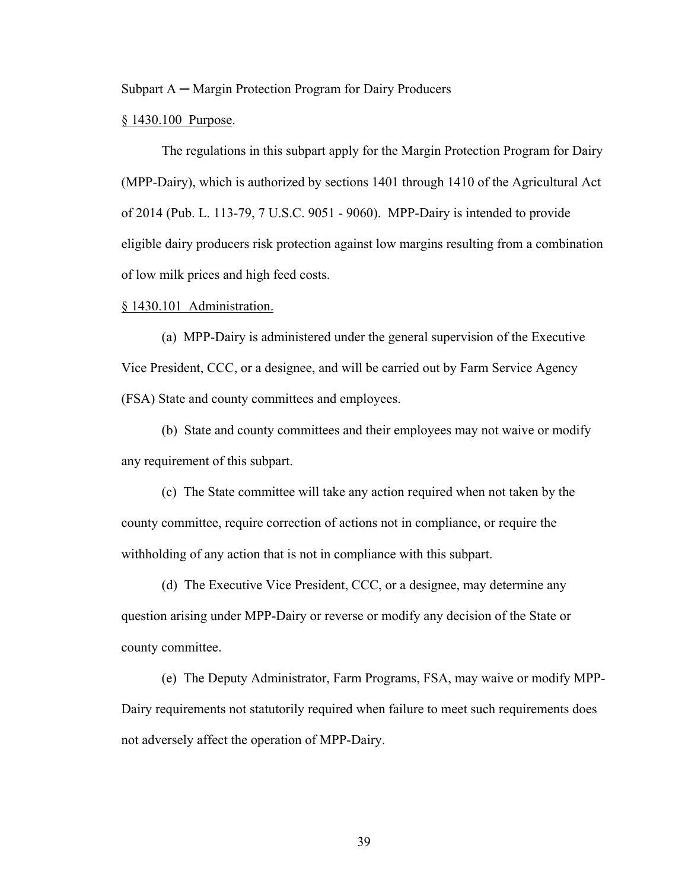Subpart A ─ Margin Protection Program for Dairy Producers

§ 1430.100 Purpose.

The regulations in this subpart apply for the Margin Protection Program for Dairy (MPP-Dairy), which is authorized by sections 1401 through 1410 of the Agricultural Act of 2014 (Pub. L. 113-79, 7 U.S.C. 9051 - 9060). MPP-Dairy is intended to provide eligible dairy producers risk protection against low margins resulting from a combination of low milk prices and high feed costs.

§ 1430.101 Administration.

(a) MPP-Dairy is administered under the general supervision of the Executive Vice President, CCC, or a designee, and will be carried out by Farm Service Agency (FSA) State and county committees and employees.

(b) State and county committees and their employees may not waive or modify any requirement of this subpart.

(c) The State committee will take any action required when not taken by the county committee, require correction of actions not in compliance, or require the withholding of any action that is not in compliance with this subpart.

(d) The Executive Vice President, CCC, or a designee, may determine any question arising under MPP-Dairy or reverse or modify any decision of the State or county committee.

(e) The Deputy Administrator, Farm Programs, FSA, may waive or modify MPP-Dairy requirements not statutorily required when failure to meet such requirements does not adversely affect the operation of MPP-Dairy.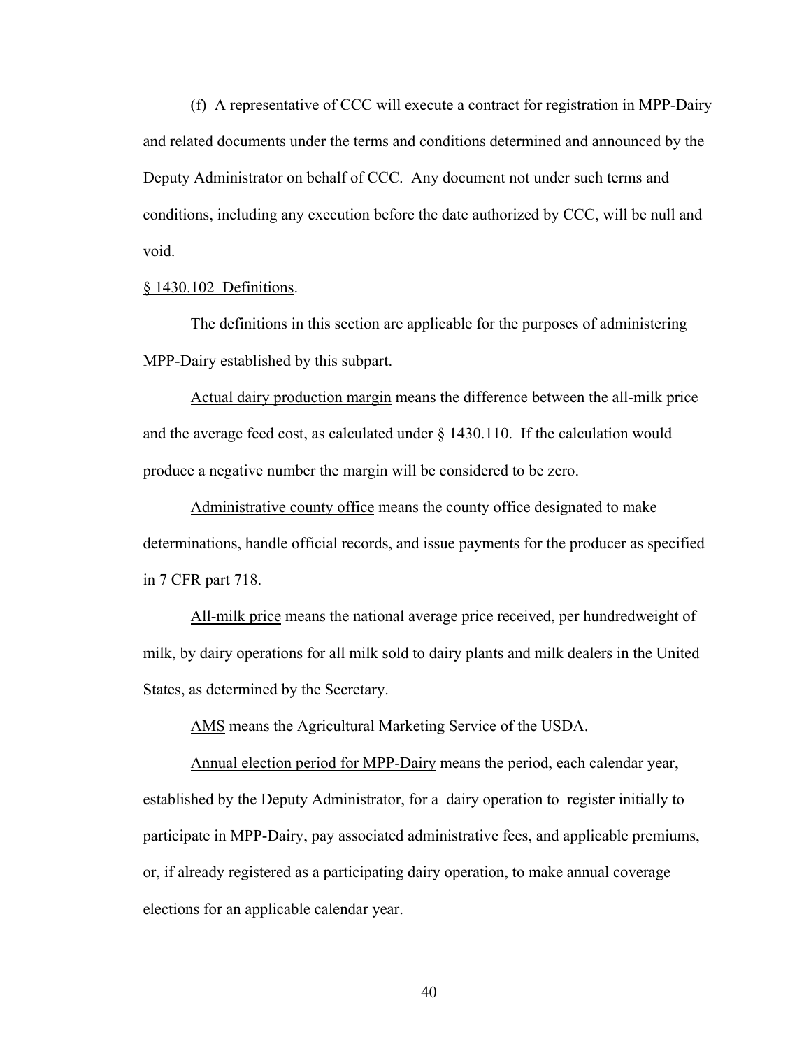(f) A representative of CCC will execute a contract for registration in MPP-Dairy and related documents under the terms and conditions determined and announced by the Deputy Administrator on behalf of CCC. Any document not under such terms and conditions, including any execution before the date authorized by CCC, will be null and void.

§ 1430.102 Definitions.

The definitions in this section are applicable for the purposes of administering MPP-Dairy established by this subpart.

Actual dairy production margin means the difference between the all-milk price and the average feed cost, as calculated under § 1430.110. If the calculation would produce a negative number the margin will be considered to be zero.

Administrative county office means the county office designated to make determinations, handle official records, and issue payments for the producer as specified in 7 CFR part 718.

All-milk price means the national average price received, per hundredweight of milk, by dairy operations for all milk sold to dairy plants and milk dealers in the United States, as determined by the Secretary.

AMS means the Agricultural Marketing Service of the USDA.

Annual election period for MPP-Dairy means the period, each calendar year, established by the Deputy Administrator, for a dairy operation to register initially to participate in MPP-Dairy, pay associated administrative fees, and applicable premiums, or, if already registered as a participating dairy operation, to make annual coverage elections for an applicable calendar year.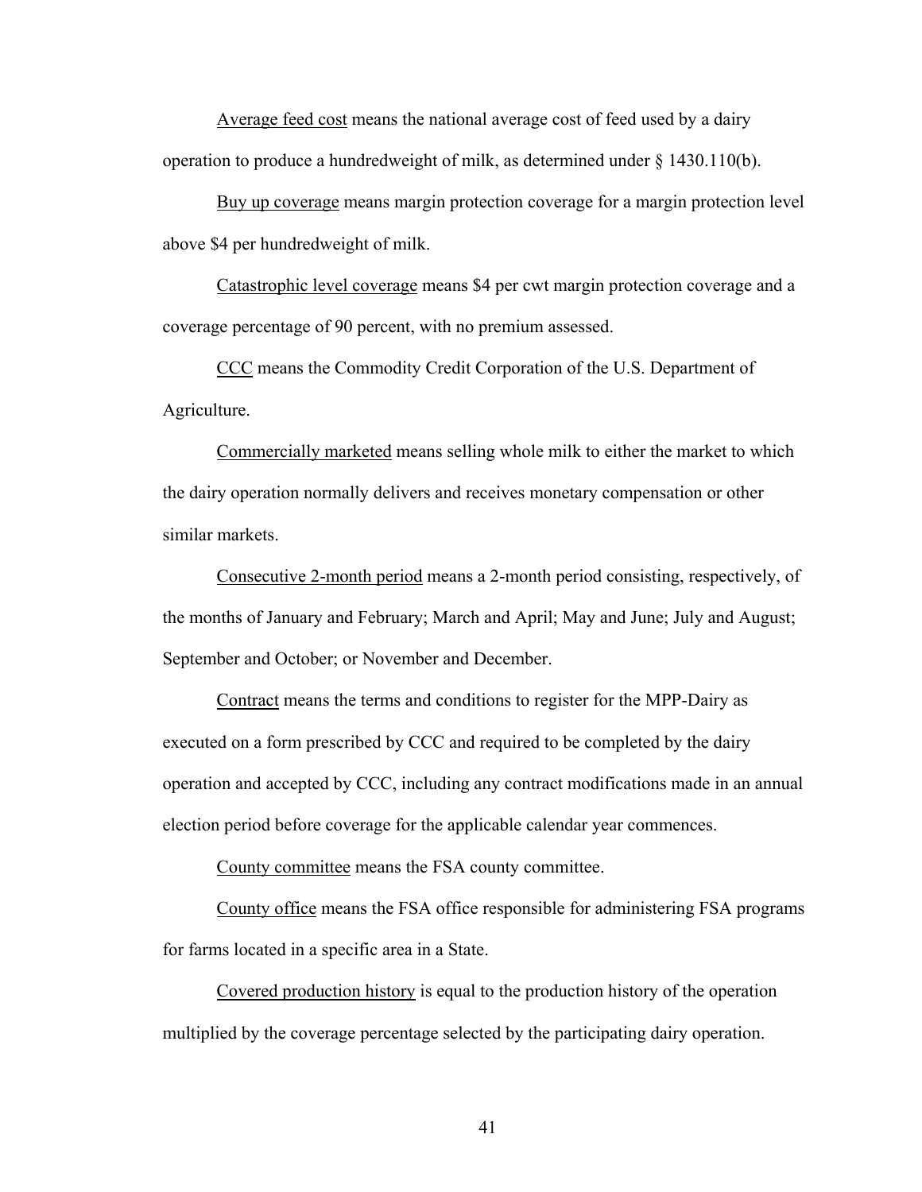Average feed cost means the national average cost of feed used by a dairy operation to produce a hundredweight of milk, as determined under § 1430.110(b).

Buy up coverage means margin protection coverage for a margin protection level above $4 per hundredweight of milk.

Catastrophic level coverage means $4 per cwt margin protection coverage and a coverage percentage of 90 percent, with no premium assessed.

CCC means the Commodity Credit Corporation of the U.S. Department of Agriculture.

Commercially marketed means selling whole milk to either the market to which the dairy operation normally delivers and receives monetary compensation or other similar markets.

Consecutive 2-month period means a 2-month period consisting, respectively, of the months of January and February; March and April; May and June; July and August; September and October; or November and December.

Contract means the terms and conditions to register for the MPP-Dairy as executed on a form prescribed by CCC and required to be completed by the dairy operation and accepted by CCC, including any contract modifications made in an annual election period before coverage for the applicable calendar year commences.

County committee means the FSA county committee.

County office means the FSA office responsible for administering FSA programs for farms located in a specific area in a State.

Covered production history is equal to the production history of the operation multiplied by the coverage percentage selected by the participating dairy operation.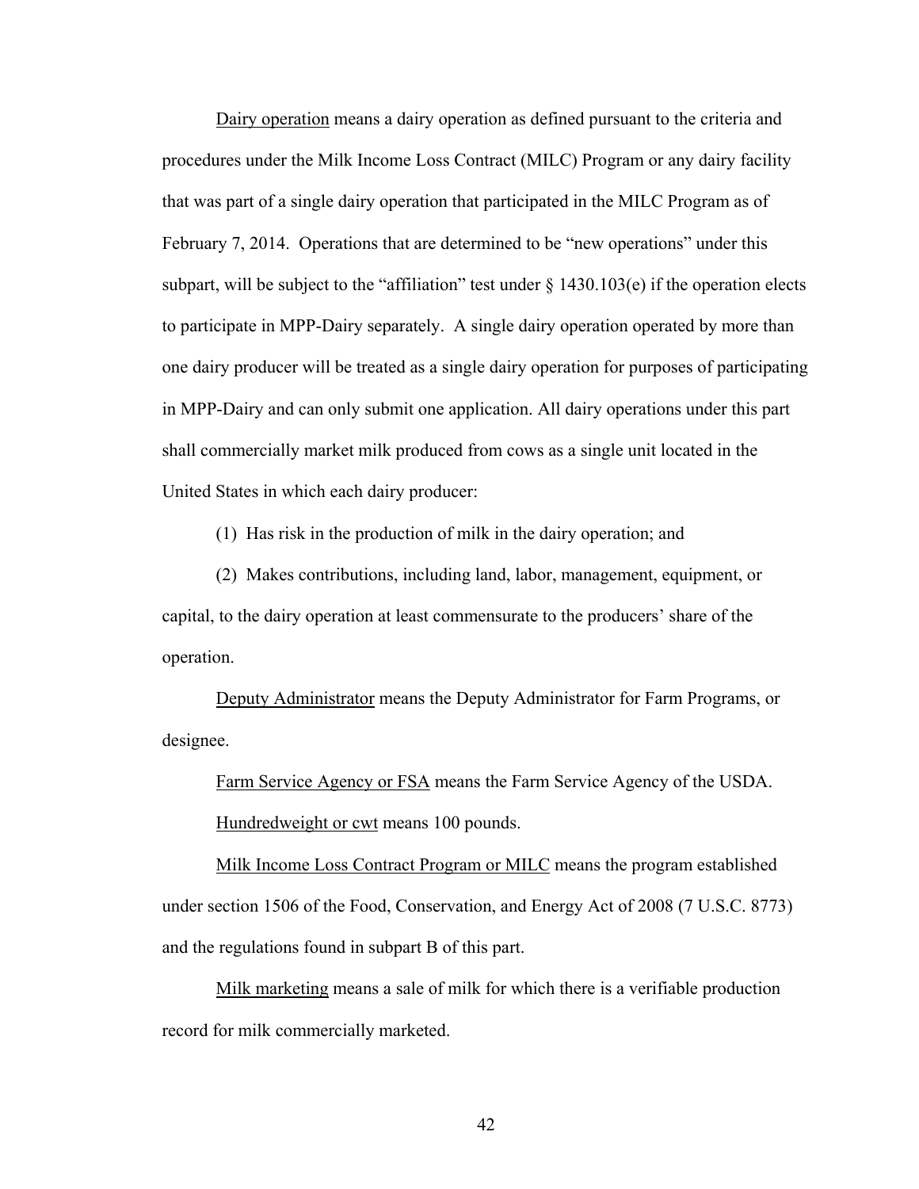Dairy operation means a dairy operation as defined pursuant to the criteria and procedures under the Milk Income Loss Contract (MILC) Program or any dairy facility that was part of a single dairy operation that participated in the MILC Program as of February 7, 2014. Operations that are determined to be "new operations" under this subpart, will be subject to the "affiliation" test under § 1430.103(e) if the operation elects to participate in MPP-Dairy separately. A single dairy operation operated by more than one dairy producer will be treated as a single dairy operation for purposes of participating in MPP-Dairy and can only submit one application. All dairy operations under this part shall commercially market milk produced from cows as a single unit located in the United States in which each dairy producer:

(1) Has risk in the production of milk in the dairy operation; and

(2) Makes contributions, including land, labor, management, equipment, or capital, to the dairy operation at least commensurate to the producers' share of the operation.

Deputy Administrator means the Deputy Administrator for Farm Programs, or designee.

Farm Service Agency or FSA means the Farm Service Agency of the USDA.

Hundredweight or cwt means 100 pounds.

Milk Income Loss Contract Program or MILC means the program established under section 1506 of the Food, Conservation, and Energy Act of 2008 (7 U.S.C. 8773) and the regulations found in subpart B of this part.

Milk marketing means a sale of milk for which there is a verifiable production record for milk commercially marketed.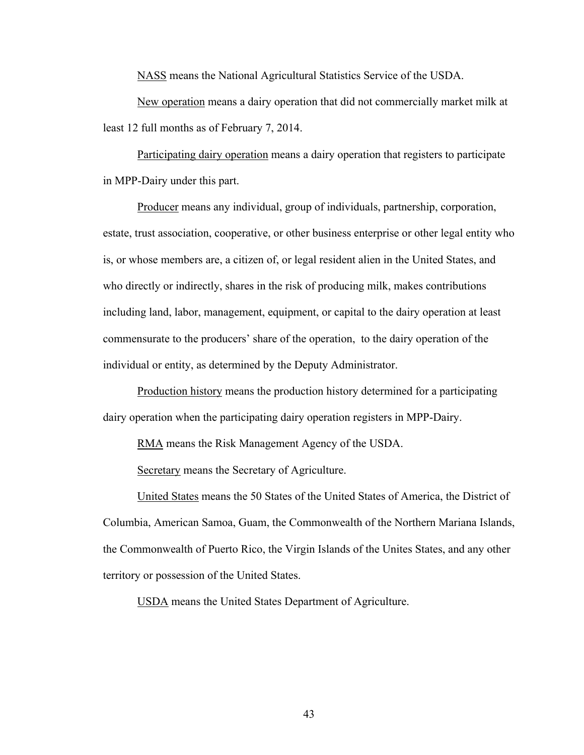NASS means the National Agricultural Statistics Service of the USDA.

New operation means a dairy operation that did not commercially market milk at least 12 full months as of February 7, 2014.

Participating dairy operation means a dairy operation that registers to participate in MPP-Dairy under this part.

Producer means any individual, group of individuals, partnership, corporation, estate, trust association, cooperative, or other business enterprise or other legal entity who is, or whose members are, a citizen of, or legal resident alien in the United States, and who directly or indirectly, shares in the risk of producing milk, makes contributions including land, labor, management, equipment, or capital to the dairy operation at least commensurate to the producers' share of the operation, to the dairy operation of the individual or entity, as determined by the Deputy Administrator.

Production history means the production history determined for a participating dairy operation when the participating dairy operation registers in MPP-Dairy.

RMA means the Risk Management Agency of the USDA.

Secretary means the Secretary of Agriculture.

United States means the 50 States of the United States of America, the District of Columbia, American Samoa, Guam, the Commonwealth of the Northern Mariana Islands, the Commonwealth of Puerto Rico, the Virgin Islands of the Unites States, and any other territory or possession of the United States.

USDA means the United States Department of Agriculture.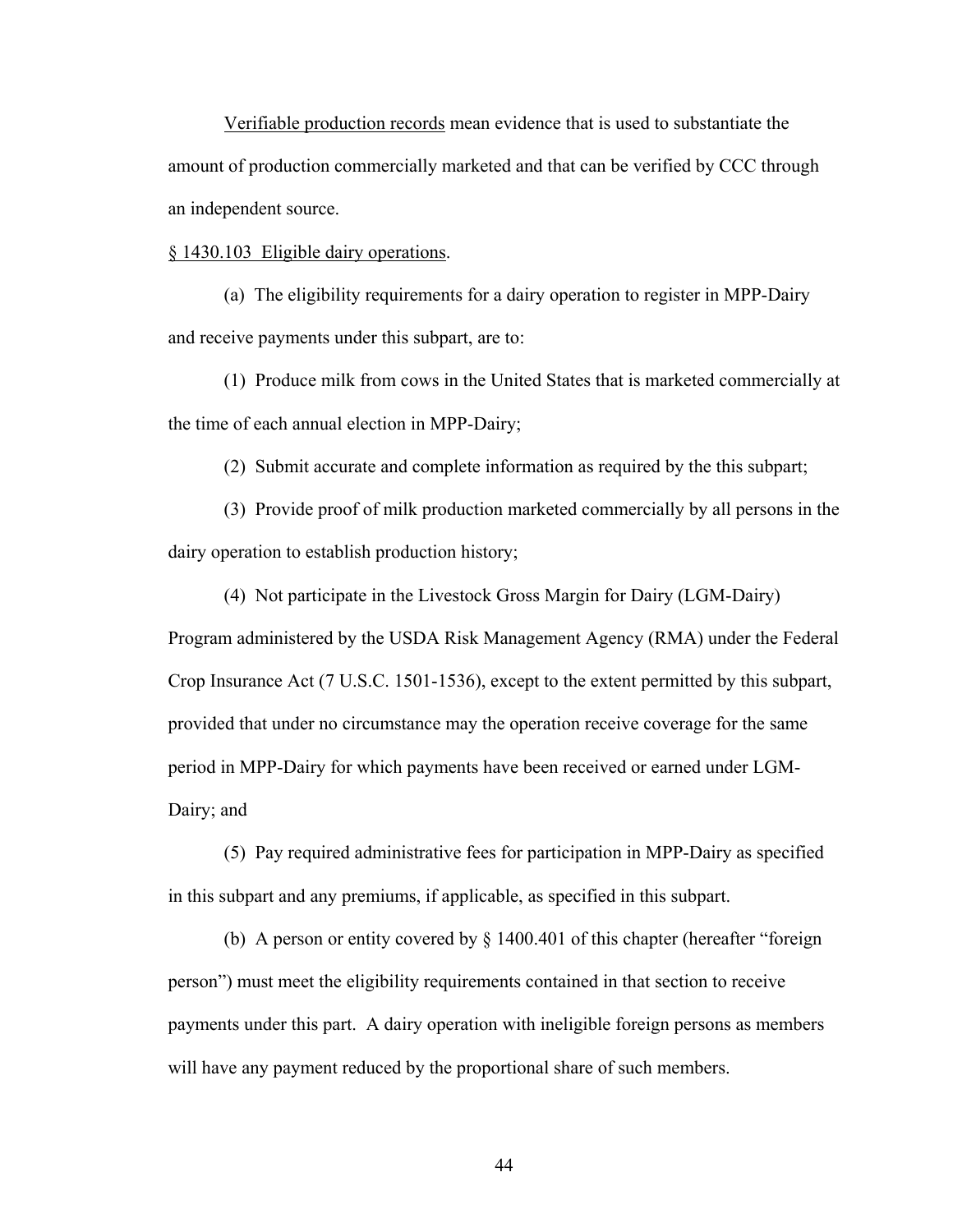Verifiable production records mean evidence that is used to substantiate the amount of production commercially marketed and that can be verified by CCC through an independent source.

§ 1430.103 Eligible dairy operations.

(a) The eligibility requirements for a dairy operation to register in MPP-Dairy and receive payments under this subpart, are to:

(1) Produce milk from cows in the United States that is marketed commercially at the time of each annual election in MPP-Dairy;

(2) Submit accurate and complete information as required by the this subpart;

(3) Provide proof of milk production marketed commercially by all persons in the dairy operation to establish production history;

(4) Not participate in the Livestock Gross Margin for Dairy (LGM-Dairy) Program administered by the USDA Risk Management Agency (RMA) under the Federal Crop Insurance Act (7 U.S.C. 1501-1536), except to the extent permitted by this subpart, provided that under no circumstance may the operation receive coverage for the same period in MPP-Dairy for which payments have been received or earned under LGM-Dairy; and

(5) Pay required administrative fees for participation in MPP-Dairy as specified in this subpart and any premiums, if applicable, as specified in this subpart.

(b) A person or entity covered by § 1400.401 of this chapter (hereafter "foreign person") must meet the eligibility requirements contained in that section to receive payments under this part. A dairy operation with ineligible foreign persons as members will have any payment reduced by the proportional share of such members.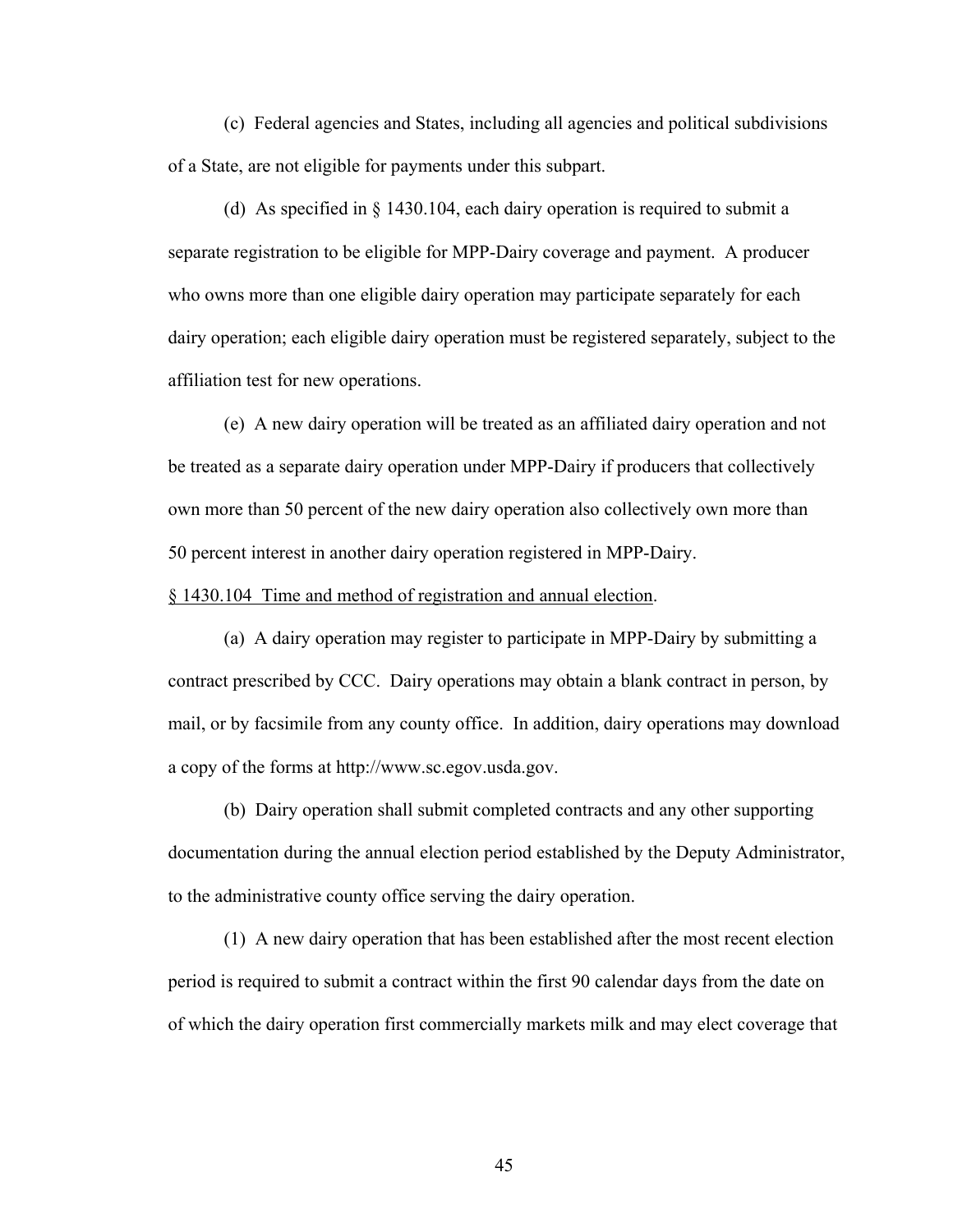(c) Federal agencies and States, including all agencies and political subdivisions of a State, are not eligible for payments under this subpart.

(d) As specified in § 1430.104, each dairy operation is required to submit a separate registration to be eligible for MPP-Dairy coverage and payment. A producer who owns more than one eligible dairy operation may participate separately for each dairy operation; each eligible dairy operation must be registered separately, subject to the affiliation test for new operations.

(e) A new dairy operation will be treated as an affiliated dairy operation and not be treated as a separate dairy operation under MPP-Dairy if producers that collectively own more than 50 percent of the new dairy operation also collectively own more than 50 percent interest in another dairy operation registered in MPP-Dairy.

§ 1430.104 Time and method of registration and annual election.

(a) A dairy operation may register to participate in MPP-Dairy by submitting a contract prescribed by CCC. Dairy operations may obtain a blank contract in person, by mail, or by facsimile from any county office. In addition, dairy operations may download a copy of the forms at http://www.sc.egov.usda.gov.

(b) Dairy operation shall submit completed contracts and any other supporting documentation during the annual election period established by the Deputy Administrator, to the administrative county office serving the dairy operation.

(1) A new dairy operation that has been established after the most recent election period is required to submit a contract within the first 90 calendar days from the date on of which the dairy operation first commercially markets milk and may elect coverage that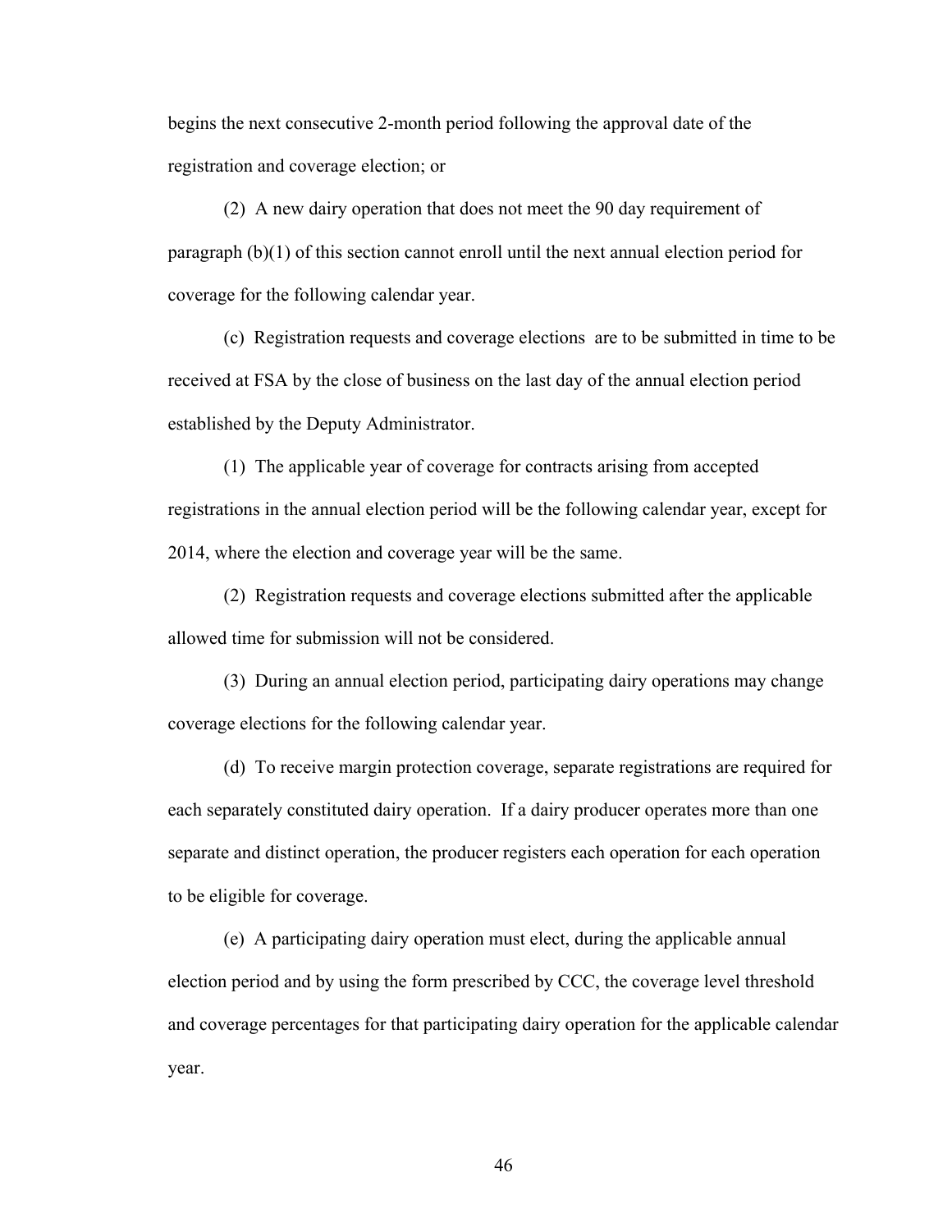begins the next consecutive 2-month period following the approval date of the registration and coverage election; or

(2) A new dairy operation that does not meet the 90 day requirement of paragraph (b)(1) of this section cannot enroll until the next annual election period for coverage for the following calendar year.

(c) Registration requests and coverage elections are to be submitted in time to be received at FSA by the close of business on the last day of the annual election period established by the Deputy Administrator.

(1) The applicable year of coverage for contracts arising from accepted registrations in the annual election period will be the following calendar year, except for 2014, where the election and coverage year will be the same.

(2) Registration requests and coverage elections submitted after the applicable allowed time for submission will not be considered.

(3) During an annual election period, participating dairy operations may change coverage elections for the following calendar year.

(d) To receive margin protection coverage, separate registrations are required for each separately constituted dairy operation. If a dairy producer operates more than one separate and distinct operation, the producer registers each operation for each operation to be eligible for coverage.

(e) A participating dairy operation must elect, during the applicable annual election period and by using the form prescribed by CCC, the coverage level threshold and coverage percentages for that participating dairy operation for the applicable calendar year.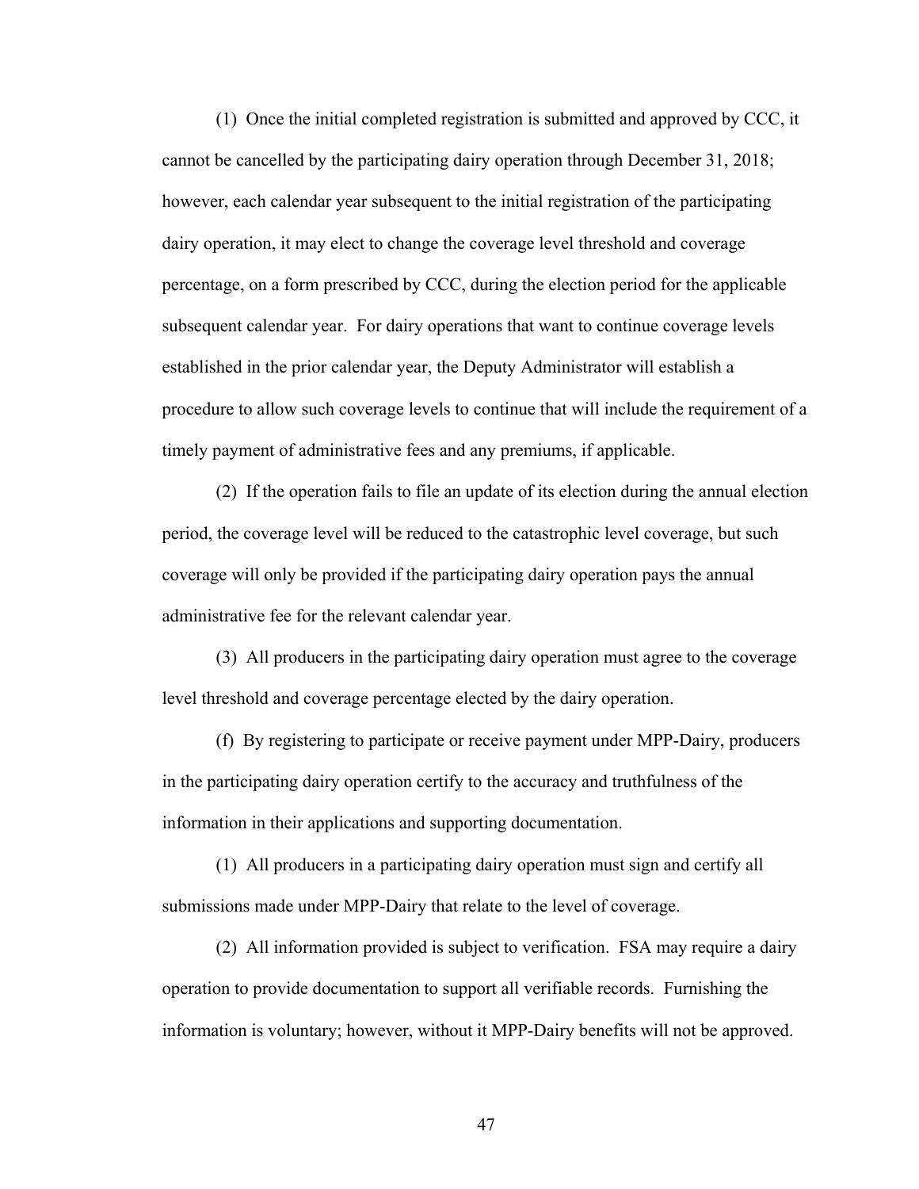(1) Once the initial completed registration is submitted and approved by CCC, it cannot be cancelled by the participating dairy operation through December 31, 2018; however, each calendar year subsequent to the initial registration of the participating dairy operation, it may elect to change the coverage level threshold and coverage percentage, on a form prescribed by CCC, during the election period for the applicable subsequent calendar year. For dairy operations that want to continue coverage levels established in the prior calendar year, the Deputy Administrator will establish a procedure to allow such coverage levels to continue that will include the requirement of a timely payment of administrative fees and any premiums, if applicable.

(2) If the operation fails to file an update of its election during the annual election period, the coverage level will be reduced to the catastrophic level coverage, but such coverage will only be provided if the participating dairy operation pays the annual administrative fee for the relevant calendar year.

(3) All producers in the participating dairy operation must agree to the coverage level threshold and coverage percentage elected by the dairy operation.

(f) By registering to participate or receive payment under MPP-Dairy, producers in the participating dairy operation certify to the accuracy and truthfulness of the information in their applications and supporting documentation.

(1) All producers in a participating dairy operation must sign and certify all submissions made under MPP-Dairy that relate to the level of coverage.

(2) All information provided is subject to verification. FSA may require a dairy operation to provide documentation to support all verifiable records. Furnishing the information is voluntary; however, without it MPP-Dairy benefits will not be approved.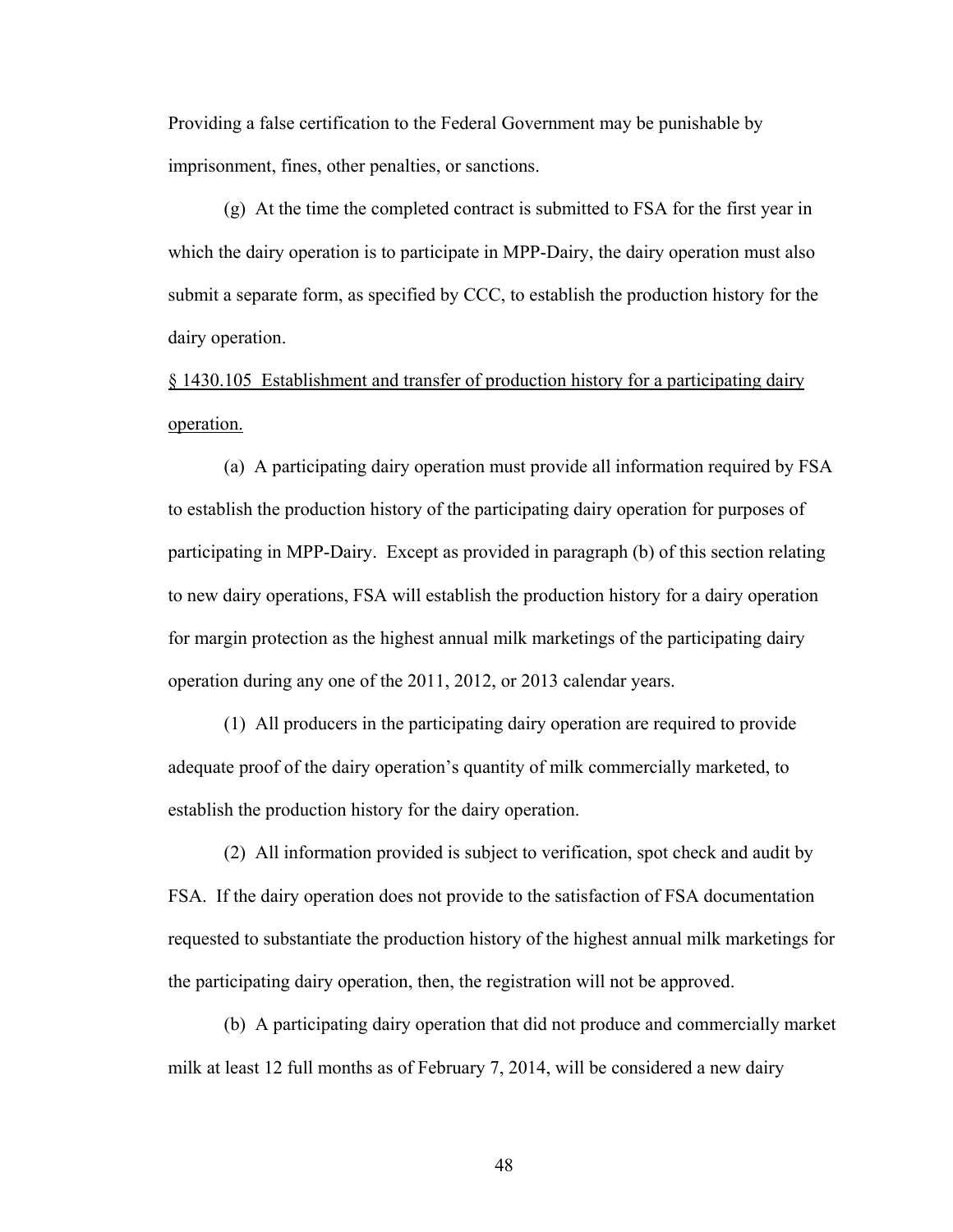Providing a false certification to the Federal Government may be punishable by imprisonment, fines, other penalties, or sanctions.

(g) At the time the completed contract is submitted to FSA for the first year in which the dairy operation is to participate in MPP-Dairy, the dairy operation must also submit a separate form, as specified by CCC, to establish the production history for the dairy operation.

§ 1430.105 Establishment and transfer of production history for a participating dairy operation.

(a) A participating dairy operation must provide all information required by FSA to establish the production history of the participating dairy operation for purposes of participating in MPP-Dairy. Except as provided in paragraph (b) of this section relating to new dairy operations, FSA will establish the production history for a dairy operation for margin protection as the highest annual milk marketings of the participating dairy operation during any one of the 2011, 2012, or 2013 calendar years.

(1) All producers in the participating dairy operation are required to provide adequate proof of the dairy operation's quantity of milk commercially marketed, to establish the production history for the dairy operation.

(2) All information provided is subject to verification, spot check and audit by FSA. If the dairy operation does not provide to the satisfaction of FSA documentation requested to substantiate the production history of the highest annual milk marketings for the participating dairy operation, then, the registration will not be approved.

(b) A participating dairy operation that did not produce and commercially market milk at least 12 full months as of February 7, 2014, will be considered a new dairy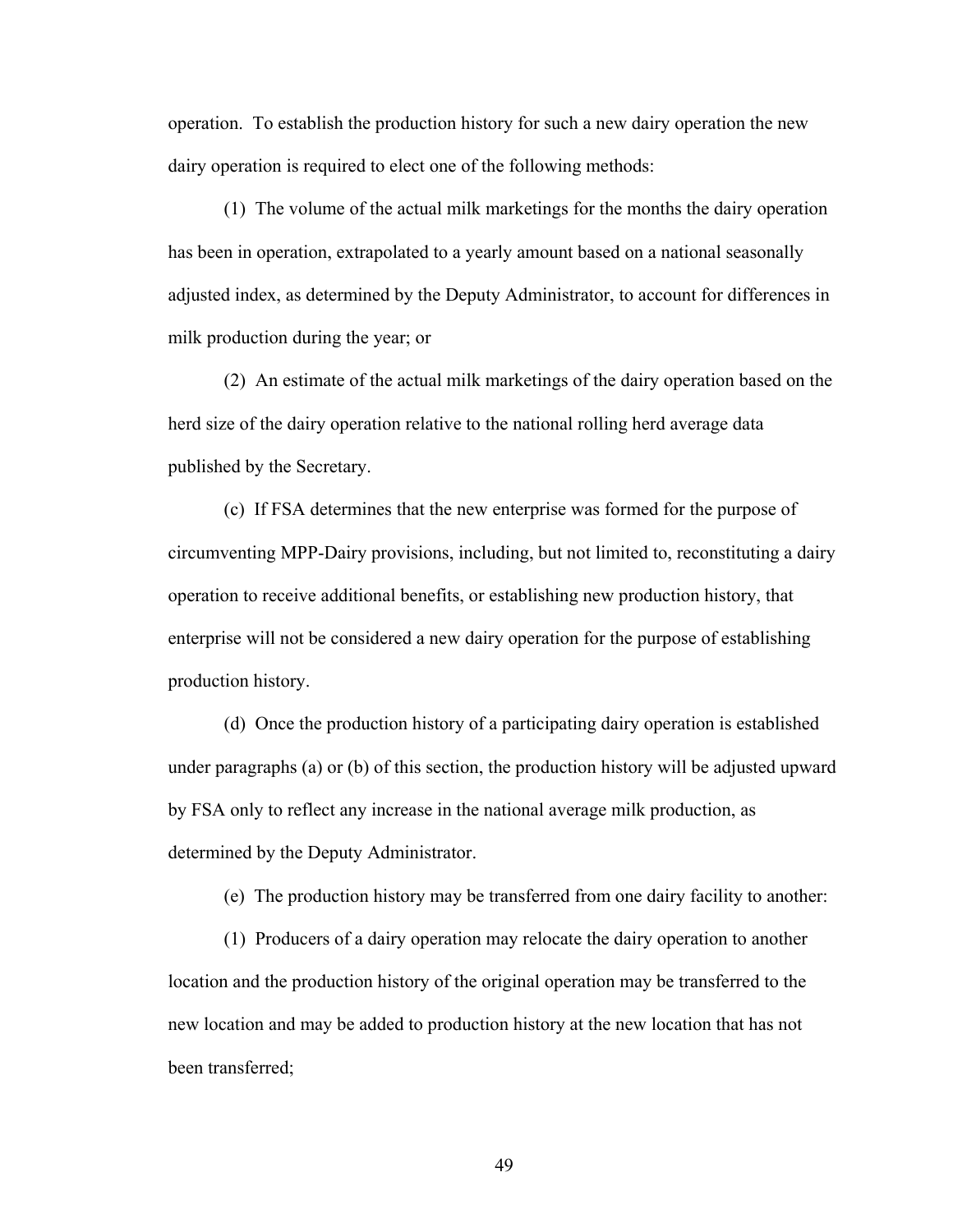operation. To establish the production history for such a new dairy operation the new dairy operation is required to elect one of the following methods:

(1) The volume of the actual milk marketings for the months the dairy operation has been in operation, extrapolated to a yearly amount based on a national seasonally adjusted index, as determined by the Deputy Administrator, to account for differences in milk production during the year; or

(2) An estimate of the actual milk marketings of the dairy operation based on the herd size of the dairy operation relative to the national rolling herd average data published by the Secretary.

(c) If FSA determines that the new enterprise was formed for the purpose of circumventing MPP-Dairy provisions, including, but not limited to, reconstituting a dairy operation to receive additional benefits, or establishing new production history, that enterprise will not be considered a new dairy operation for the purpose of establishing production history.

(d) Once the production history of a participating dairy operation is established under paragraphs (a) or (b) of this section, the production history will be adjusted upward by FSA only to reflect any increase in the national average milk production, as determined by the Deputy Administrator.

(e) The production history may be transferred from one dairy facility to another:

(1) Producers of a dairy operation may relocate the dairy operation to another location and the production history of the original operation may be transferred to the new location and may be added to production history at the new location that has not been transferred;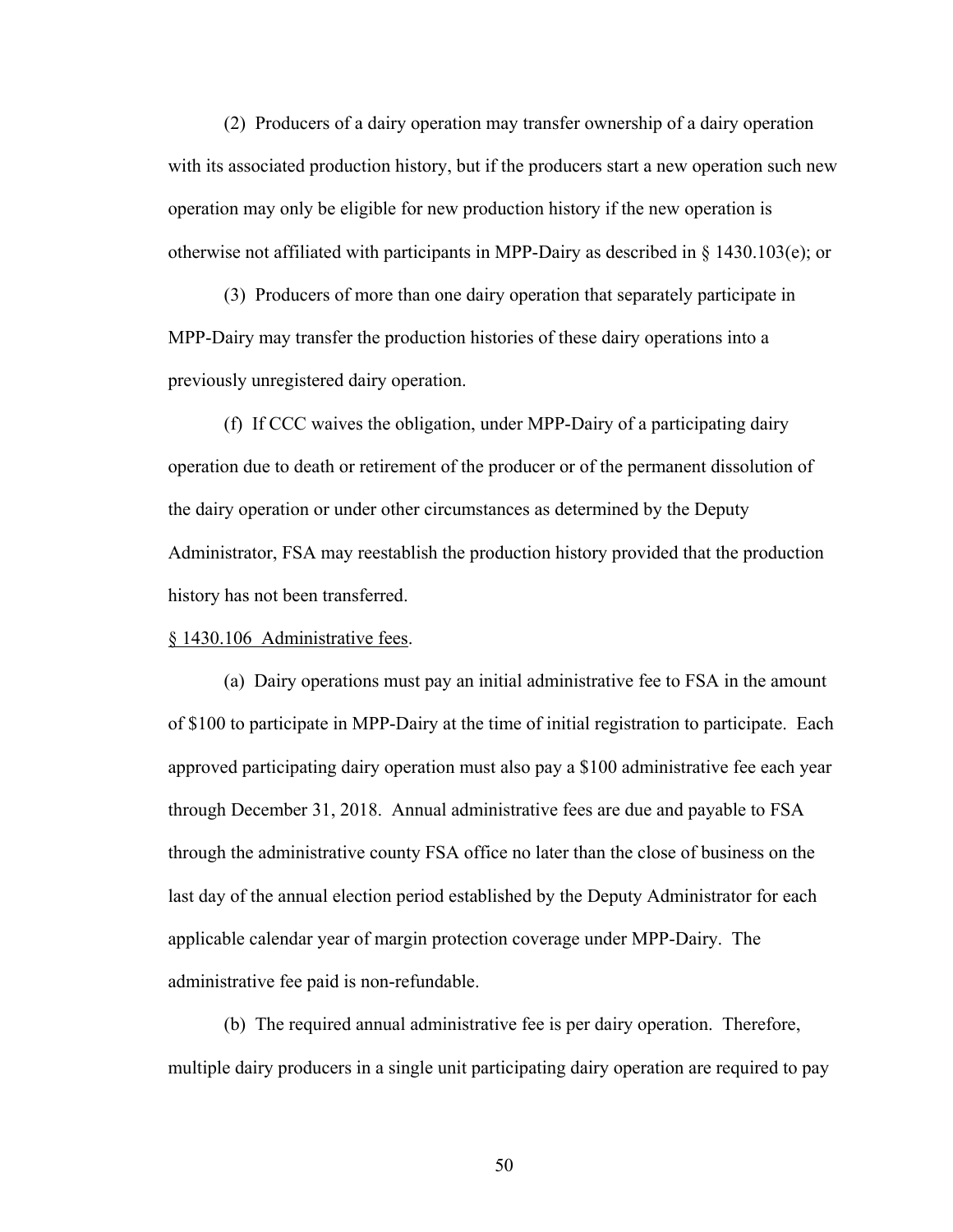(2) Producers of a dairy operation may transfer ownership of a dairy operation with its associated production history, but if the producers start a new operation such new operation may only be eligible for new production history if the new operation is otherwise not affiliated with participants in MPP-Dairy as described in § 1430.103(e); or

(3) Producers of more than one dairy operation that separately participate in MPP-Dairy may transfer the production histories of these dairy operations into a previously unregistered dairy operation.

(f) If CCC waives the obligation, under MPP-Dairy of a participating dairy operation due to death or retirement of the producer or of the permanent dissolution of the dairy operation or under other circumstances as determined by the Deputy Administrator, FSA may reestablish the production history provided that the production history has not been transferred.

§ 1430.106 Administrative fees.

(a) Dairy operations must pay an initial administrative fee to FSA in the amount of $100 to participate in MPP-Dairy at the time of initial registration to participate. Each approved participating dairy operation must also pay a $100 administrative fee each year through December 31, 2018. Annual administrative fees are due and payable to FSA through the administrative county FSA office no later than the close of business on the last day of the annual election period established by the Deputy Administrator for each applicable calendar year of margin protection coverage under MPP-Dairy. The administrative fee paid is non-refundable.

(b) The required annual administrative fee is per dairy operation. Therefore, multiple dairy producers in a single unit participating dairy operation are required to pay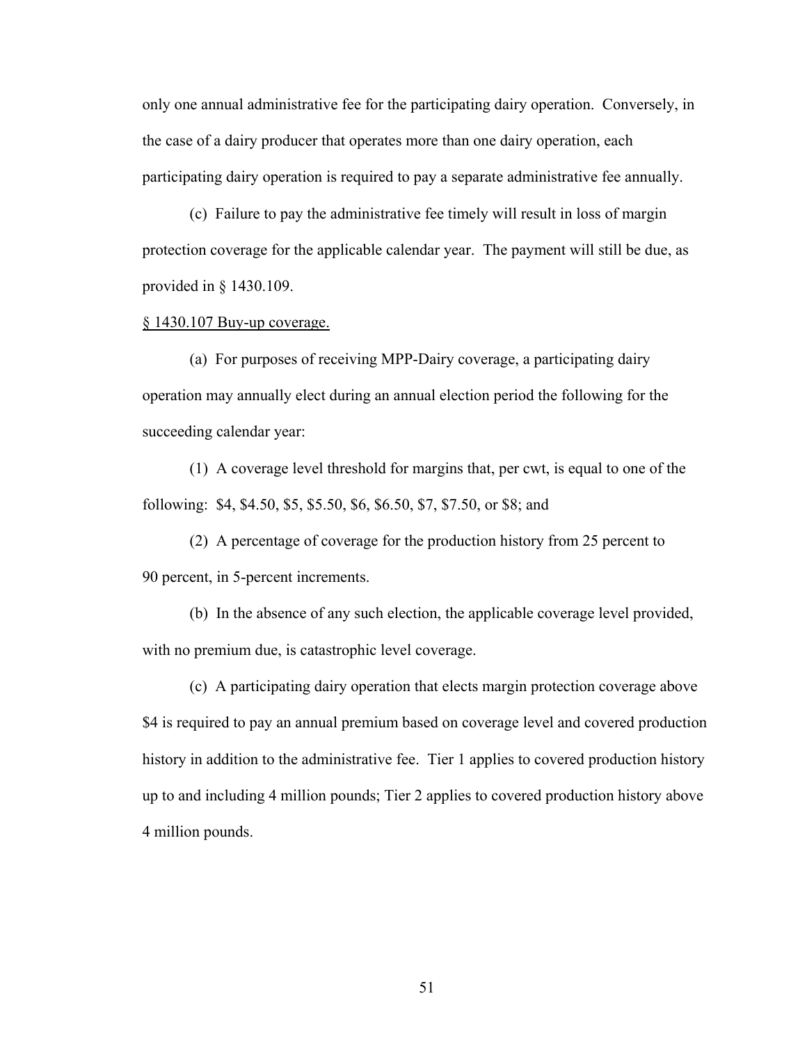only one annual administrative fee for the participating dairy operation. Conversely, in the case of a dairy producer that operates more than one dairy operation, each participating dairy operation is required to pay a separate administrative fee annually.

(c) Failure to pay the administrative fee timely will result in loss of margin protection coverage for the applicable calendar year. The payment will still be due, as provided in § 1430.109.

§ 1430.107 Buy-up coverage.

(a) For purposes of receiving MPP-Dairy coverage, a participating dairy operation may annually elect during an annual election period the following for the succeeding calendar year:

(1) A coverage level threshold for margins that, per cwt, is equal to one of the following: $4, $4.50, $5, $5.50, $6, $6.50, $7, $7.50, or $8; and

(2) A percentage of coverage for the production history from 25 percent to 90 percent, in 5-percent increments.

(b) In the absence of any such election, the applicable coverage level provided, with no premium due, is catastrophic level coverage.

(c) A participating dairy operation that elects margin protection coverage above $4 is required to pay an annual premium based on coverage level and covered production history in addition to the administrative fee. Tier 1 applies to covered production history up to and including 4 million pounds; Tier 2 applies to covered production history above 4 million pounds.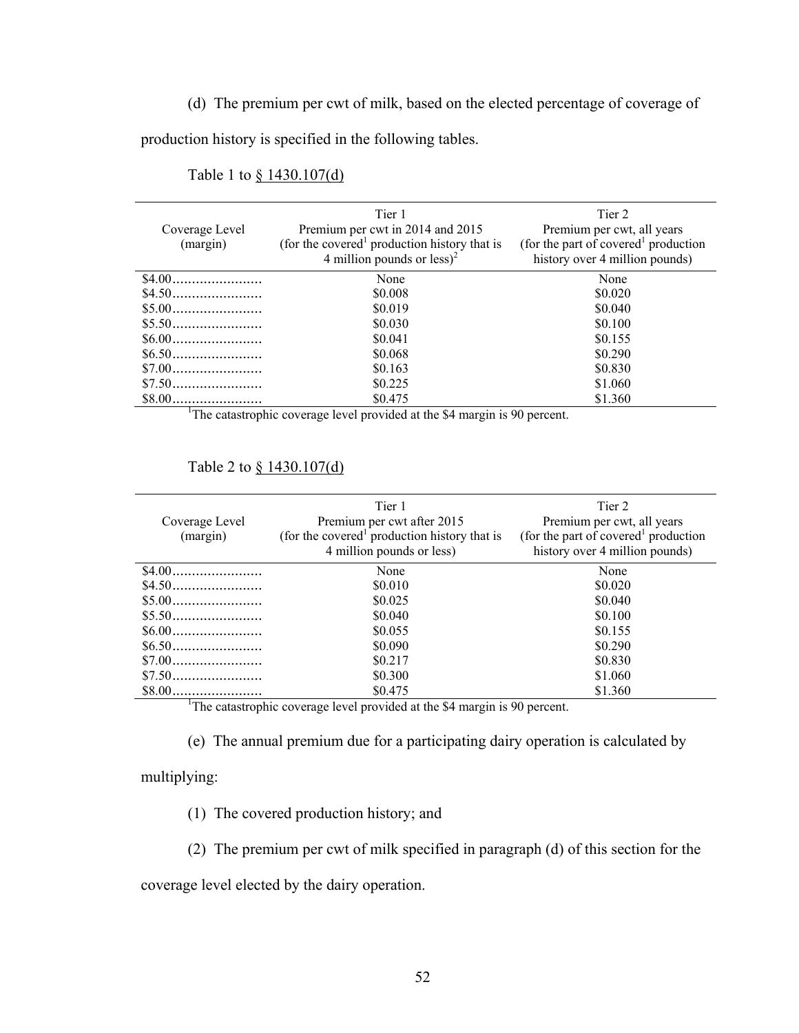(d) The premium per cwt of milk, based on the elected percentage of coverage of production history is specified in the following tables.

Table 1 to § 1430.107(d)

| Coverage Level (margin) | Tier 1 Premium per cwt in 2014 and 2015 (for the covered[1] production history that is 4 million pounds or less)[2] | Tier 2 Premium per cwt, all years (for the part of covered[1] production history over 4 million pounds) |
|---|---|---|
| $4.00....................... | None | None |
| $4.50....................... | $0.008 | $0.020 |
| $5.00....................... | $0.019 | $0.040 |
| $5.50....................... | $0.030 | $0.100 |
| $6.00....................... | $0.041 | $0.155 |
| $6.50....................... | $0.068 | $0.290 |
| $7.00....................... | $0.163 | $0.830 |
| $7.50....................... | $0.225 | $1.060 |
| $8.00....................... | $0.475 | $1.360 |

[1]The catastrophic coverage level provided at the $4 margin is 90 percent.

Table 2 to § 1430.107(d)

| Coverage Level (margin) | Tier 1 Premium per cwt after 2015 (for the covered[1] production history that is 4 million pounds or less) | Tier 2 Premium per cwt, all years (for the part of covered[1] production history over 4 million pounds) |
|---|---|---|
| $4.00....................... | None | None |
| $4.50....................... | $0.010 | $0.020 |
| $5.00....................... | $0.025 | $0.040 |
| $5.50....................... | $0.040 | $0.100 |
| $6.00....................... | $0.055 | $0.155 |
| $6.50....................... | $0.090 | $0.290 |
| $7.00....................... | $0.217 | $0.830 |
| $7.50....................... | $0.300 | $1.060 |
| $8.00....................... | $0.475 | $1.360 |

[1]The catastrophic coverage level provided at the $4 margin is 90 percent.

(e) The annual premium due for a participating dairy operation is calculated by multiplying:

(1) The covered production history; and

(2) The premium per cwt of milk specified in paragraph (d) of this section for the coverage level elected by the dairy operation.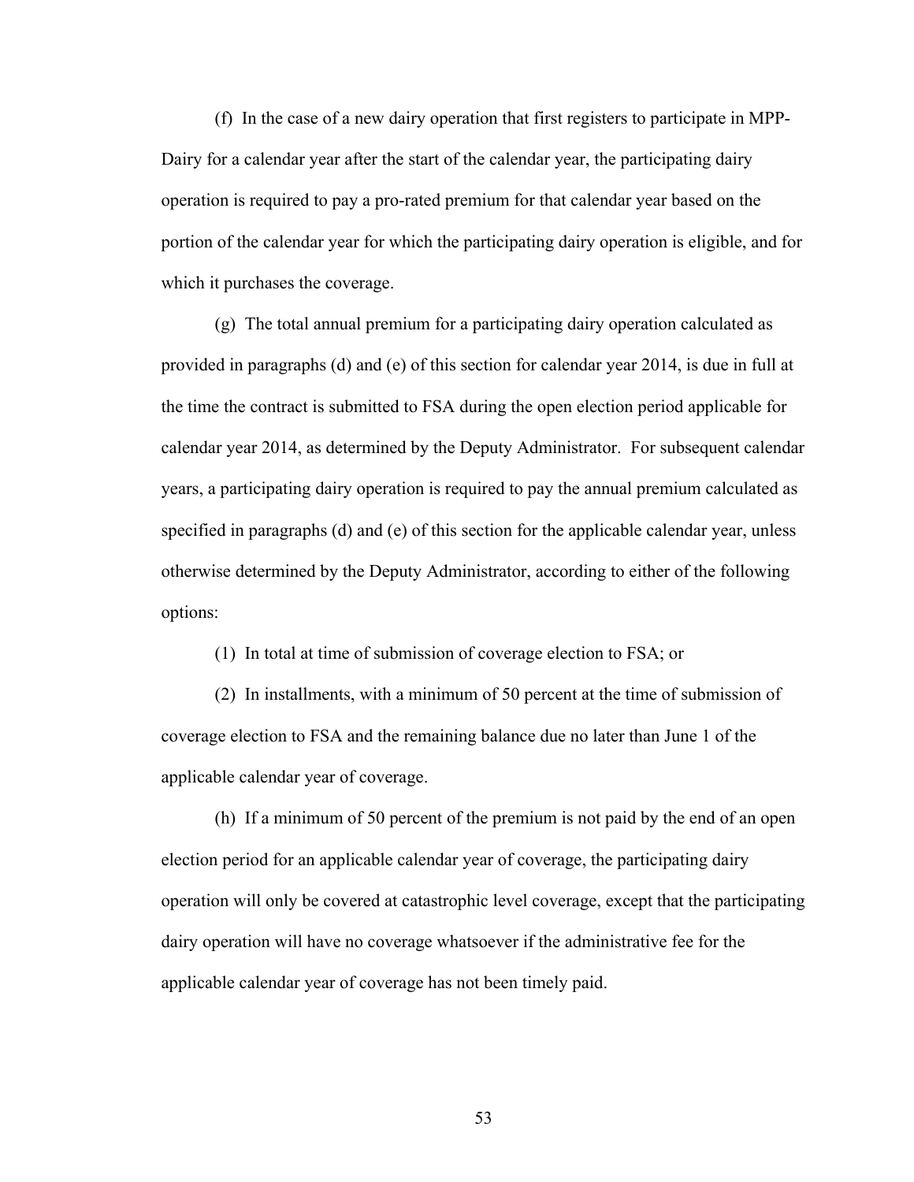(f) In the case of a new dairy operation that first registers to participate in MPP-Dairy for a calendar year after the start of the calendar year, the participating dairy operation is required to pay a pro-rated premium for that calendar year based on the portion of the calendar year for which the participating dairy operation is eligible, and for which it purchases the coverage.

(g) The total annual premium for a participating dairy operation calculated as provided in paragraphs (d) and (e) of this section for calendar year 2014, is due in full at the time the contract is submitted to FSA during the open election period applicable for calendar year 2014, as determined by the Deputy Administrator. For subsequent calendar years, a participating dairy operation is required to pay the annual premium calculated as specified in paragraphs (d) and (e) of this section for the applicable calendar year, unless otherwise determined by the Deputy Administrator, according to either of the following options:

(1) In total at time of submission of coverage election to FSA; or

(2) In installments, with a minimum of 50 percent at the time of submission of coverage election to FSA and the remaining balance due no later than June 1 of the applicable calendar year of coverage.

(h) If a minimum of 50 percent of the premium is not paid by the end of an open election period for an applicable calendar year of coverage, the participating dairy operation will only be covered at catastrophic level coverage, except that the participating dairy operation will have no coverage whatsoever if the administrative fee for the applicable calendar year of coverage has not been timely paid.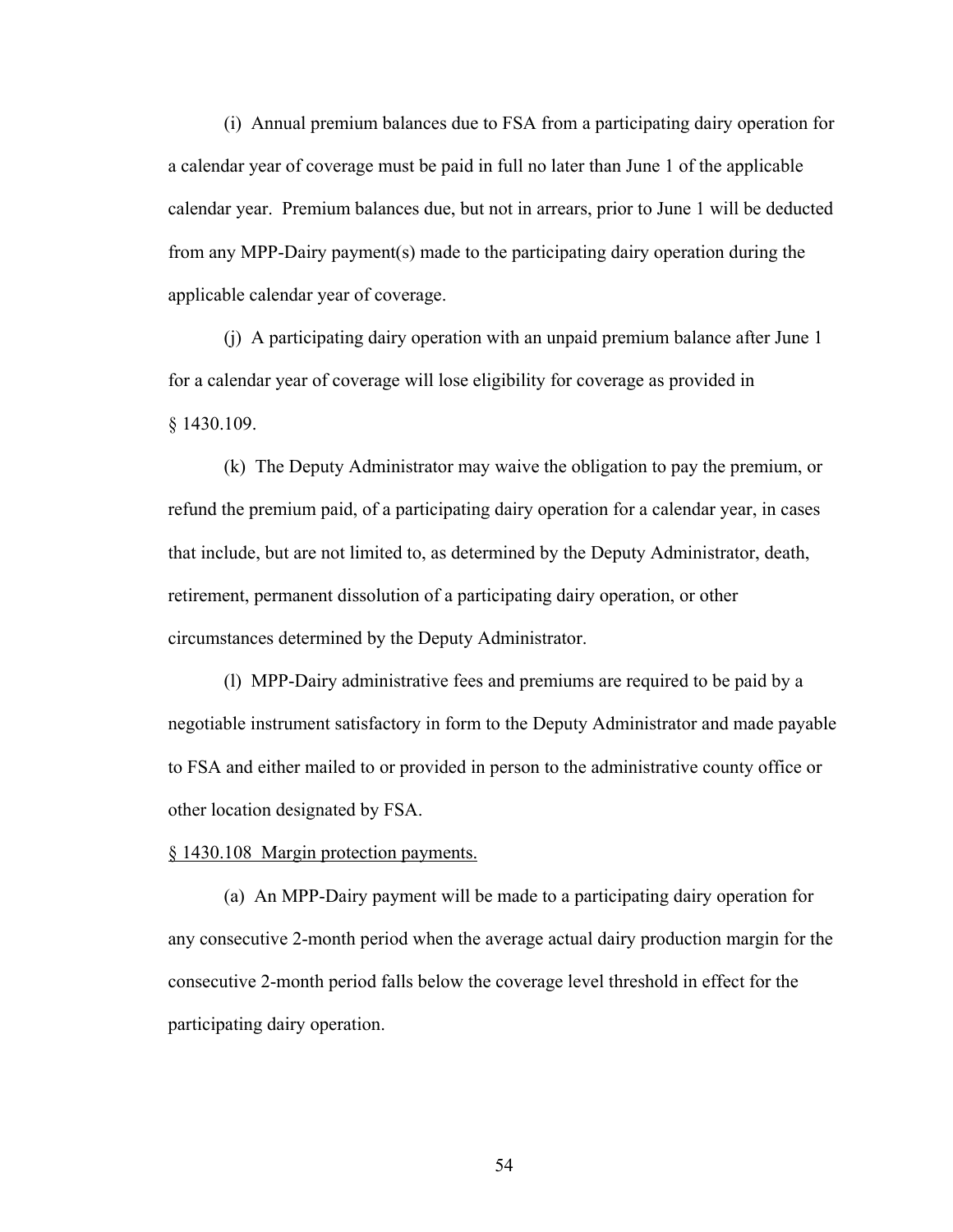(i) Annual premium balances due to FSA from a participating dairy operation for a calendar year of coverage must be paid in full no later than June 1 of the applicable calendar year. Premium balances due, but not in arrears, prior to June 1 will be deducted from any MPP-Dairy payment(s) made to the participating dairy operation during the applicable calendar year of coverage.

(j) A participating dairy operation with an unpaid premium balance after June 1 for a calendar year of coverage will lose eligibility for coverage as provided in § 1430.109.

(k) The Deputy Administrator may waive the obligation to pay the premium, or refund the premium paid, of a participating dairy operation for a calendar year, in cases that include, but are not limited to, as determined by the Deputy Administrator, death, retirement, permanent dissolution of a participating dairy operation, or other circumstances determined by the Deputy Administrator.

(l) MPP-Dairy administrative fees and premiums are required to be paid by a negotiable instrument satisfactory in form to the Deputy Administrator and made payable to FSA and either mailed to or provided in person to the administrative county office or other location designated by FSA.

§ 1430.108 Margin protection payments.

(a) An MPP-Dairy payment will be made to a participating dairy operation for any consecutive 2-month period when the average actual dairy production margin for the consecutive 2-month period falls below the coverage level threshold in effect for the participating dairy operation.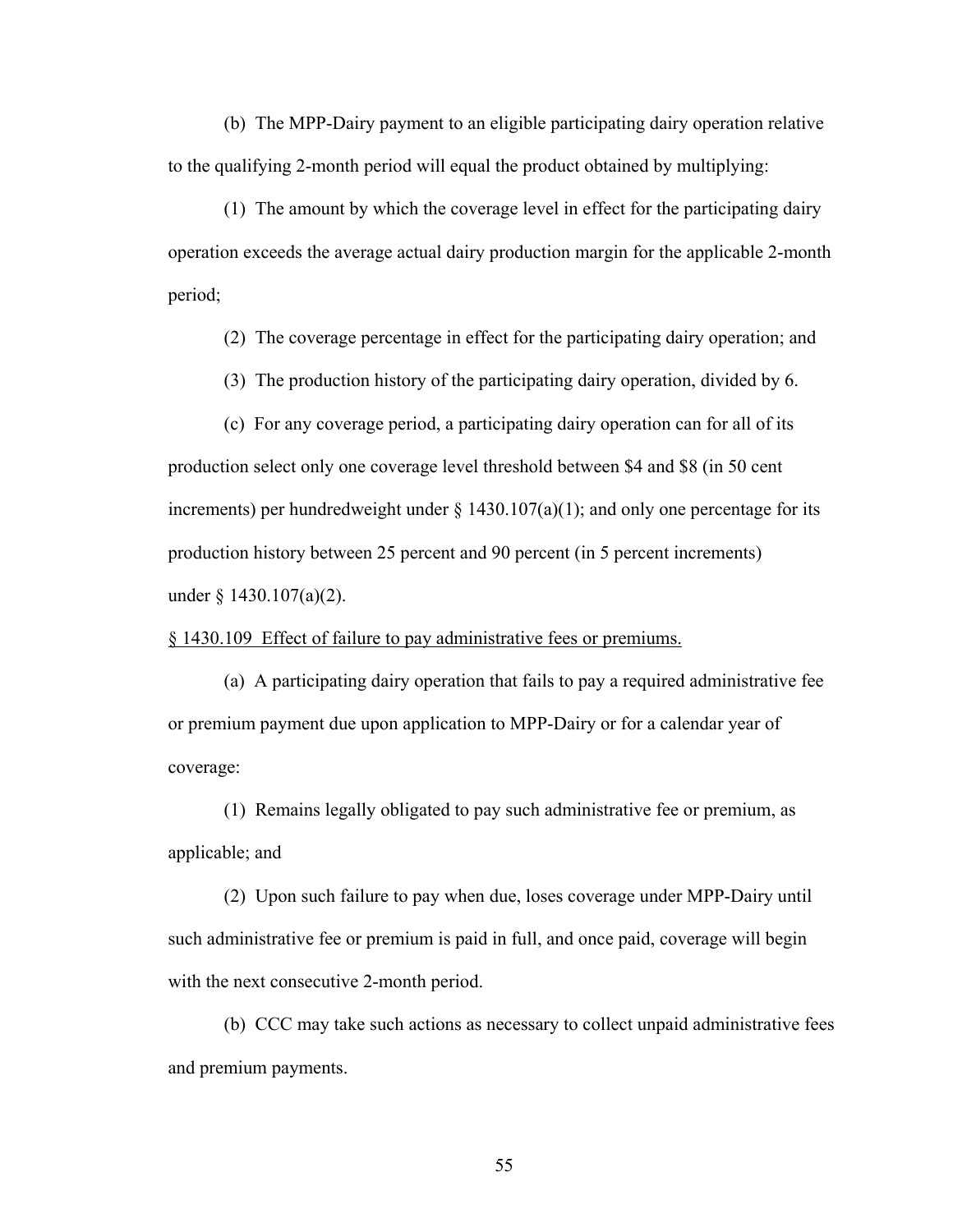(b) The MPP-Dairy payment to an eligible participating dairy operation relative to the qualifying 2-month period will equal the product obtained by multiplying:

(1) The amount by which the coverage level in effect for the participating dairy operation exceeds the average actual dairy production margin for the applicable 2-month period;

(2) The coverage percentage in effect for the participating dairy operation; and

(3) The production history of the participating dairy operation, divided by 6.

(c) For any coverage period, a participating dairy operation can for all of its production select only one coverage level threshold between $4 and $8 (in 50 cent increments) per hundredweight under § 1430.107(a)(1); and only one percentage for its production history between 25 percent and 90 percent (in 5 percent increments) under § 1430.107(a)(2).

§ 1430.109 Effect of failure to pay administrative fees or premiums.

(a) A participating dairy operation that fails to pay a required administrative fee or premium payment due upon application to MPP-Dairy or for a calendar year of coverage:

(1) Remains legally obligated to pay such administrative fee or premium, as applicable; and

(2) Upon such failure to pay when due, loses coverage under MPP-Dairy until such administrative fee or premium is paid in full, and once paid, coverage will begin with the next consecutive 2-month period.

(b) CCC may take such actions as necessary to collect unpaid administrative fees and premium payments.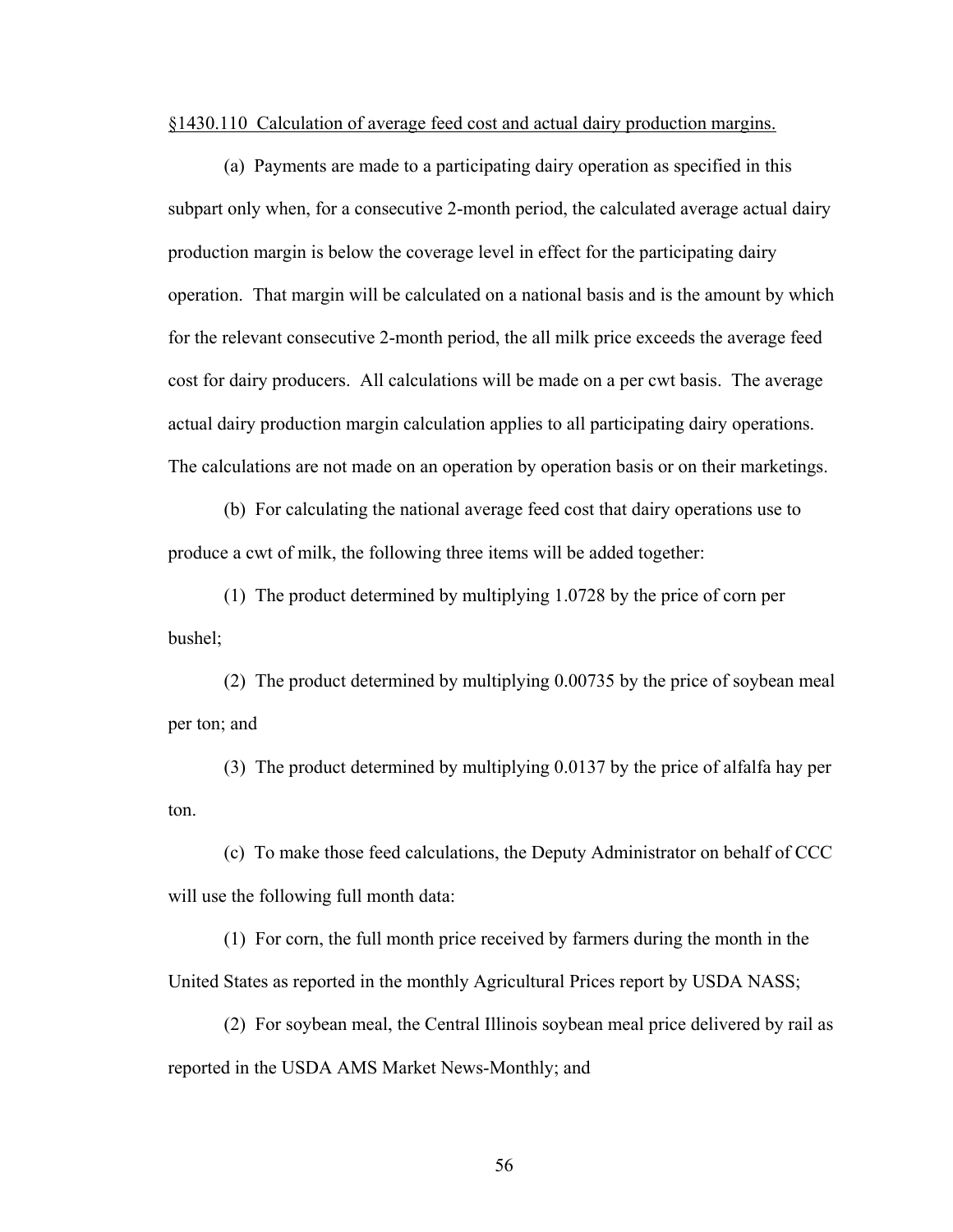§1430.110 Calculation of average feed cost and actual dairy production margins.

(a) Payments are made to a participating dairy operation as specified in this subpart only when, for a consecutive 2-month period, the calculated average actual dairy production margin is below the coverage level in effect for the participating dairy operation. That margin will be calculated on a national basis and is the amount by which for the relevant consecutive 2-month period, the all milk price exceeds the average feed cost for dairy producers. All calculations will be made on a per cwt basis. The average actual dairy production margin calculation applies to all participating dairy operations. The calculations are not made on an operation by operation basis or on their marketings.

(b) For calculating the national average feed cost that dairy operations use to produce a cwt of milk, the following three items will be added together:

(1) The product determined by multiplying 1.0728 by the price of corn per bushel;

(2) The product determined by multiplying 0.00735 by the price of soybean meal per ton; and

(3) The product determined by multiplying 0.0137 by the price of alfalfa hay per ton.

(c) To make those feed calculations, the Deputy Administrator on behalf of CCC will use the following full month data:

(1) For corn, the full month price received by farmers during the month in the United States as reported in the monthly Agricultural Prices report by USDA NASS;

(2) For soybean meal, the Central Illinois soybean meal price delivered by rail as reported in the USDA AMS Market News-Monthly; and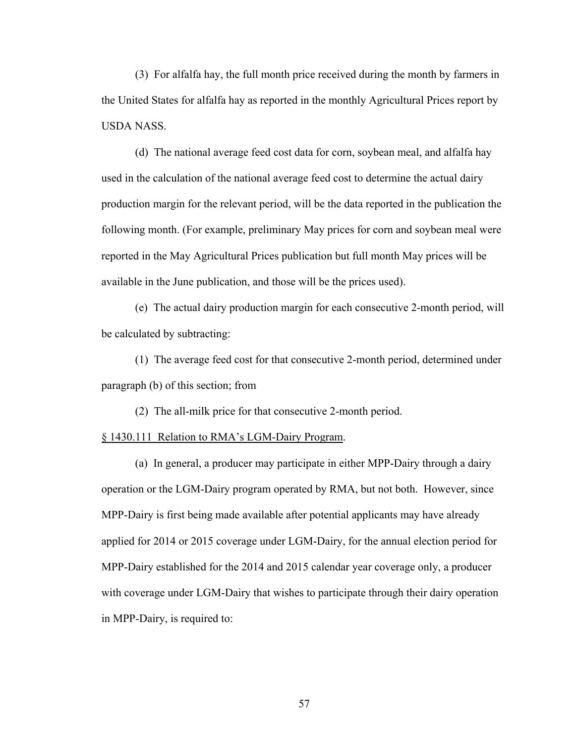(3) For alfalfa hay, the full month price received during the month by farmers in the United States for alfalfa hay as reported in the monthly Agricultural Prices report by USDA NASS.

(d) The national average feed cost data for corn, soybean meal, and alfalfa hay used in the calculation of the national average feed cost to determine the actual dairy production margin for the relevant period, will be the data reported in the publication the following month. (For example, preliminary May prices for corn and soybean meal were reported in the May Agricultural Prices publication but full month May prices will be available in the June publication, and those will be the prices used).

(e) The actual dairy production margin for each consecutive 2-month period, will be calculated by subtracting:

(1) The average feed cost for that consecutive 2-month period, determined under paragraph (b) of this section; from

(2) The all-milk price for that consecutive 2-month period.

§ 1430.111 Relation to RMA's LGM-Dairy Program.

(a) In general, a producer may participate in either MPP-Dairy through a dairy operation or the LGM-Dairy program operated by RMA, but not both. However, since MPP-Dairy is first being made available after potential applicants may have already applied for 2014 or 2015 coverage under LGM-Dairy, for the annual election period for MPP-Dairy established for the 2014 and 2015 calendar year coverage only, a producer with coverage under LGM-Dairy that wishes to participate through their dairy operation in MPP-Dairy, is required to: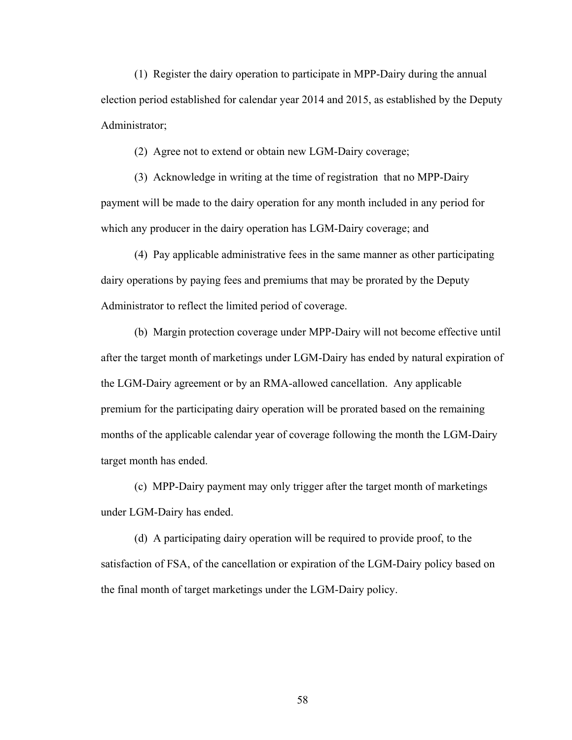(1) Register the dairy operation to participate in MPP-Dairy during the annual election period established for calendar year 2014 and 2015, as established by the Deputy Administrator;

(2) Agree not to extend or obtain new LGM-Dairy coverage;

(3) Acknowledge in writing at the time of registration that no MPP-Dairy payment will be made to the dairy operation for any month included in any period for which any producer in the dairy operation has LGM-Dairy coverage; and

(4) Pay applicable administrative fees in the same manner as other participating dairy operations by paying fees and premiums that may be prorated by the Deputy Administrator to reflect the limited period of coverage.

(b) Margin protection coverage under MPP-Dairy will not become effective until after the target month of marketings under LGM-Dairy has ended by natural expiration of the LGM-Dairy agreement or by an RMA-allowed cancellation. Any applicable premium for the participating dairy operation will be prorated based on the remaining months of the applicable calendar year of coverage following the month the LGM-Dairy target month has ended.

(c) MPP-Dairy payment may only trigger after the target month of marketings under LGM-Dairy has ended.

(d) A participating dairy operation will be required to provide proof, to the satisfaction of FSA, of the cancellation or expiration of the LGM-Dairy policy based on the final month of target marketings under the LGM-Dairy policy.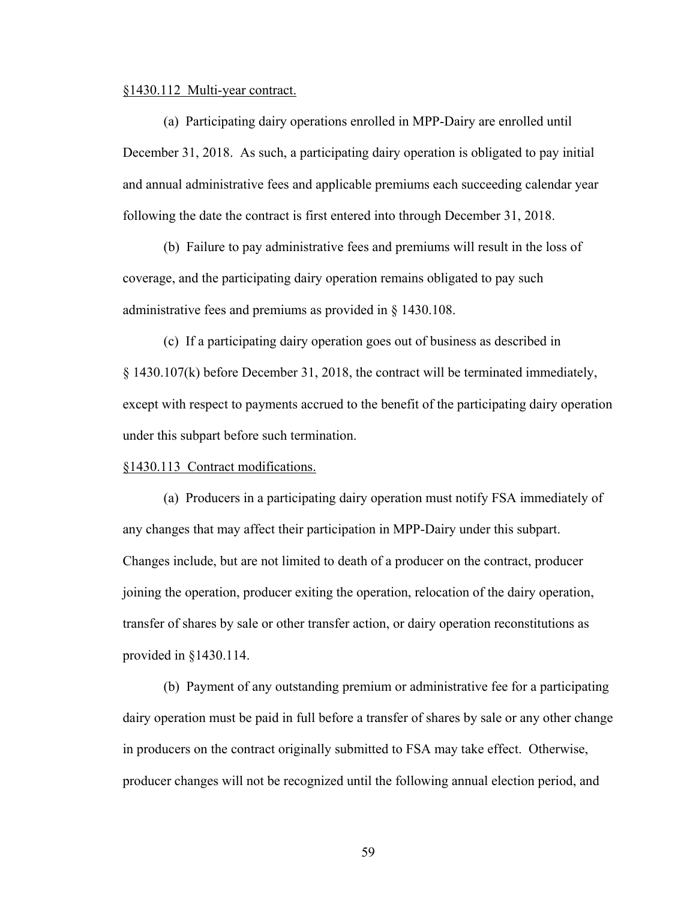§1430.112 Multi-year contract.

(a) Participating dairy operations enrolled in MPP-Dairy are enrolled until December 31, 2018. As such, a participating dairy operation is obligated to pay initial and annual administrative fees and applicable premiums each succeeding calendar year following the date the contract is first entered into through December 31, 2018.

(b) Failure to pay administrative fees and premiums will result in the loss of coverage, and the participating dairy operation remains obligated to pay such administrative fees and premiums as provided in § 1430.108.

(c) If a participating dairy operation goes out of business as described in § 1430.107(k) before December 31, 2018, the contract will be terminated immediately, except with respect to payments accrued to the benefit of the participating dairy operation under this subpart before such termination.

§1430.113 Contract modifications.

(a) Producers in a participating dairy operation must notify FSA immediately of any changes that may affect their participation in MPP-Dairy under this subpart. Changes include, but are not limited to death of a producer on the contract, producer joining the operation, producer exiting the operation, relocation of the dairy operation, transfer of shares by sale or other transfer action, or dairy operation reconstitutions as provided in §1430.114.

(b) Payment of any outstanding premium or administrative fee for a participating dairy operation must be paid in full before a transfer of shares by sale or any other change in producers on the contract originally submitted to FSA may take effect. Otherwise, producer changes will not be recognized until the following annual election period, and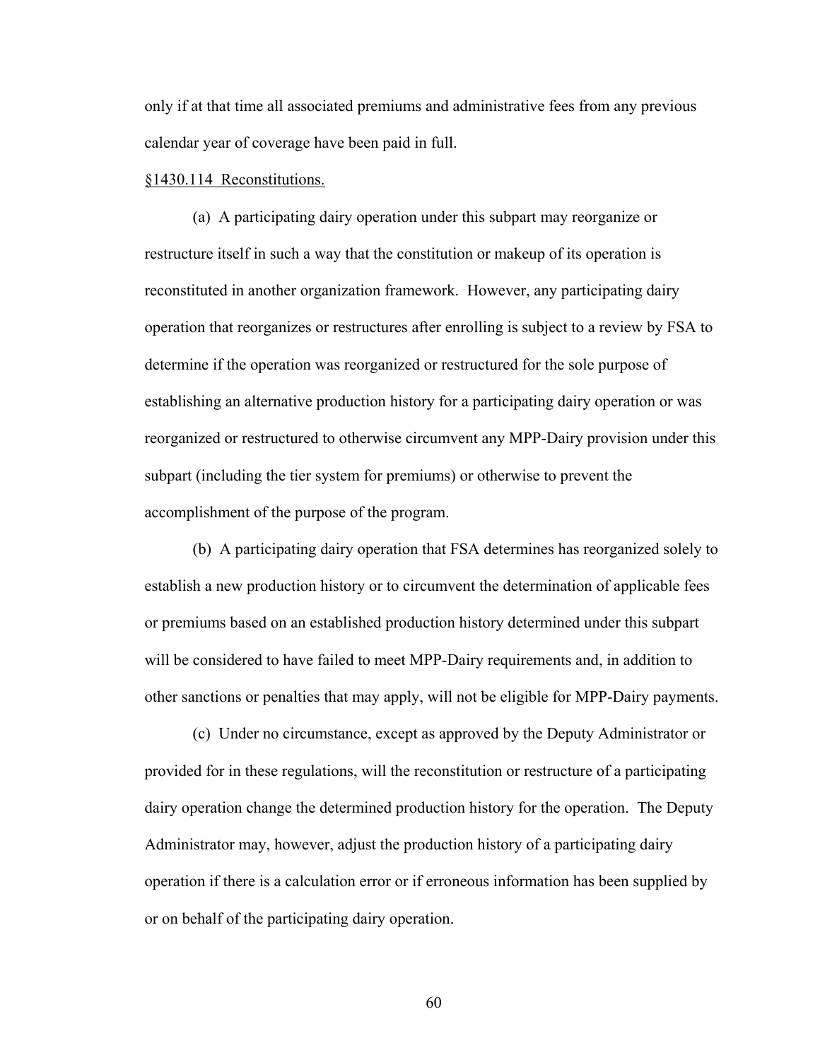only if at that time all associated premiums and administrative fees from any previous calendar year of coverage have been paid in full.

§1430.114 Reconstitutions.

(a) A participating dairy operation under this subpart may reorganize or restructure itself in such a way that the constitution or makeup of its operation is reconstituted in another organization framework. However, any participating dairy operation that reorganizes or restructures after enrolling is subject to a review by FSA to determine if the operation was reorganized or restructured for the sole purpose of establishing an alternative production history for a participating dairy operation or was reorganized or restructured to otherwise circumvent any MPP-Dairy provision under this subpart (including the tier system for premiums) or otherwise to prevent the accomplishment of the purpose of the program.

(b) A participating dairy operation that FSA determines has reorganized solely to establish a new production history or to circumvent the determination of applicable fees or premiums based on an established production history determined under this subpart will be considered to have failed to meet MPP-Dairy requirements and, in addition to other sanctions or penalties that may apply, will not be eligible for MPP-Dairy payments.

(c) Under no circumstance, except as approved by the Deputy Administrator or provided for in these regulations, will the reconstitution or restructure of a participating dairy operation change the determined production history for the operation. The Deputy Administrator may, however, adjust the production history of a participating dairy operation if there is a calculation error or if erroneous information has been supplied by or on behalf of the participating dairy operation.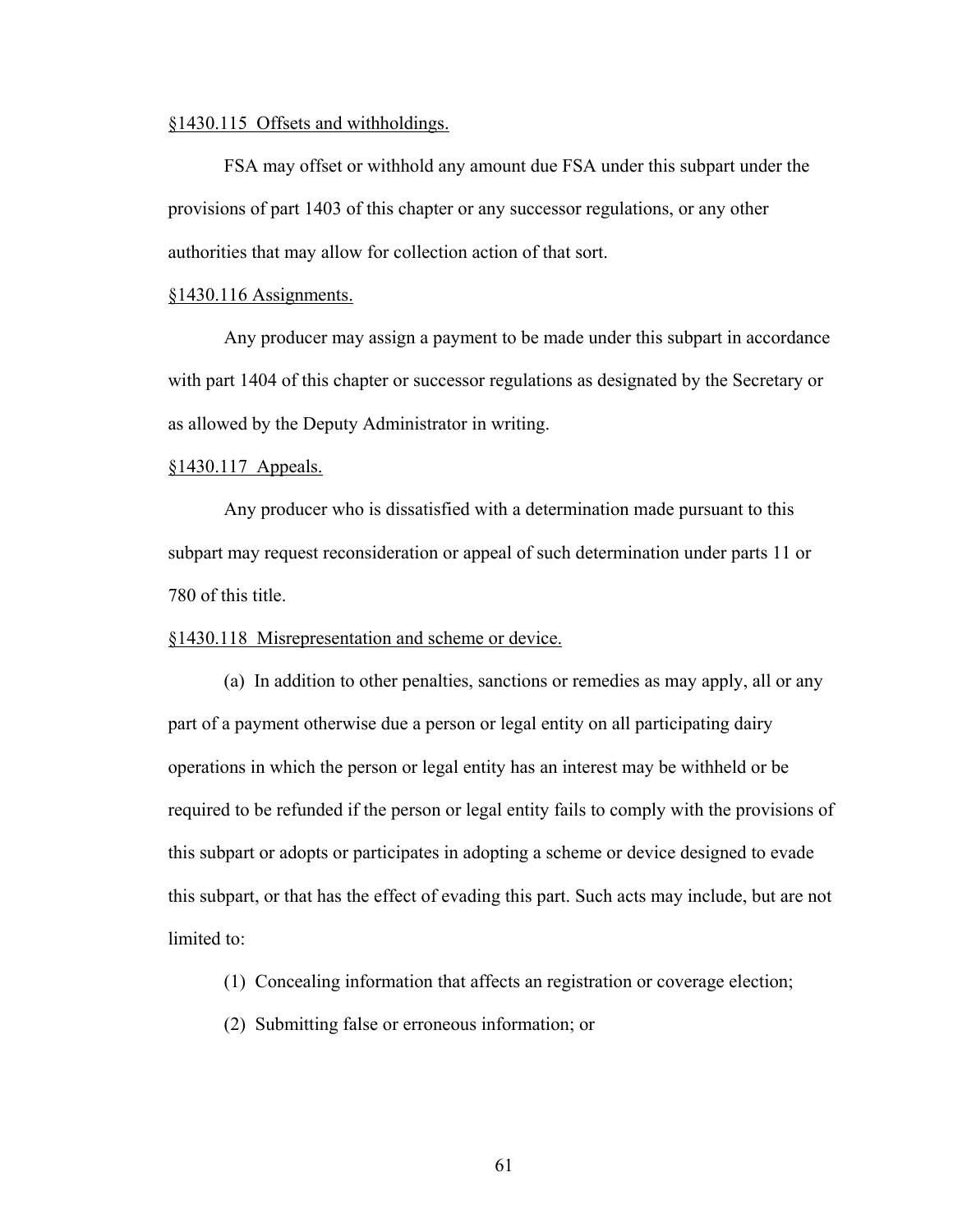§1430.115 Offsets and withholdings.

FSA may offset or withhold any amount due FSA under this subpart under the provisions of part 1403 of this chapter or any successor regulations, or any other authorities that may allow for collection action of that sort.

§1430.116 Assignments.

Any producer may assign a payment to be made under this subpart in accordance with part 1404 of this chapter or successor regulations as designated by the Secretary or as allowed by the Deputy Administrator in writing.

§1430.117 Appeals.

Any producer who is dissatisfied with a determination made pursuant to this subpart may request reconsideration or appeal of such determination under parts 11 or 780 of this title.

§1430.118 Misrepresentation and scheme or device.

(a) In addition to other penalties, sanctions or remedies as may apply, all or any part of a payment otherwise due a person or legal entity on all participating dairy operations in which the person or legal entity has an interest may be withheld or be required to be refunded if the person or legal entity fails to comply with the provisions of this subpart or adopts or participates in adopting a scheme or device designed to evade this subpart, or that has the effect of evading this part. Such acts may include, but are not limited to:

(1) Concealing information that affects an registration or coverage election;

(2) Submitting false or erroneous information; or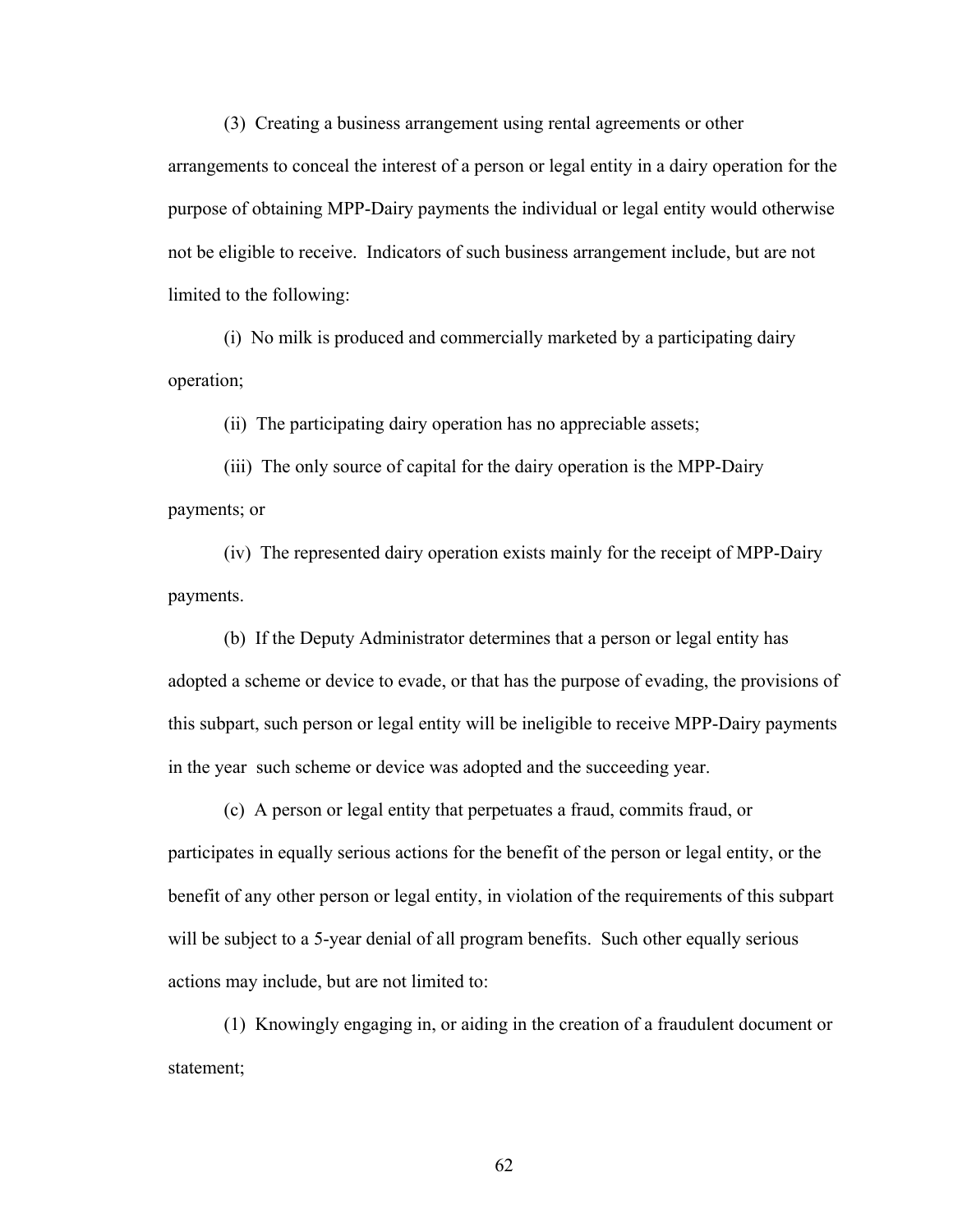(3) Creating a business arrangement using rental agreements or other arrangements to conceal the interest of a person or legal entity in a dairy operation for the purpose of obtaining MPP-Dairy payments the individual or legal entity would otherwise not be eligible to receive. Indicators of such business arrangement include, but are not limited to the following:

(i) No milk is produced and commercially marketed by a participating dairy operation;

(ii) The participating dairy operation has no appreciable assets;

(iii) The only source of capital for the dairy operation is the MPP-Dairy payments; or

(iv) The represented dairy operation exists mainly for the receipt of MPP-Dairy payments.

(b) If the Deputy Administrator determines that a person or legal entity has adopted a scheme or device to evade, or that has the purpose of evading, the provisions of this subpart, such person or legal entity will be ineligible to receive MPP-Dairy payments in the year such scheme or device was adopted and the succeeding year.

(c) A person or legal entity that perpetuates a fraud, commits fraud, or participates in equally serious actions for the benefit of the person or legal entity, or the benefit of any other person or legal entity, in violation of the requirements of this subpart will be subject to a 5-year denial of all program benefits. Such other equally serious actions may include, but are not limited to:

(1) Knowingly engaging in, or aiding in the creation of a fraudulent document or statement;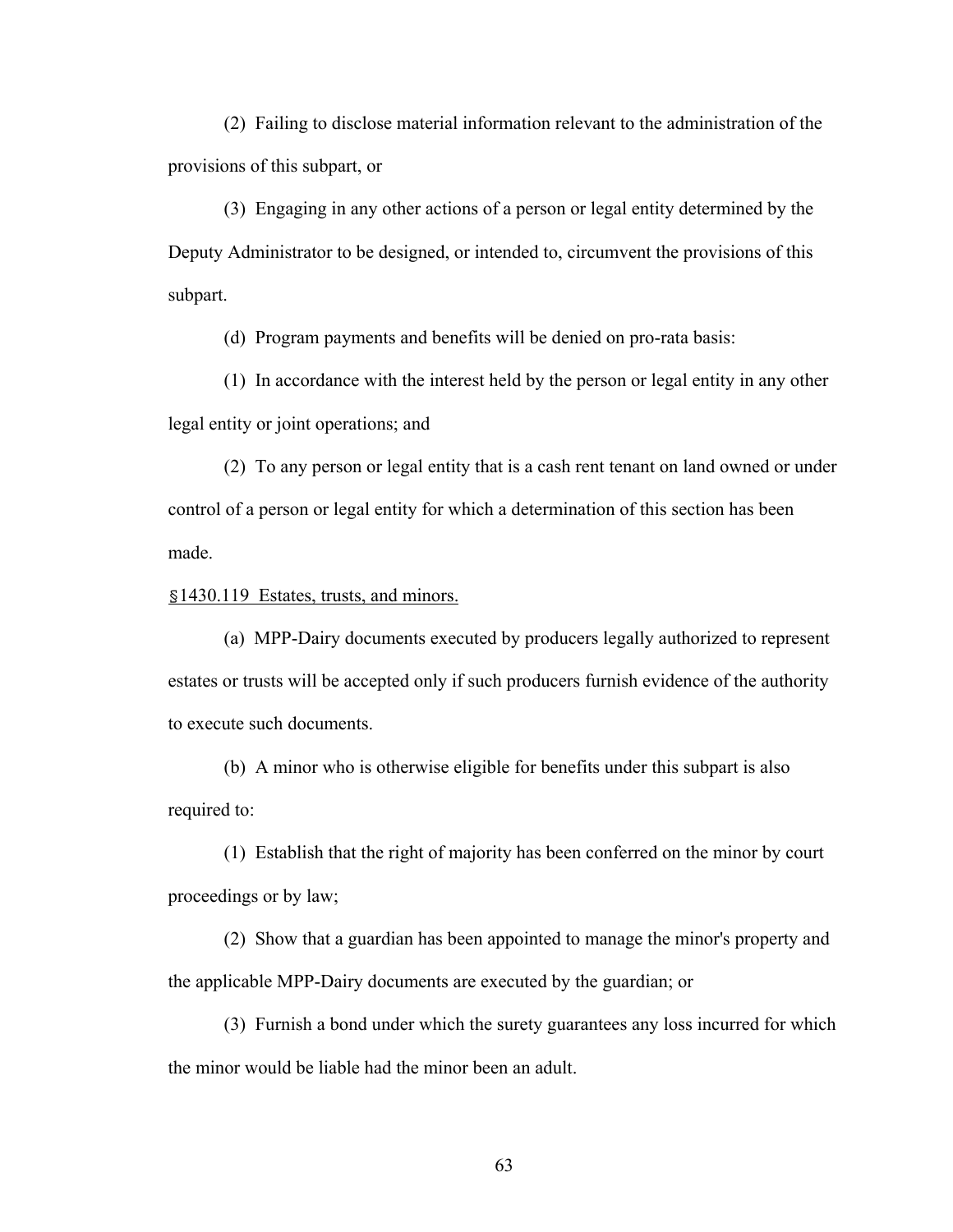(2) Failing to disclose material information relevant to the administration of the provisions of this subpart, or

(3) Engaging in any other actions of a person or legal entity determined by the Deputy Administrator to be designed, or intended to, circumvent the provisions of this subpart.

(d) Program payments and benefits will be denied on pro-rata basis:

(1) In accordance with the interest held by the person or legal entity in any other legal entity or joint operations; and

(2) To any person or legal entity that is a cash rent tenant on land owned or under control of a person or legal entity for which a determination of this section has been made.

§1430.119 Estates, trusts, and minors.

(a) MPP-Dairy documents executed by producers legally authorized to represent estates or trusts will be accepted only if such producers furnish evidence of the authority to execute such documents.

(b) A minor who is otherwise eligible for benefits under this subpart is also required to:

(1) Establish that the right of majority has been conferred on the minor by court proceedings or by law;

(2) Show that a guardian has been appointed to manage the minor's property and the applicable MPP-Dairy documents are executed by the guardian; or

(3) Furnish a bond under which the surety guarantees any loss incurred for which the minor would be liable had the minor been an adult.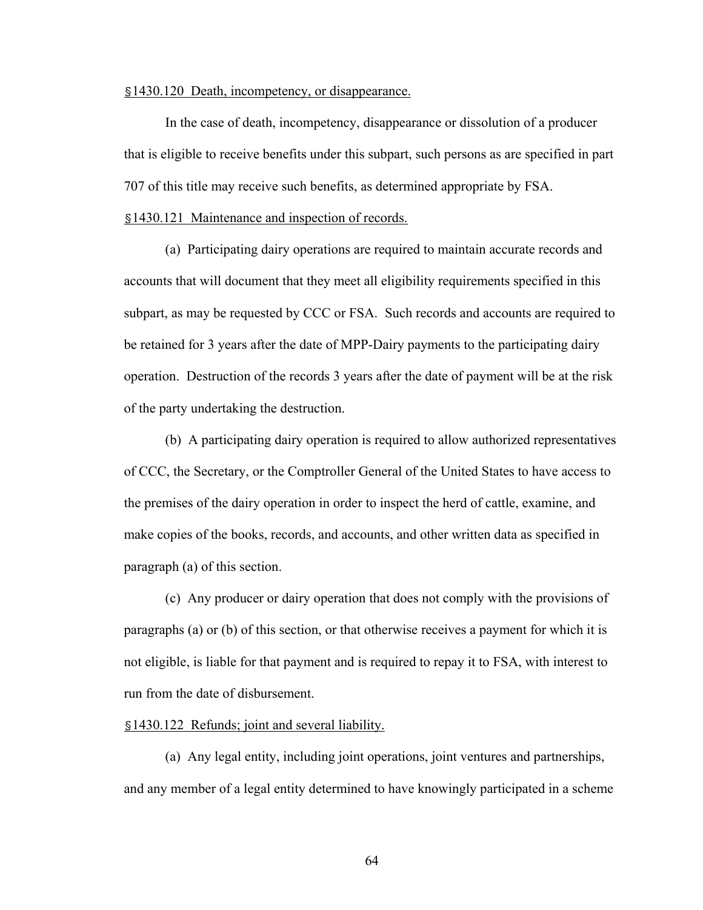§1430.120 Death, incompetency, or disappearance.

In the case of death, incompetency, disappearance or dissolution of a producer that is eligible to receive benefits under this subpart, such persons as are specified in part 707 of this title may receive such benefits, as determined appropriate by FSA.

§1430.121 Maintenance and inspection of records.

(a) Participating dairy operations are required to maintain accurate records and accounts that will document that they meet all eligibility requirements specified in this subpart, as may be requested by CCC or FSA. Such records and accounts are required to be retained for 3 years after the date of MPP-Dairy payments to the participating dairy operation. Destruction of the records 3 years after the date of payment will be at the risk of the party undertaking the destruction.

(b) A participating dairy operation is required to allow authorized representatives of CCC, the Secretary, or the Comptroller General of the United States to have access to the premises of the dairy operation in order to inspect the herd of cattle, examine, and make copies of the books, records, and accounts, and other written data as specified in paragraph (a) of this section.

(c) Any producer or dairy operation that does not comply with the provisions of paragraphs (a) or (b) of this section, or that otherwise receives a payment for which it is not eligible, is liable for that payment and is required to repay it to FSA, with interest to run from the date of disbursement.

§1430.122 Refunds; joint and several liability.

(a) Any legal entity, including joint operations, joint ventures and partnerships, and any member of a legal entity determined to have knowingly participated in a scheme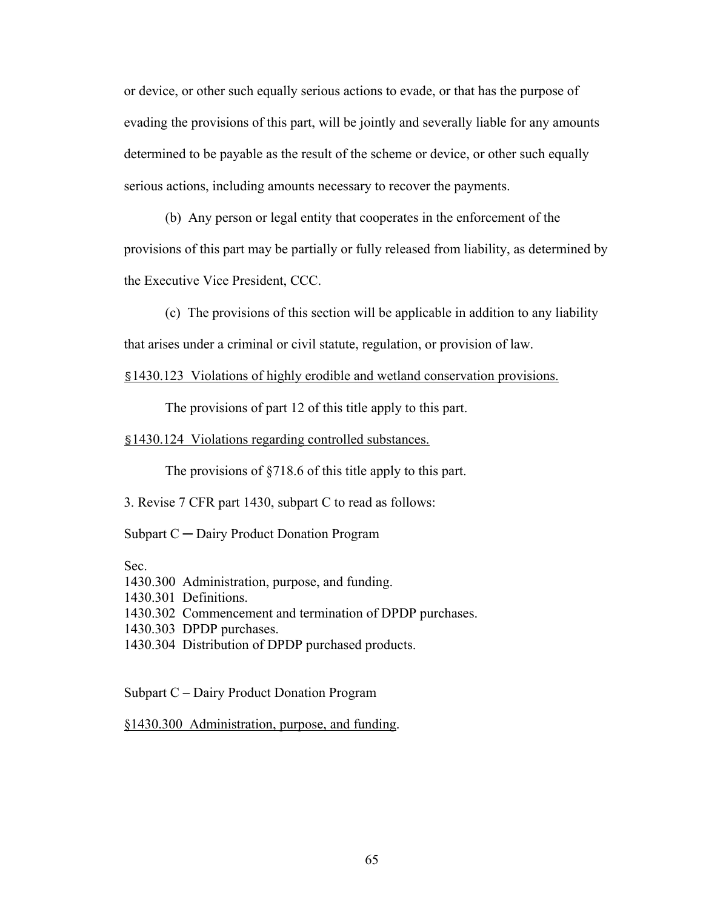or device, or other such equally serious actions to evade, or that has the purpose of evading the provisions of this part, will be jointly and severally liable for any amounts determined to be payable as the result of the scheme or device, or other such equally serious actions, including amounts necessary to recover the payments.

(b) Any person or legal entity that cooperates in the enforcement of the provisions of this part may be partially or fully released from liability, as determined by the Executive Vice President, CCC.

(c) The provisions of this section will be applicable in addition to any liability that arises under a criminal or civil statute, regulation, or provision of law.

§1430.123 Violations of highly erodible and wetland conservation provisions.

The provisions of part 12 of this title apply to this part.

§1430.124 Violations regarding controlled substances.

The provisions of §718.6 of this title apply to this part.

3. Revise 7 CFR part 1430, subpart C to read as follows:

Subpart C ─ Dairy Product Donation Program

Sec.
1430.300 Administration, purpose, and funding.
1430.301 Definitions.
1430.302 Commencement and termination of DPDP purchases.
1430.303 DPDP purchases.
1430.304 Distribution of DPDP purchased products.

Subpart C – Dairy Product Donation Program

§1430.300 Administration, purpose, and funding.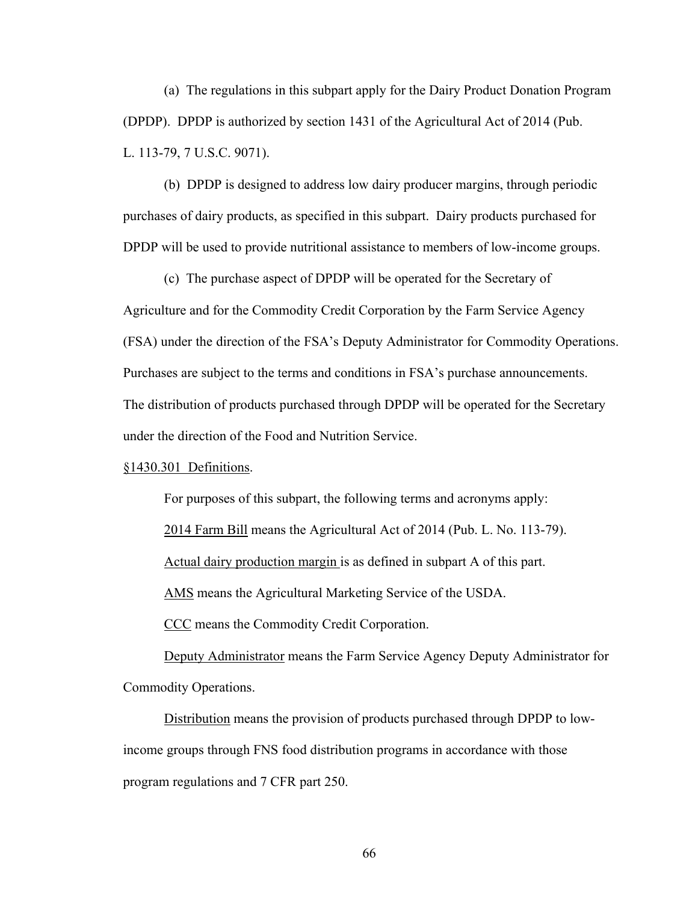(a) The regulations in this subpart apply for the Dairy Product Donation Program (DPDP). DPDP is authorized by section 1431 of the Agricultural Act of 2014 (Pub. L. 113-79, 7 U.S.C. 9071).

(b) DPDP is designed to address low dairy producer margins, through periodic purchases of dairy products, as specified in this subpart. Dairy products purchased for DPDP will be used to provide nutritional assistance to members of low-income groups.

(c) The purchase aspect of DPDP will be operated for the Secretary of Agriculture and for the Commodity Credit Corporation by the Farm Service Agency (FSA) under the direction of the FSA's Deputy Administrator for Commodity Operations. Purchases are subject to the terms and conditions in FSA's purchase announcements. The distribution of products purchased through DPDP will be operated for the Secretary under the direction of the Food and Nutrition Service.

§1430.301 Definitions.

For purposes of this subpart, the following terms and acronyms apply:

2014 Farm Bill means the Agricultural Act of 2014 (Pub. L. No. 113-79).

Actual dairy production margin is as defined in subpart A of this part.

AMS means the Agricultural Marketing Service of the USDA.

CCC means the Commodity Credit Corporation.

Deputy Administrator means the Farm Service Agency Deputy Administrator for Commodity Operations.

Distribution means the provision of products purchased through DPDP to low-income groups through FNS food distribution programs in accordance with those program regulations and 7 CFR part 250.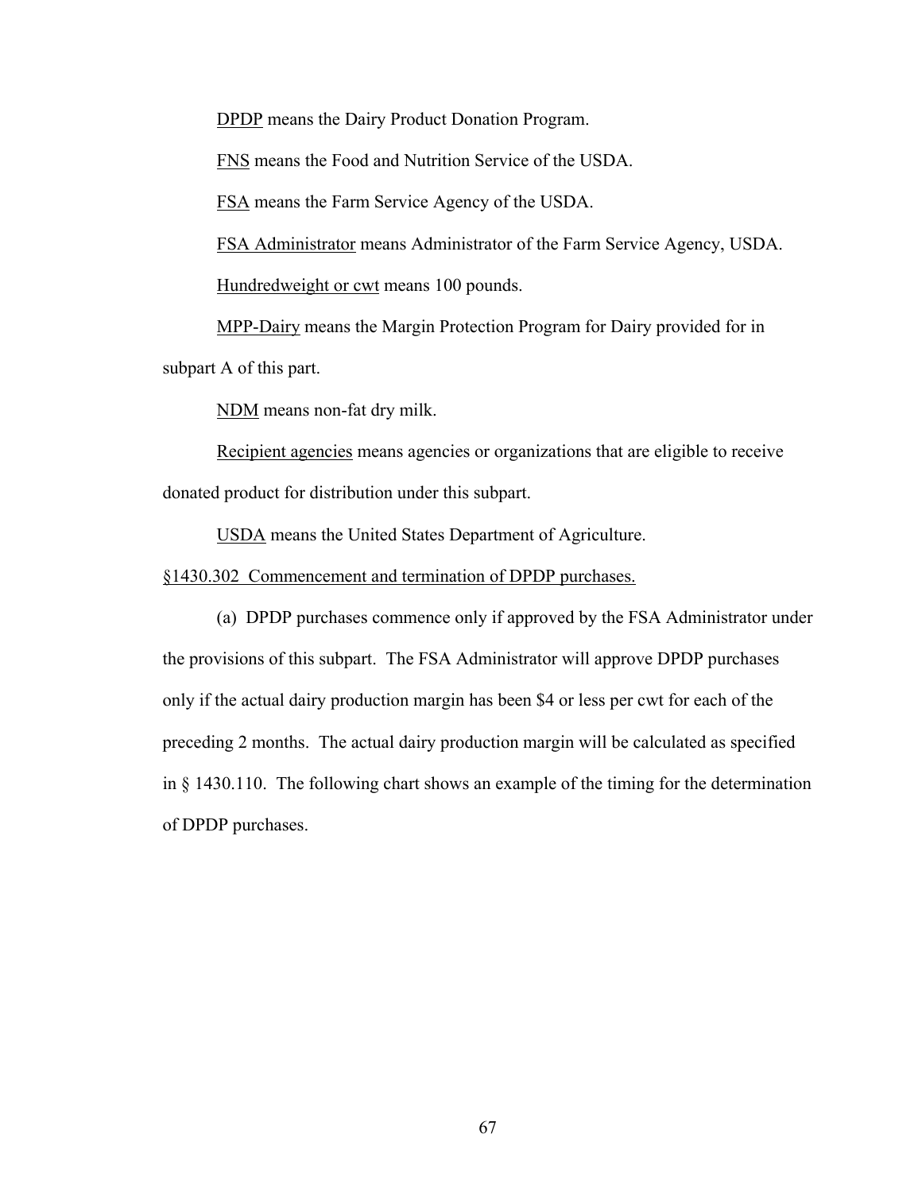DPDP means the Dairy Product Donation Program.

FNS means the Food and Nutrition Service of the USDA.

FSA means the Farm Service Agency of the USDA.

FSA Administrator means Administrator of the Farm Service Agency, USDA.

Hundredweight or cwt means 100 pounds.

MPP-Dairy means the Margin Protection Program for Dairy provided for in subpart A of this part.

NDM means non-fat dry milk.

Recipient agencies means agencies or organizations that are eligible to receive donated product for distribution under this subpart.

USDA means the United States Department of Agriculture.

§1430.302 Commencement and termination of DPDP purchases.

(a) DPDP purchases commence only if approved by the FSA Administrator under the provisions of this subpart. The FSA Administrator will approve DPDP purchases only if the actual dairy production margin has been $4 or less per cwt for each of the preceding 2 months. The actual dairy production margin will be calculated as specified in § 1430.110. The following chart shows an example of the timing for the determination of DPDP purchases.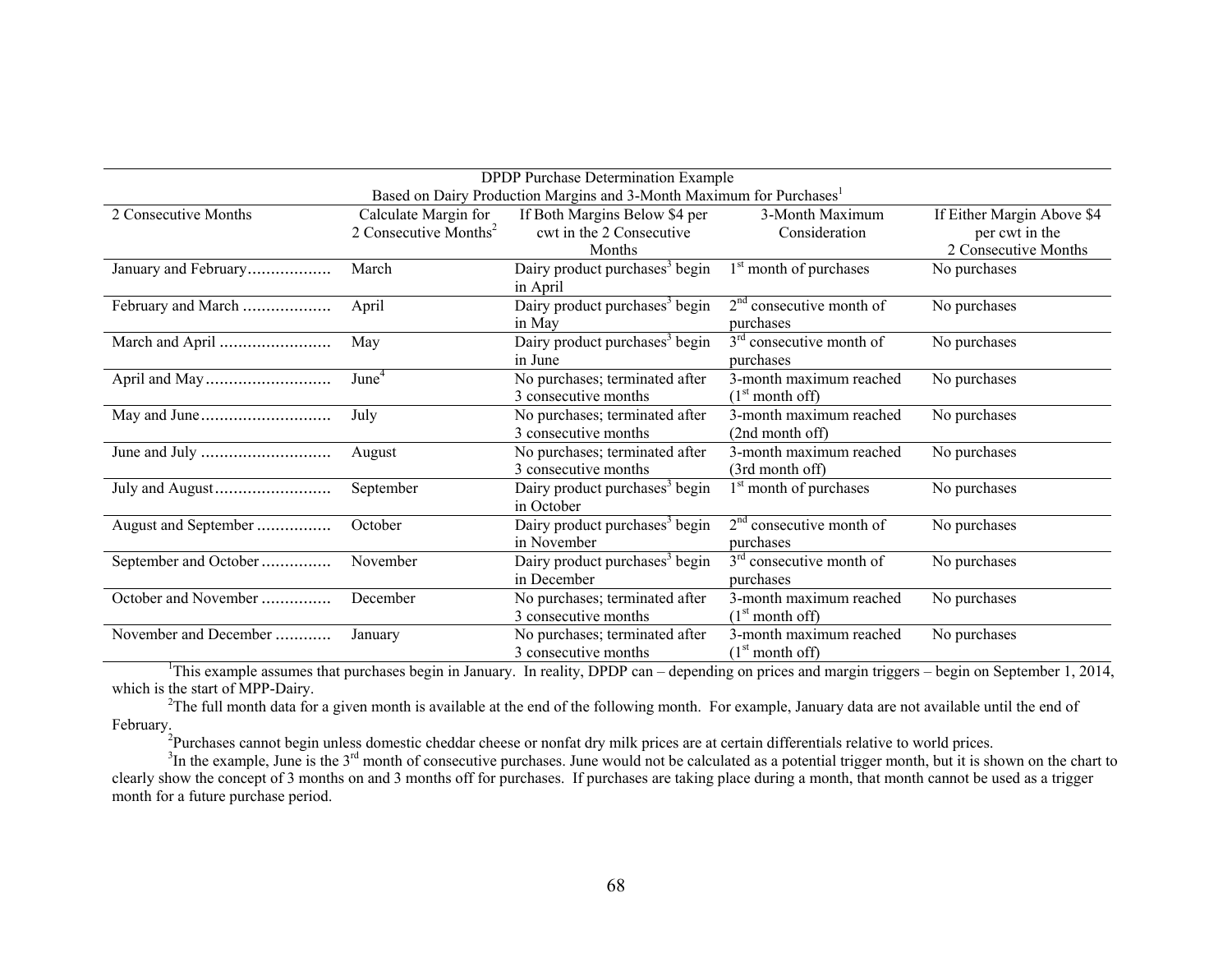| DPDP Purchase Determination Example<br>Based on Dairy Production Margins and 3-Month Maximum for Purchases[1] | | | | |
|---|---|---|---|---|
| 2 Consecutive Months | Calculate Margin for 2 Consecutive Months[2] | If Both Margins Below $4 per cwt in the 2 Consecutive Months | 3-Month Maximum Consideration | If Either Margin Above $4 per cwt in the 2 Consecutive Months |
| January and February.................. | March | Dairy product purchases[3] begin in April | 1st month of purchases | No purchases |
| February and March ................... | April | Dairy product purchases[3] begin in May | 2nd consecutive month of purchases | No purchases |
| March and April ........................ | May | Dairy product purchases[3] begin in June | 3rd consecutive month of purchases | No purchases |
| April and May........................... | June[4] | No purchases; terminated after 3 consecutive months | 3-month maximum reached (1st month off) | No purchases |
| May and June............................ | July | No purchases; terminated after 3 consecutive months | 3-month maximum reached (2nd month off) | No purchases |
| June and July ............................ | August | No purchases; terminated after 3 consecutive months | 3-month maximum reached (3rd month off) | No purchases |
| July and August......................... | September | Dairy product purchases[3] begin in October | 1st month of purchases | No purchases |
| August and September ................ | October | Dairy product purchases[3] begin in November | 2nd consecutive month of purchases | No purchases |
| September and October .............. | November | Dairy product purchases[3] begin in December | 3rd consecutive month of purchases | No purchases |
| October and November .............. | December | No purchases; terminated after 3 consecutive months | 3-month maximum reached (1st month off) | No purchases |
| November and December ............ | January | No purchases; terminated after 3 consecutive months | 3-month maximum reached (1st month off) | No purchases |

[1]This example assumes that purchases begin in January. In reality, DPDP can – depending on prices and margin triggers – begin on September 1, 2014, which is the start of MPP-Dairy.

[2]The full month data for a given month is available at the end of the following month. For example, January data are not available until the end of February.

[2]Purchases cannot begin unless domestic cheddar cheese or nonfat dry milk prices are at certain differentials relative to world prices.

[3]In the example, June is the 3rd month of consecutive purchases. June would not be calculated as a potential trigger month, but it is shown on the chart to clearly show the concept of 3 months on and 3 months off for purchases. If purchases are taking place during a month, that month cannot be used as a trigger month for a future purchase period.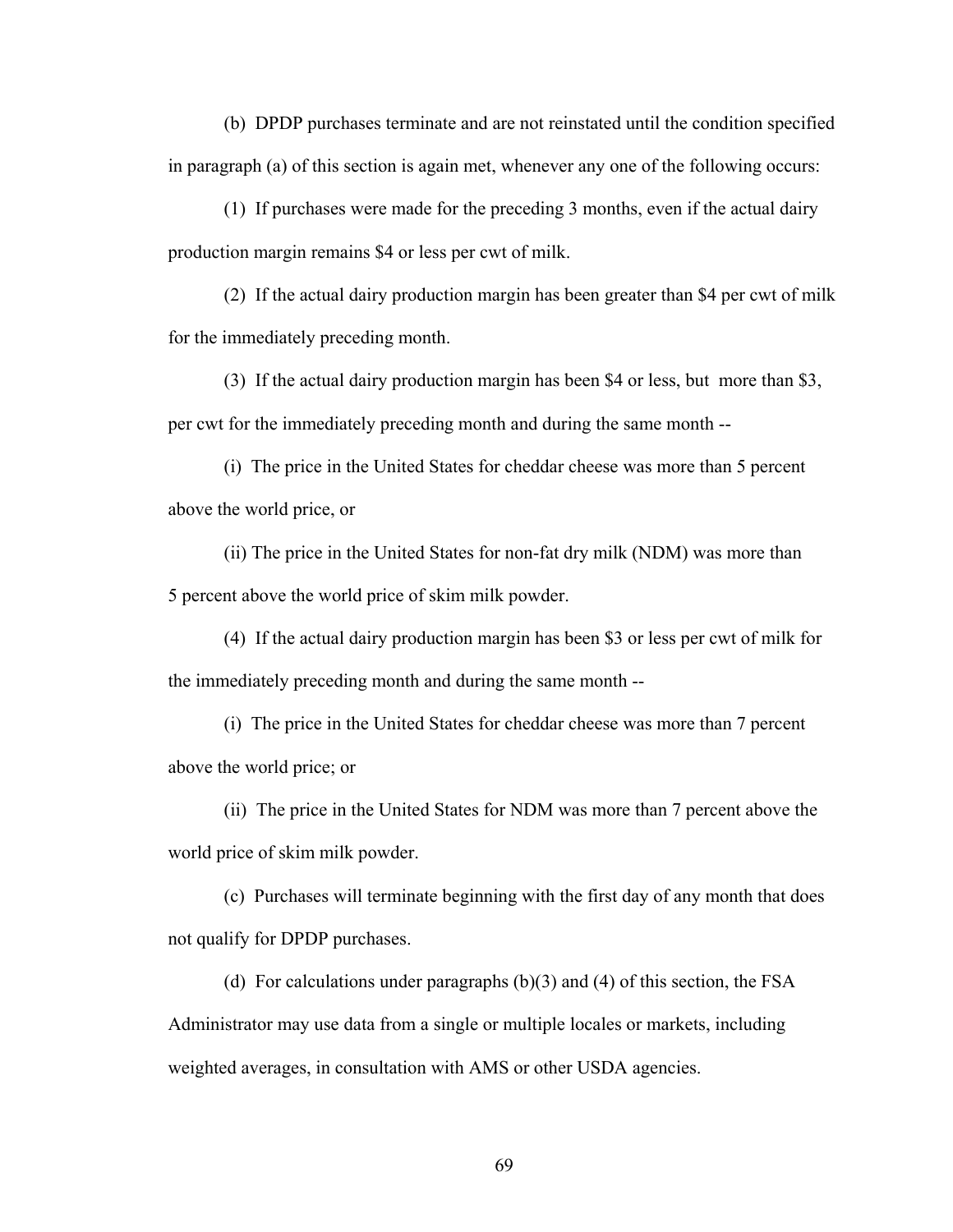(b) DPDP purchases terminate and are not reinstated until the condition specified in paragraph (a) of this section is again met, whenever any one of the following occurs:

(1) If purchases were made for the preceding 3 months, even if the actual dairy production margin remains $4 or less per cwt of milk.

(2) If the actual dairy production margin has been greater than $4 per cwt of milk for the immediately preceding month.

(3) If the actual dairy production margin has been $4 or less, but more than $3, per cwt for the immediately preceding month and during the same month --

(i) The price in the United States for cheddar cheese was more than 5 percent above the world price, or

(ii) The price in the United States for non-fat dry milk (NDM) was more than 5 percent above the world price of skim milk powder.

(4) If the actual dairy production margin has been $3 or less per cwt of milk for the immediately preceding month and during the same month --

(i) The price in the United States for cheddar cheese was more than 7 percent above the world price; or

(ii) The price in the United States for NDM was more than 7 percent above the world price of skim milk powder.

(c) Purchases will terminate beginning with the first day of any month that does not qualify for DPDP purchases.

(d) For calculations under paragraphs (b)(3) and (4) of this section, the FSA Administrator may use data from a single or multiple locales or markets, including weighted averages, in consultation with AMS or other USDA agencies.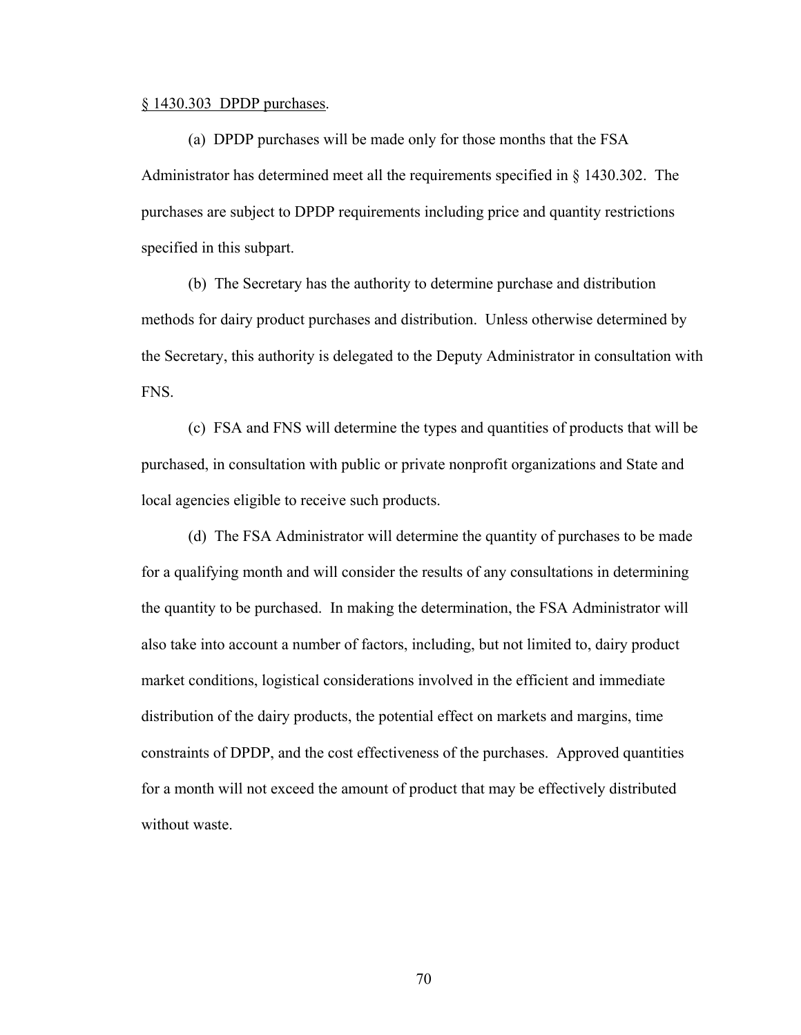§ 1430.303 DPDP purchases.

(a) DPDP purchases will be made only for those months that the FSA Administrator has determined meet all the requirements specified in § 1430.302. The purchases are subject to DPDP requirements including price and quantity restrictions specified in this subpart.

(b) The Secretary has the authority to determine purchase and distribution methods for dairy product purchases and distribution. Unless otherwise determined by the Secretary, this authority is delegated to the Deputy Administrator in consultation with FNS.

(c) FSA and FNS will determine the types and quantities of products that will be purchased, in consultation with public or private nonprofit organizations and State and local agencies eligible to receive such products.

(d) The FSA Administrator will determine the quantity of purchases to be made for a qualifying month and will consider the results of any consultations in determining the quantity to be purchased. In making the determination, the FSA Administrator will also take into account a number of factors, including, but not limited to, dairy product market conditions, logistical considerations involved in the efficient and immediate distribution of the dairy products, the potential effect on markets and margins, time constraints of DPDP, and the cost effectiveness of the purchases. Approved quantities for a month will not exceed the amount of product that may be effectively distributed without waste.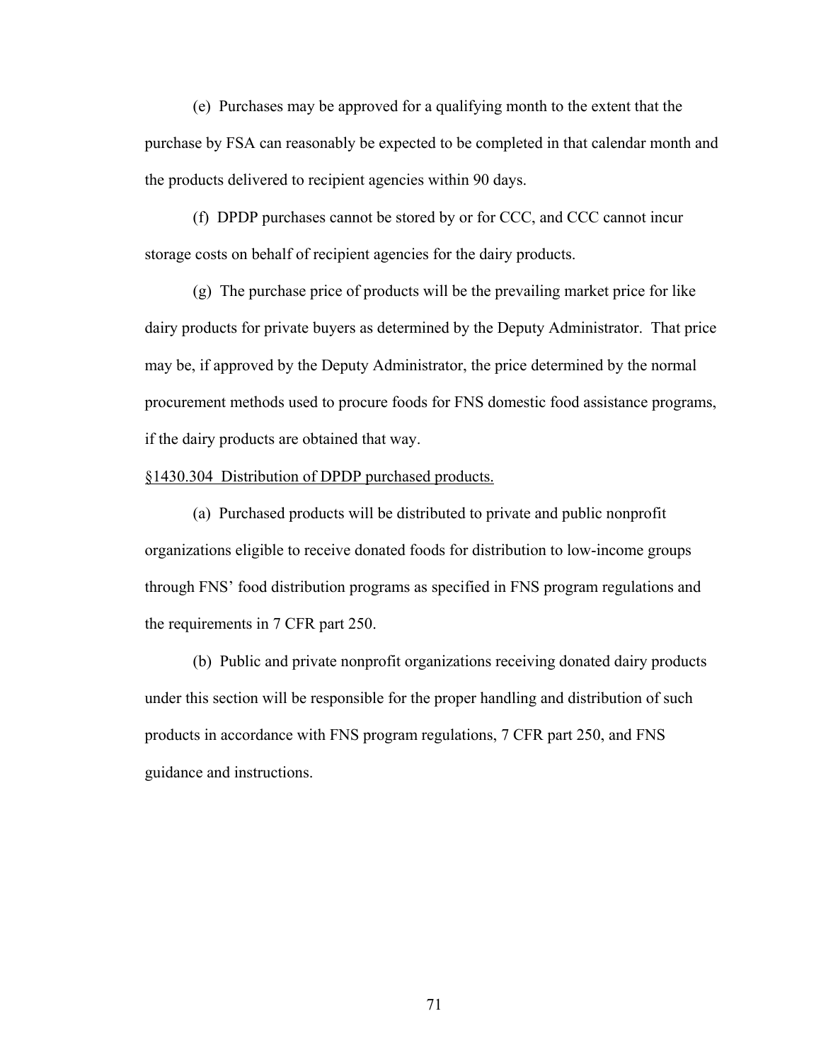(e) Purchases may be approved for a qualifying month to the extent that the purchase by FSA can reasonably be expected to be completed in that calendar month and the products delivered to recipient agencies within 90 days.

(f) DPDP purchases cannot be stored by or for CCC, and CCC cannot incur storage costs on behalf of recipient agencies for the dairy products.

(g) The purchase price of products will be the prevailing market price for like dairy products for private buyers as determined by the Deputy Administrator. That price may be, if approved by the Deputy Administrator, the price determined by the normal procurement methods used to procure foods for FNS domestic food assistance programs, if the dairy products are obtained that way.

§1430.304 Distribution of DPDP purchased products.

(a) Purchased products will be distributed to private and public nonprofit organizations eligible to receive donated foods for distribution to low-income groups through FNS' food distribution programs as specified in FNS program regulations and the requirements in 7 CFR part 250.

(b) Public and private nonprofit organizations receiving donated dairy products under this section will be responsible for the proper handling and distribution of such products in accordance with FNS program regulations, 7 CFR part 250, and FNS guidance and instructions.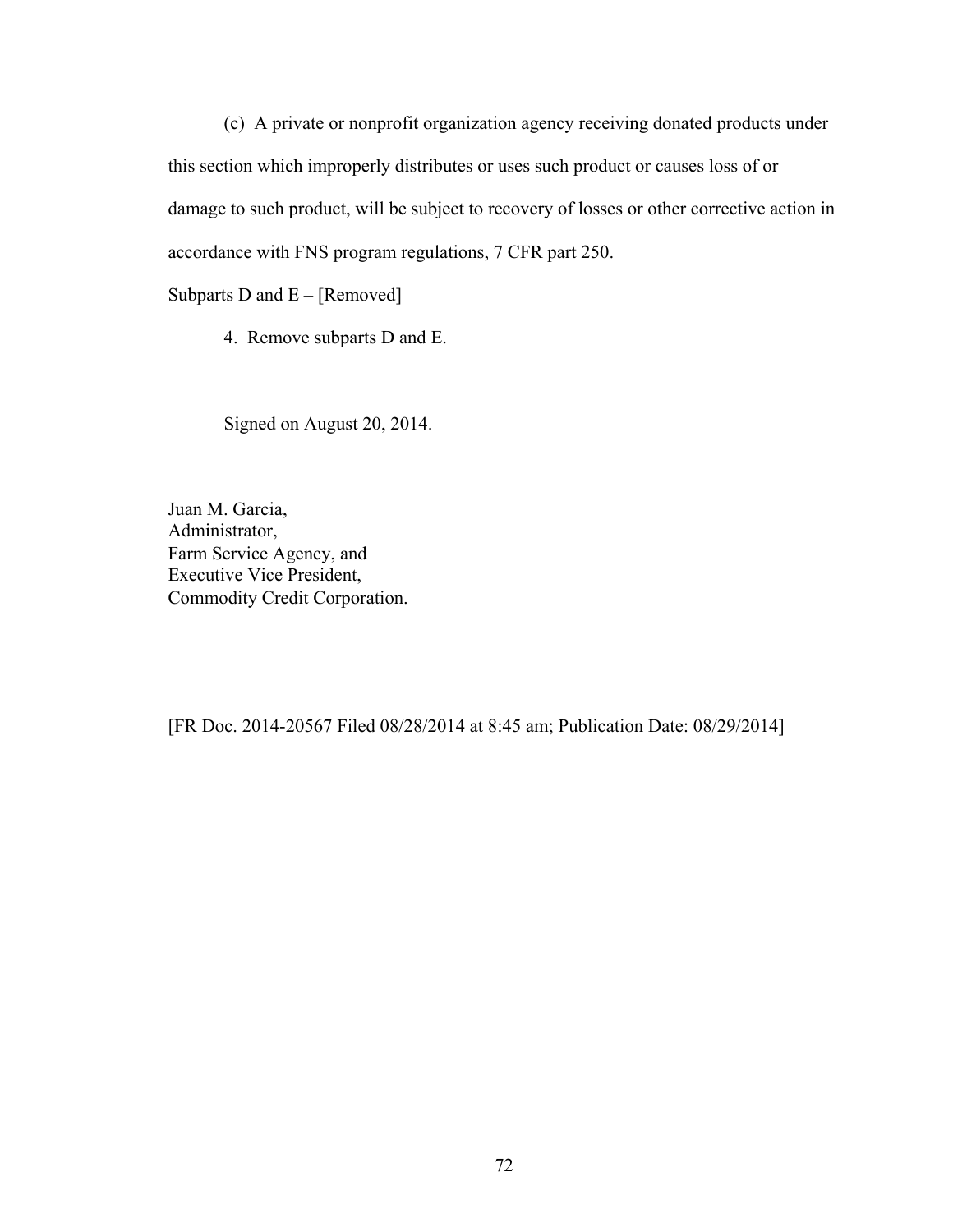(c) A private or nonprofit organization agency receiving donated products under this section which improperly distributes or uses such product or causes loss of or damage to such product, will be subject to recovery of losses or other corrective action in accordance with FNS program regulations, 7 CFR part 250.

Subparts D and E – [Removed]

4. Remove subparts D and E.

Signed on August 20, 2014.

Juan M. Garcia,
Administrator,
Farm Service Agency, and
Executive Vice President,
Commodity Credit Corporation.

[FR Doc. 2014-20567 Filed 08/28/2014 at 8:45 am; Publication Date: 08/29/2014]